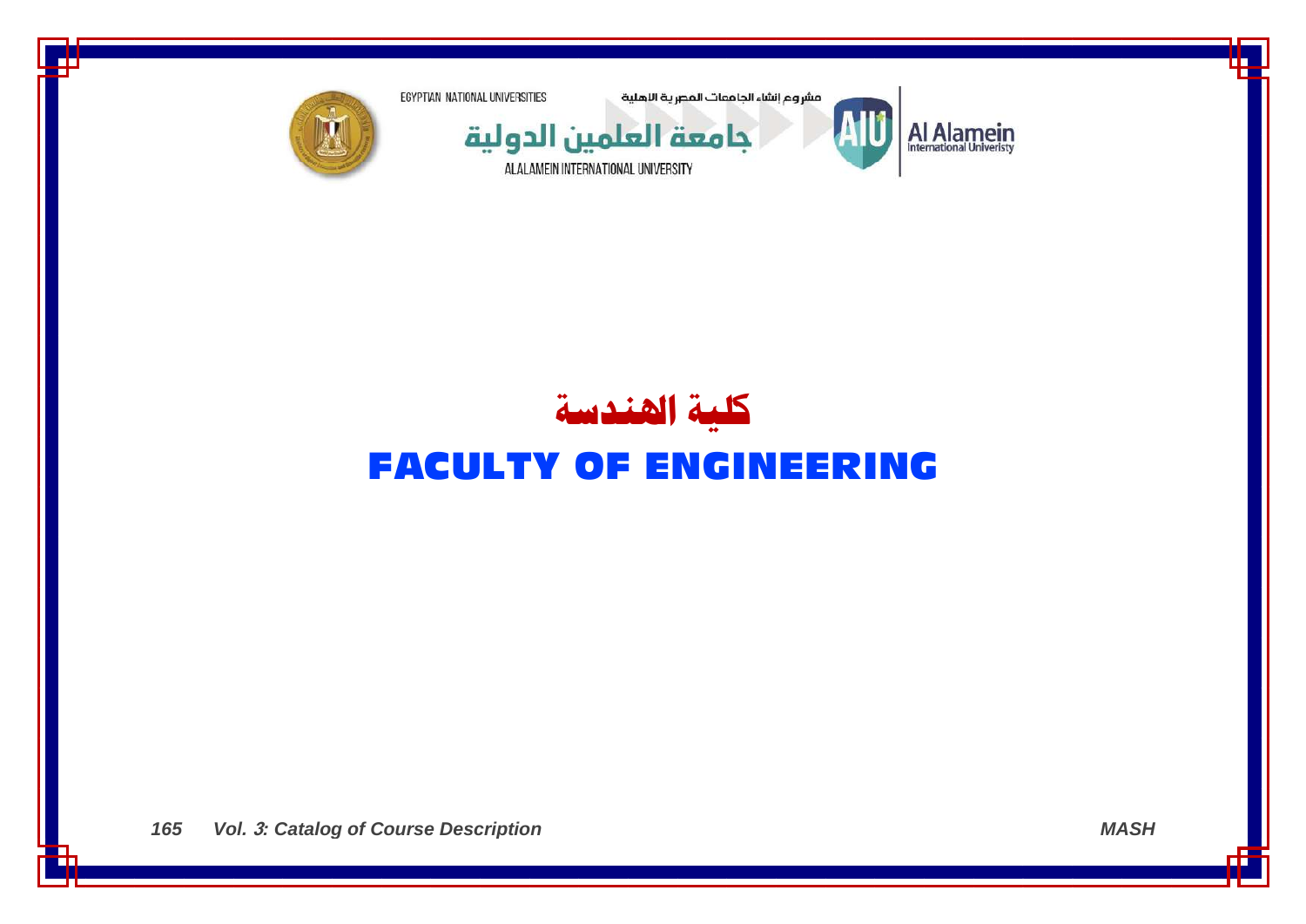EGYPTIAN NATIONAL UNIVERSITIES

مشروع إنشاء الجامعات المصرية الاهلية

جامعة العلمين الدولية

ALALAMEIN INTERNATIONAL UNIVERSITY

Al Alamein International Univeristy

# كلية الهندسة

# FACULTY OF ENGINEERING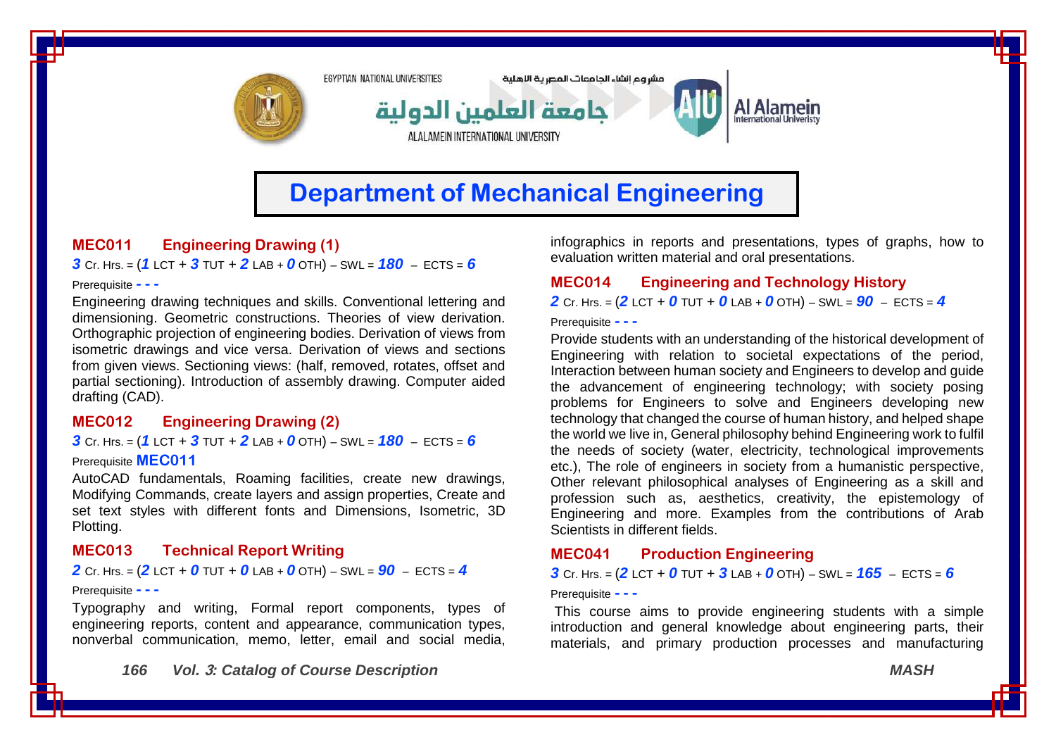# Department of Mechanical Engineering

### MEC011 Engineering Drawing (1)

**3** Cr. Hrs. = (**1** LCT + **3** TUT + **2** LAB + **0** OTH) – SWL = **180** – ECTS = **6**

Prerequisite **- - -**

Engineering drawing techniques and skills. Conventional lettering and dimensioning. Geometric constructions. Theories of view derivation. Orthographic projection of engineering bodies. Derivation of views from isometric drawings and vice versa. Derivation of views and sections from given views. Sectioning views: (half, removed, rotates, offset and partial sectioning). Introduction of assembly drawing. Computer aided drafting (CAD).

### MEC012 Engineering Drawing (2)

**3** Cr. Hrs. = (**1** LCT + **3** TUT + **2** LAB + **0** OTH) – SWL = **180** – ECTS = **6**

Prerequisite **MEC011**

AutoCAD fundamentals, Roaming facilities, create new drawings, Modifying Commands, create layers and assign properties, Create and set text styles with different fonts and Dimensions, Isometric, 3D Plotting.

### MEC013 Technical Report Writing

**2** Cr. Hrs. = (**2** LCT + **0** TUT + **0** LAB + **0** OTH) – SWL = **90** – ECTS = **4**

Prerequisite **- - -**

Typography and writing, Formal report components, types of engineering reports, content and appearance, communication types, nonverbal communication, memo, letter, email and social media, infographics in reports and presentations, types of graphs, how to evaluation written material and oral presentations.

### MEC014 Engineering and Technology History

**2** Cr. Hrs. = (**2** LCT + **0** TUT + **0** LAB + **0** OTH) – SWL = **90** – ECTS = **4**

Prerequisite **- - -**

Provide students with an understanding of the historical development of Engineering with relation to societal expectations of the period, Interaction between human society and Engineers to develop and guide the advancement of engineering technology; with society posing problems for Engineers to solve and Engineers developing new technology that changed the course of human history, and helped shape the world we live in, General philosophy behind Engineering work to fulfil the needs of society (water, electricity, technological improvements etc.), The role of engineers in society from a humanistic perspective, Other relevant philosophical analyses of Engineering as a skill and profession such as, aesthetics, creativity, the epistemology of Engineering and more. Examples from the contributions of Arab Scientists in different fields.

### MEC041 Production Engineering

**3** Cr. Hrs. = (**2** LCT + **0** TUT + **3** LAB + **0** OTH) – SWL = **165** – ECTS = **6**

Prerequisite **- - -**

This course aims to provide engineering students with a simple introduction and general knowledge about engineering parts, their materials, and primary production processes and manufacturing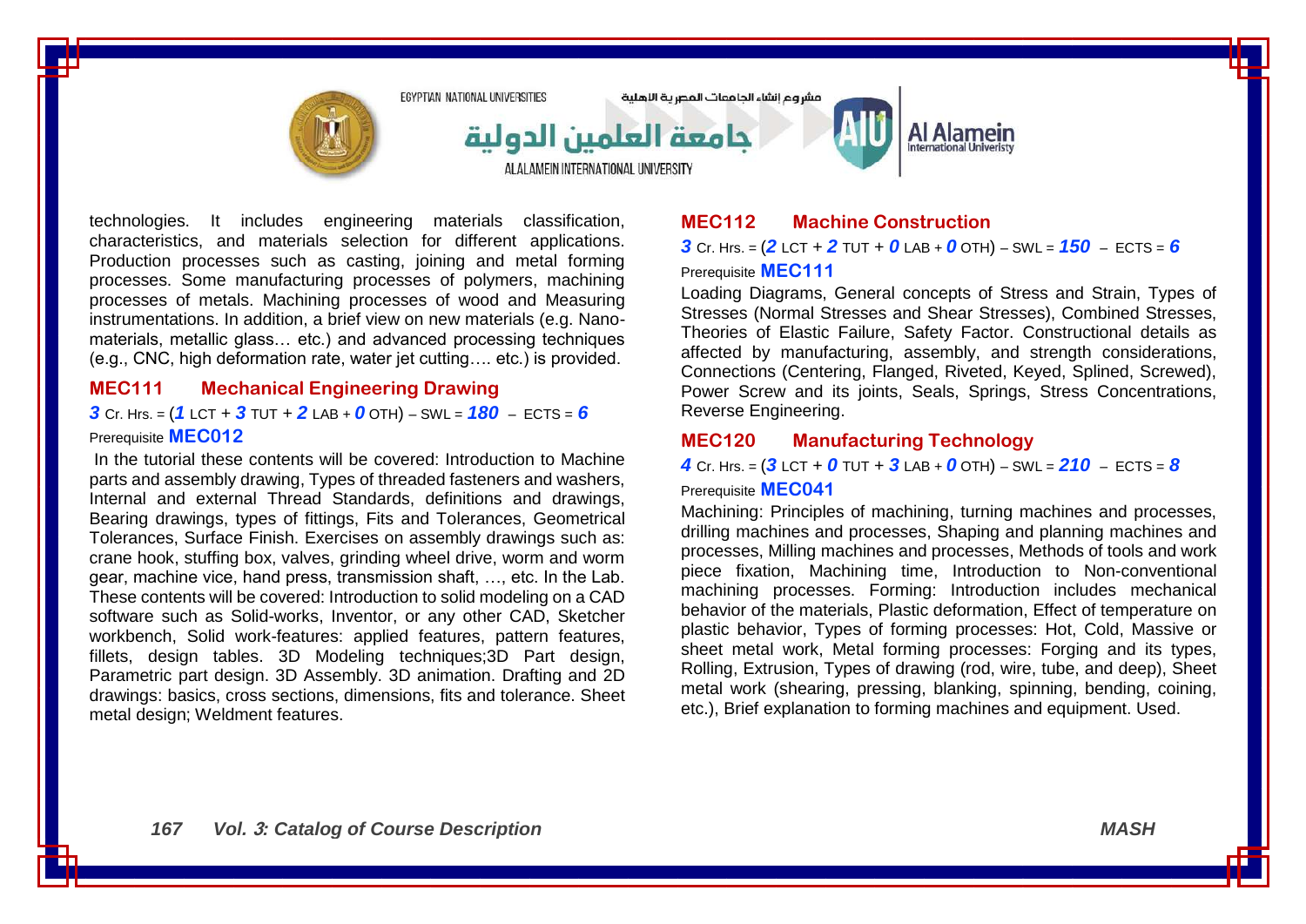technologies. It includes engineering materials classification, characteristics, and materials selection for different applications. Production processes such as casting, joining and metal forming processes. Some manufacturing processes of polymers, machining processes of metals. Machining processes of wood and Measuring instrumentations. In addition, a brief view on new materials (e.g. Nano-materials, metallic glass… etc.) and advanced processing techniques (e.g., CNC, high deformation rate, water jet cutting…. etc.) is provided.

### MEC111 Mechanical Engineering Drawing

**3** Cr. Hrs. = (**1** LCT + **3** TUT + **2** LAB + **0** OTH) – SWL = **180** – ECTS = **6**

Prerequisite **MEC012**

In the tutorial these contents will be covered: Introduction to Machine parts and assembly drawing, Types of threaded fasteners and washers, Internal and external Thread Standards, definitions and drawings, Bearing drawings, types of fittings, Fits and Tolerances, Geometrical Tolerances, Surface Finish. Exercises on assembly drawings such as: crane hook, stuffing box, valves, grinding wheel drive, worm and worm gear, machine vice, hand press, transmission shaft, …, etc. In the Lab. These contents will be covered: Introduction to solid modeling on a CAD software such as Solid-works, Inventor, or any other CAD, Sketcher workbench, Solid work-features: applied features, pattern features, fillets, design tables. 3D Modeling techniques;3D Part design, Parametric part design. 3D Assembly. 3D animation. Drafting and 2D drawings: basics, cross sections, dimensions, fits and tolerance. Sheet metal design; Weldment features.

### MEC112 Machine Construction

**3** Cr. Hrs. = (**2** LCT + **2** TUT + **0** LAB + **0** OTH) – SWL = **150** – ECTS = **6**

Prerequisite **MEC111**

Loading Diagrams, General concepts of Stress and Strain, Types of Stresses (Normal Stresses and Shear Stresses), Combined Stresses, Theories of Elastic Failure, Safety Factor. Constructional details as affected by manufacturing, assembly, and strength considerations, Connections (Centering, Flanged, Riveted, Keyed, Splined, Screwed), Power Screw and its joints, Seals, Springs, Stress Concentrations, Reverse Engineering.

### MEC120 Manufacturing Technology

**4** Cr. Hrs. = (**3** LCT + **0** TUT + **3** LAB + **0** OTH) – SWL = **210** – ECTS = **8**

Prerequisite **MEC041**

Machining: Principles of machining, turning machines and processes, drilling machines and processes, Shaping and planning machines and processes, Milling machines and processes, Methods of tools and work piece fixation, Machining time, Introduction to Non-conventional machining processes. Forming: Introduction includes mechanical behavior of the materials, Plastic deformation, Effect of temperature on plastic behavior, Types of forming processes: Hot, Cold, Massive or sheet metal work, Metal forming processes: Forging and its types, Rolling, Extrusion, Types of drawing (rod, wire, tube, and deep), Sheet metal work (shearing, pressing, blanking, spinning, bending, coining, etc.), Brief explanation to forming machines and equipment. Used.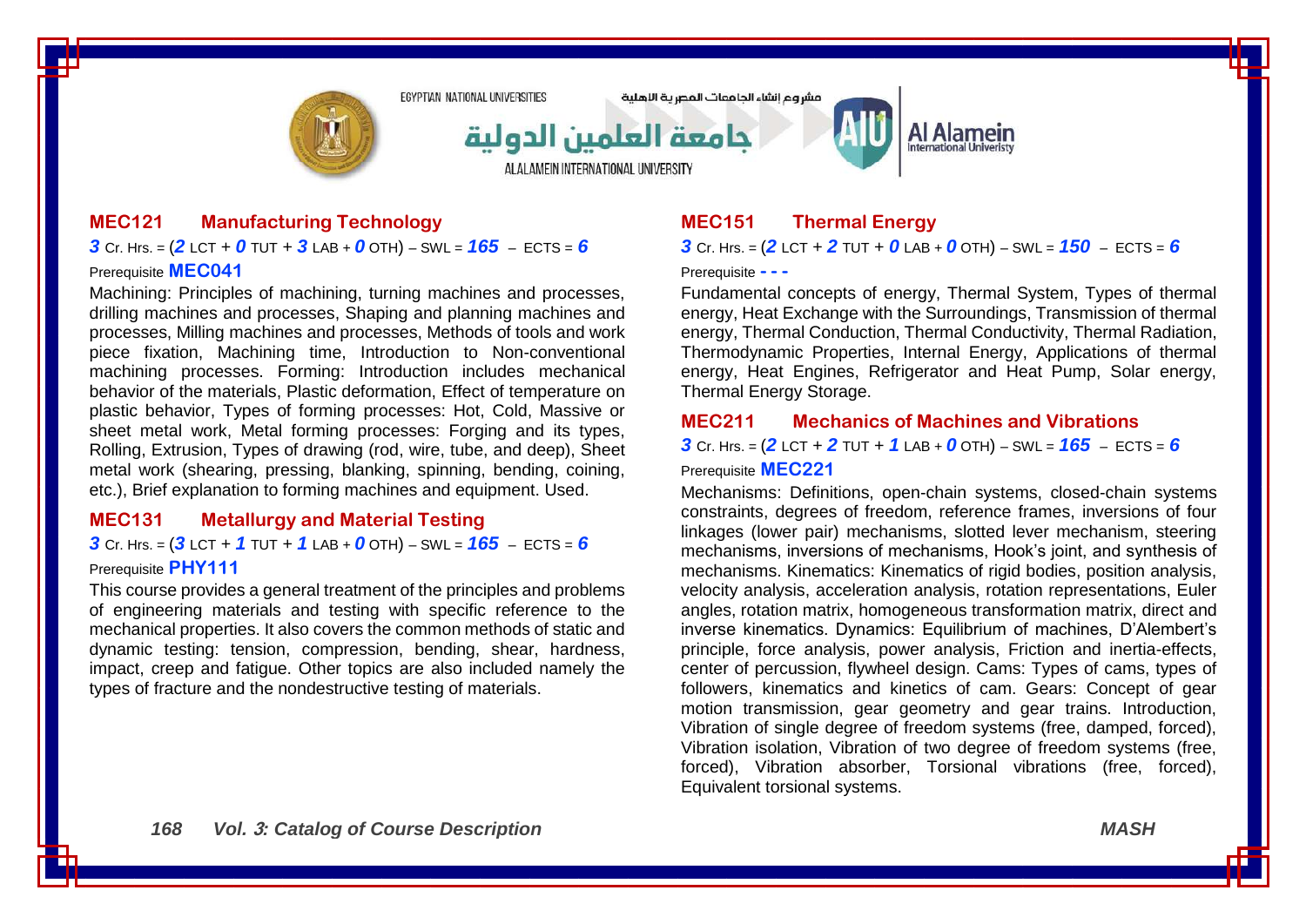### MEC121 Manufacturing Technology

**3** Cr. Hrs. = (**2** LCT + **0** TUT + **3** LAB + **0** OTH) – SWL = **165** – ECTS = **6**

Prerequisite **MEC041**

Machining: Principles of machining, turning machines and processes, drilling machines and processes, Shaping and planning machines and processes, Milling machines and processes, Methods of tools and work piece fixation, Machining time, Introduction to Non-conventional machining processes. Forming: Introduction includes mechanical behavior of the materials, Plastic deformation, Effect of temperature on plastic behavior, Types of forming processes: Hot, Cold, Massive or sheet metal work, Metal forming processes: Forging and its types, Rolling, Extrusion, Types of drawing (rod, wire, tube, and deep), Sheet metal work (shearing, pressing, blanking, spinning, bending, coining, etc.), Brief explanation to forming machines and equipment. Used.

### MEC131 Metallurgy and Material Testing

**3** Cr. Hrs. = (**3** LCT + **1** TUT + **1** LAB + **0** OTH) – SWL = **165** – ECTS = **6**

Prerequisite **PHY111**

This course provides a general treatment of the principles and problems of engineering materials and testing with specific reference to the mechanical properties. It also covers the common methods of static and dynamic testing: tension, compression, bending, shear, hardness, impact, creep and fatigue. Other topics are also included namely the types of fracture and the nondestructive testing of materials.

### MEC151 Thermal Energy

**3** Cr. Hrs. = (**2** LCT + **2** TUT + **0** LAB + **0** OTH) – SWL = **150** – ECTS = **6**

Prerequisite **- - -**

Fundamental concepts of energy, Thermal System, Types of thermal energy, Heat Exchange with the Surroundings, Transmission of thermal energy, Thermal Conduction, Thermal Conductivity, Thermal Radiation, Thermodynamic Properties, Internal Energy, Applications of thermal energy, Heat Engines, Refrigerator and Heat Pump, Solar energy, Thermal Energy Storage.

### MEC211 Mechanics of Machines and Vibrations

**3** Cr. Hrs. = (**2** LCT + **2** TUT + **1** LAB + **0** OTH) – SWL = **165** – ECTS = **6**

Prerequisite **MEC221**

Mechanisms: Definitions, open-chain systems, closed-chain systems constraints, degrees of freedom, reference frames, inversions of four linkages (lower pair) mechanisms, slotted lever mechanism, steering mechanisms, inversions of mechanisms, Hook's joint, and synthesis of mechanisms. Kinematics: Kinematics of rigid bodies, position analysis, velocity analysis, acceleration analysis, rotation representations, Euler angles, rotation matrix, homogeneous transformation matrix, direct and inverse kinematics. Dynamics: Equilibrium of machines, D'Alembert's principle, force analysis, power analysis, Friction and inertia-effects, center of percussion, flywheel design. Cams: Types of cams, types of followers, kinematics and kinetics of cam. Gears: Concept of gear motion transmission, gear geometry and gear trains. Introduction, Vibration of single degree of freedom systems (free, damped, forced), Vibration isolation, Vibration of two degree of freedom systems (free, forced), Vibration absorber, Torsional vibrations (free, forced), Equivalent torsional systems.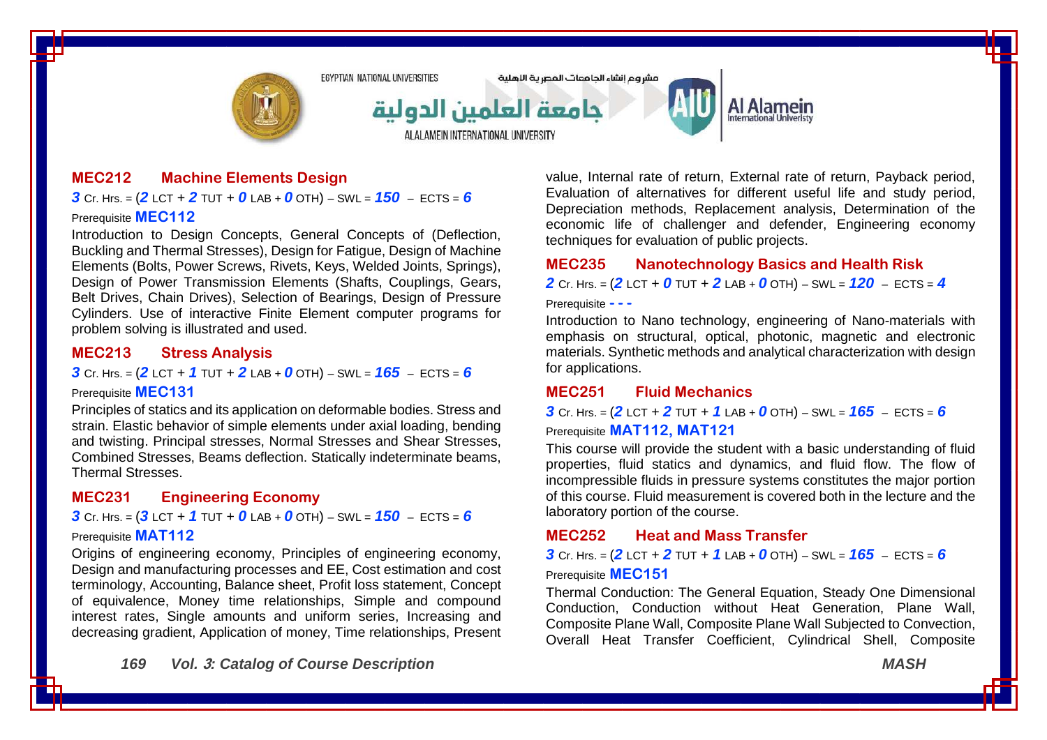### MEC212 Machine Elements Design

**3** Cr. Hrs. = (**2** LCT + **2** TUT + **0** LAB + **0** OTH) – SWL = **150** – ECTS = **6**

Prerequisite **MEC112**

Introduction to Design Concepts, General Concepts of (Deflection, Buckling and Thermal Stresses), Design for Fatigue, Design of Machine Elements (Bolts, Power Screws, Rivets, Keys, Welded Joints, Springs), Design of Power Transmission Elements (Shafts, Couplings, Gears, Belt Drives, Chain Drives), Selection of Bearings, Design of Pressure Cylinders. Use of interactive Finite Element computer programs for problem solving is illustrated and used.

### MEC213 Stress Analysis

**3** Cr. Hrs. = (**2** LCT + **1** TUT + **2** LAB + **0** OTH) – SWL = **165** – ECTS = **6**

Prerequisite **MEC131**

Principles of statics and its application on deformable bodies. Stress and strain. Elastic behavior of simple elements under axial loading, bending and twisting. Principal stresses, Normal Stresses and Shear Stresses, Combined Stresses, Beams deflection. Statically indeterminate beams, Thermal Stresses.

### MEC231 Engineering Economy

**3** Cr. Hrs. = (**3** LCT + **1** TUT + **0** LAB + **0** OTH) – SWL = **150** – ECTS = **6**

Prerequisite **MAT112**

Origins of engineering economy, Principles of engineering economy, Design and manufacturing processes and EE, Cost estimation and cost terminology, Accounting, Balance sheet, Profit loss statement, Concept of equivalence, Money time relationships, Simple and compound interest rates, Single amounts and uniform series, Increasing and decreasing gradient, Application of money, Time relationships, Present value, Internal rate of return, External rate of return, Payback period, Evaluation of alternatives for different useful life and study period, Depreciation methods, Replacement analysis, Determination of the economic life of challenger and defender, Engineering economy techniques for evaluation of public projects.

### MEC235 Nanotechnology Basics and Health Risk

**2** Cr. Hrs. = (**2** LCT + **0** TUT + **2** LAB + **0** OTH) – SWL = **120** – ECTS = **4**

Prerequisite **- - -**

Introduction to Nano technology, engineering of Nano-materials with emphasis on structural, optical, photonic, magnetic and electronic materials. Synthetic methods and analytical characterization with design for applications.

### MEC251 Fluid Mechanics

**3** Cr. Hrs. = (**2** LCT + **2** TUT + **1** LAB + **0** OTH) – SWL = **165** – ECTS = **6**

Prerequisite **MAT112, MAT121**

This course will provide the student with a basic understanding of fluid properties, fluid statics and dynamics, and fluid flow. The flow of incompressible fluids in pressure systems constitutes the major portion of this course. Fluid measurement is covered both in the lecture and the laboratory portion of the course.

### MEC252 Heat and Mass Transfer

**3** Cr. Hrs. = (**2** LCT + **2** TUT + **1** LAB + **0** OTH) – SWL = **165** – ECTS = **6**

Prerequisite **MEC151**

Thermal Conduction: The General Equation, Steady One Dimensional Conduction, Conduction without Heat Generation, Plane Wall, Composite Plane Wall, Composite Plane Wall Subjected to Convection, Overall Heat Transfer Coefficient, Cylindrical Shell, Composite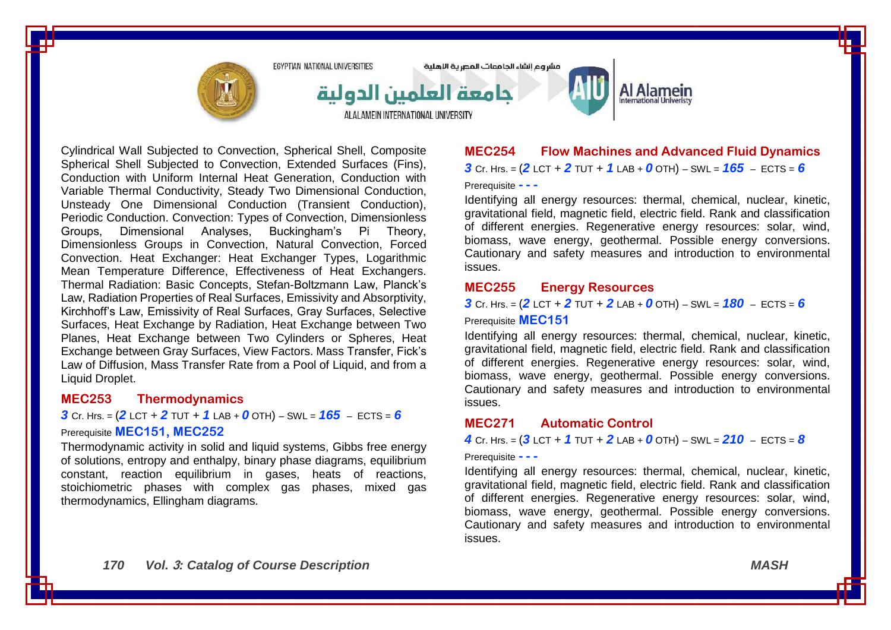Cylindrical Wall Subjected to Convection, Spherical Shell, Composite Spherical Shell Subjected to Convection, Extended Surfaces (Fins), Conduction with Uniform Internal Heat Generation, Conduction with Variable Thermal Conductivity, Steady Two Dimensional Conduction, Unsteady One Dimensional Conduction (Transient Conduction), Periodic Conduction. Convection: Types of Convection, Dimensionless Groups, Dimensional Analyses, Buckingham's Pi Theory, Dimensionless Groups in Convection, Natural Convection, Forced Convection. Heat Exchanger: Heat Exchanger Types, Logarithmic Mean Temperature Difference, Effectiveness of Heat Exchangers. Thermal Radiation: Basic Concepts, Stefan-Boltzmann Law, Planck's Law, Radiation Properties of Real Surfaces, Emissivity and Absorptivity, Kirchhoff's Law, Emissivity of Real Surfaces, Gray Surfaces, Selective Surfaces, Heat Exchange by Radiation, Heat Exchange between Two Planes, Heat Exchange between Two Cylinders or Spheres, Heat Exchange between Gray Surfaces, View Factors. Mass Transfer, Fick's Law of Diffusion, Mass Transfer Rate from a Pool of Liquid, and from a Liquid Droplet.

### MEC253 Thermodynamics

***3*** Cr. Hrs. = (***2*** LCT + ***2*** TUT + ***1*** LAB + ***0*** OTH) – SWL = ***165*** – ECTS = ***6***

Prerequisite **MEC151, MEC252**

Thermodynamic activity in solid and liquid systems, Gibbs free energy of solutions, entropy and enthalpy, binary phase diagrams, equilibrium constant, reaction equilibrium in gases, heats of reactions, stoichiometric phases with complex gas phases, mixed gas thermodynamics, Ellingham diagrams.

### MEC254 Flow Machines and Advanced Fluid Dynamics

***3*** Cr. Hrs. = (***2*** LCT + ***2*** TUT + ***1*** LAB + ***0*** OTH) – SWL = ***165*** – ECTS = ***6***

Prerequisite ***- - -***

Identifying all energy resources: thermal, chemical, nuclear, kinetic, gravitational field, magnetic field, electric field. Rank and classification of different energies. Regenerative energy resources: solar, wind, biomass, wave energy, geothermal. Possible energy conversions. Cautionary and safety measures and introduction to environmental issues.

### MEC255 Energy Resources

***3*** Cr. Hrs. = (***2*** LCT + ***2*** TUT + ***2*** LAB + ***0*** OTH) – SWL = ***180*** – ECTS = ***6***

Prerequisite **MEC151**

Identifying all energy resources: thermal, chemical, nuclear, kinetic, gravitational field, magnetic field, electric field. Rank and classification of different energies. Regenerative energy resources: solar, wind, biomass, wave energy, geothermal. Possible energy conversions. Cautionary and safety measures and introduction to environmental issues.

### MEC271 Automatic Control

***4*** Cr. Hrs. = (***3*** LCT + ***1*** TUT + ***2*** LAB + ***0*** OTH) – SWL = ***210*** – ECTS = ***8***

Prerequisite ***- - -***

Identifying all energy resources: thermal, chemical, nuclear, kinetic, gravitational field, magnetic field, electric field. Rank and classification of different energies. Regenerative energy resources: solar, wind, biomass, wave energy, geothermal. Possible energy conversions. Cautionary and safety measures and introduction to environmental issues.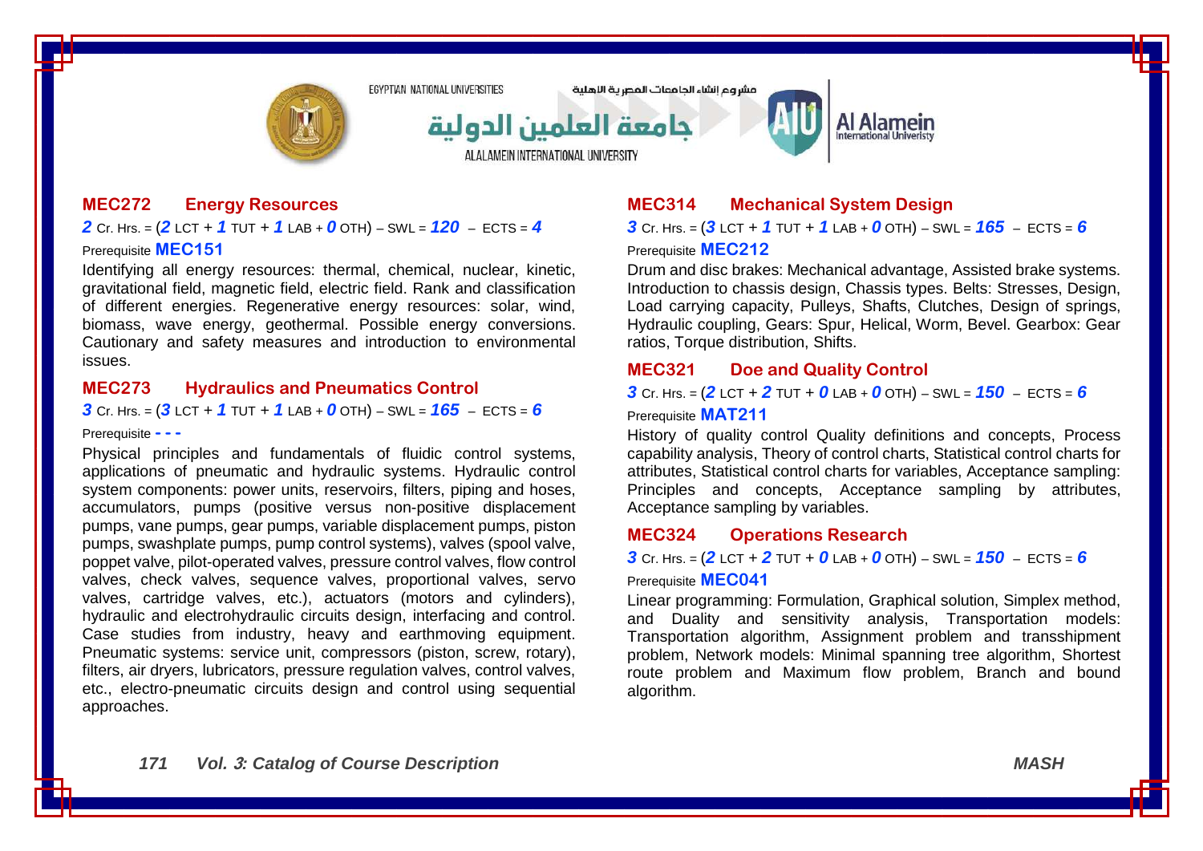### MEC272 Energy Resources

**2** Cr. Hrs. = (**2** LCT + **1** TUT + **1** LAB + **0** OTH) – SWL = **120** – ECTS = **4**

Prerequisite **MEC151**

Identifying all energy resources: thermal, chemical, nuclear, kinetic, gravitational field, magnetic field, electric field. Rank and classification of different energies. Regenerative energy resources: solar, wind, biomass, wave energy, geothermal. Possible energy conversions. Cautionary and safety measures and introduction to environmental issues.

### MEC273 Hydraulics and Pneumatics Control

**3** Cr. Hrs. = (**3** LCT + **1** TUT + **1** LAB + **0** OTH) – SWL = **165** – ECTS = **6**

Prerequisite **- - -**

Physical principles and fundamentals of fluidic control systems, applications of pneumatic and hydraulic systems. Hydraulic control system components: power units, reservoirs, filters, piping and hoses, accumulators, pumps (positive versus non-positive displacement pumps, vane pumps, gear pumps, variable displacement pumps, piston pumps, swashplate pumps, pump control systems), valves (spool valve, poppet valve, pilot-operated valves, pressure control valves, flow control valves, check valves, sequence valves, proportional valves, servo valves, cartridge valves, etc.), actuators (motors and cylinders), hydraulic and electrohydraulic circuits design, interfacing and control. Case studies from industry, heavy and earthmoving equipment. Pneumatic systems: service unit, compressors (piston, screw, rotary), filters, air dryers, lubricators, pressure regulation valves, control valves, etc., electro-pneumatic circuits design and control using sequential approaches.

### MEC314 Mechanical System Design

**3** Cr. Hrs. = (**3** LCT + **1** TUT + **1** LAB + **0** OTH) – SWL = **165** – ECTS = **6**

Prerequisite **MEC212**

Drum and disc brakes: Mechanical advantage, Assisted brake systems. Introduction to chassis design, Chassis types. Belts: Stresses, Design, Load carrying capacity, Pulleys, Shafts, Clutches, Design of springs, Hydraulic coupling, Gears: Spur, Helical, Worm, Bevel. Gearbox: Gear ratios, Torque distribution, Shifts.

### MEC321 Doe and Quality Control

**3** Cr. Hrs. = (**2** LCT + **2** TUT + **0** LAB + **0** OTH) – SWL = **150** – ECTS = **6**

Prerequisite **MAT211**

History of quality control Quality definitions and concepts, Process capability analysis, Theory of control charts, Statistical control charts for attributes, Statistical control charts for variables, Acceptance sampling: Principles and concepts, Acceptance sampling by attributes, Acceptance sampling by variables.

### MEC324 Operations Research

**3** Cr. Hrs. = (**2** LCT + **2** TUT + **0** LAB + **0** OTH) – SWL = **150** – ECTS = **6**

Prerequisite **MEC041**

Linear programming: Formulation, Graphical solution, Simplex method, and Duality and sensitivity analysis, Transportation models: Transportation algorithm, Assignment problem and transshipment problem, Network models: Minimal spanning tree algorithm, Shortest route problem and Maximum flow problem, Branch and bound algorithm.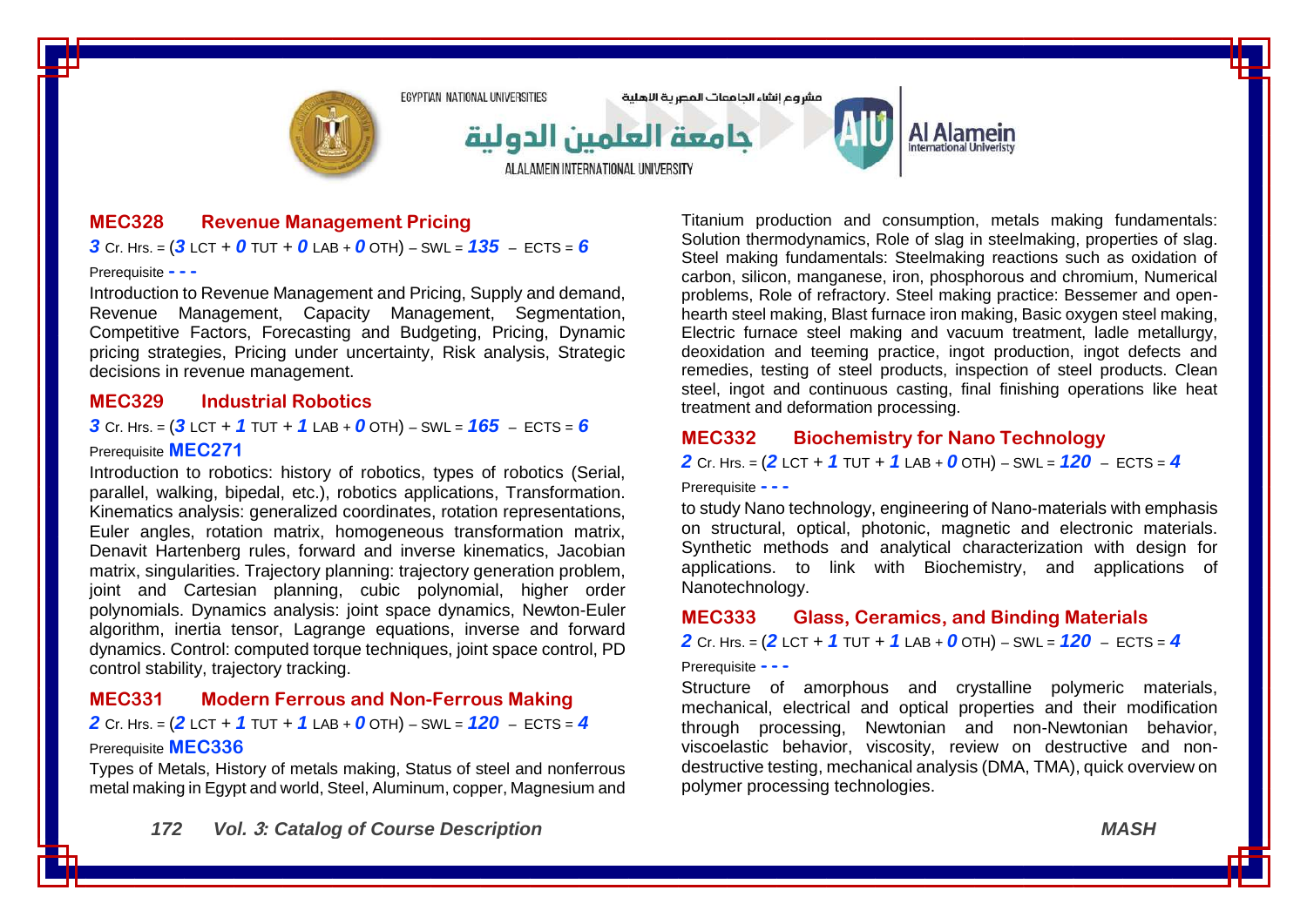### MEC328 Revenue Management Pricing

**3** Cr. Hrs. = (**3** LCT + **0** TUT + **0** LAB + **0** OTH) – SWL = **135** – ECTS = **6**

Prerequisite **- - -**

Introduction to Revenue Management and Pricing, Supply and demand, Revenue Management, Capacity Management, Segmentation, Competitive Factors, Forecasting and Budgeting, Pricing, Dynamic pricing strategies, Pricing under uncertainty, Risk analysis, Strategic decisions in revenue management.

### MEC329 Industrial Robotics

**3** Cr. Hrs. = (**3** LCT + **1** TUT + **1** LAB + **0** OTH) – SWL = **165** – ECTS = **6**

Prerequisite **MEC271**

Introduction to robotics: history of robotics, types of robotics (Serial, parallel, walking, bipedal, etc.), robotics applications, Transformation. Kinematics analysis: generalized coordinates, rotation representations, Euler angles, rotation matrix, homogeneous transformation matrix, Denavit Hartenberg rules, forward and inverse kinematics, Jacobian matrix, singularities. Trajectory planning: trajectory generation problem, joint and Cartesian planning, cubic polynomial, higher order polynomials. Dynamics analysis: joint space dynamics, Newton-Euler algorithm, inertia tensor, Lagrange equations, inverse and forward dynamics. Control: computed torque techniques, joint space control, PD control stability, trajectory tracking.

### MEC331 Modern Ferrous and Non-Ferrous Making

**2** Cr. Hrs. = (**2** LCT + **1** TUT + **1** LAB + **0** OTH) – SWL = **120** – ECTS = **4**

Prerequisite **MEC336**

Types of Metals, History of metals making, Status of steel and nonferrous metal making in Egypt and world, Steel, Aluminum, copper, Magnesium and Titanium production and consumption, metals making fundamentals: Solution thermodynamics, Role of slag in steelmaking, properties of slag. Steel making fundamentals: Steelmaking reactions such as oxidation of carbon, silicon, manganese, iron, phosphorous and chromium, Numerical problems, Role of refractory. Steel making practice: Bessemer and open-hearth steel making, Blast furnace iron making, Basic oxygen steel making, Electric furnace steel making and vacuum treatment, ladle metallurgy, deoxidation and teeming practice, ingot production, ingot defects and remedies, testing of steel products, inspection of steel products. Clean steel, ingot and continuous casting, final finishing operations like heat treatment and deformation processing.

### MEC332 Biochemistry for Nano Technology

**2** Cr. Hrs. = (**2** LCT + **1** TUT + **1** LAB + **0** OTH) – SWL = **120** – ECTS = **4**

Prerequisite **- - -**

to study Nano technology, engineering of Nano-materials with emphasis on structural, optical, photonic, magnetic and electronic materials. Synthetic methods and analytical characterization with design for applications. to link with Biochemistry, and applications of Nanotechnology.

### MEC333 Glass, Ceramics, and Binding Materials

**2** Cr. Hrs. = (**2** LCT + **1** TUT + **1** LAB + **0** OTH) – SWL = **120** – ECTS = **4**

Prerequisite **- - -**

Structure of amorphous and crystalline polymeric materials, mechanical, electrical and optical properties and their modification through processing, Newtonian and non-Newtonian behavior, viscoelastic behavior, viscosity, review on destructive and non-destructive testing, mechanical analysis (DMA, TMA), quick overview on polymer processing technologies.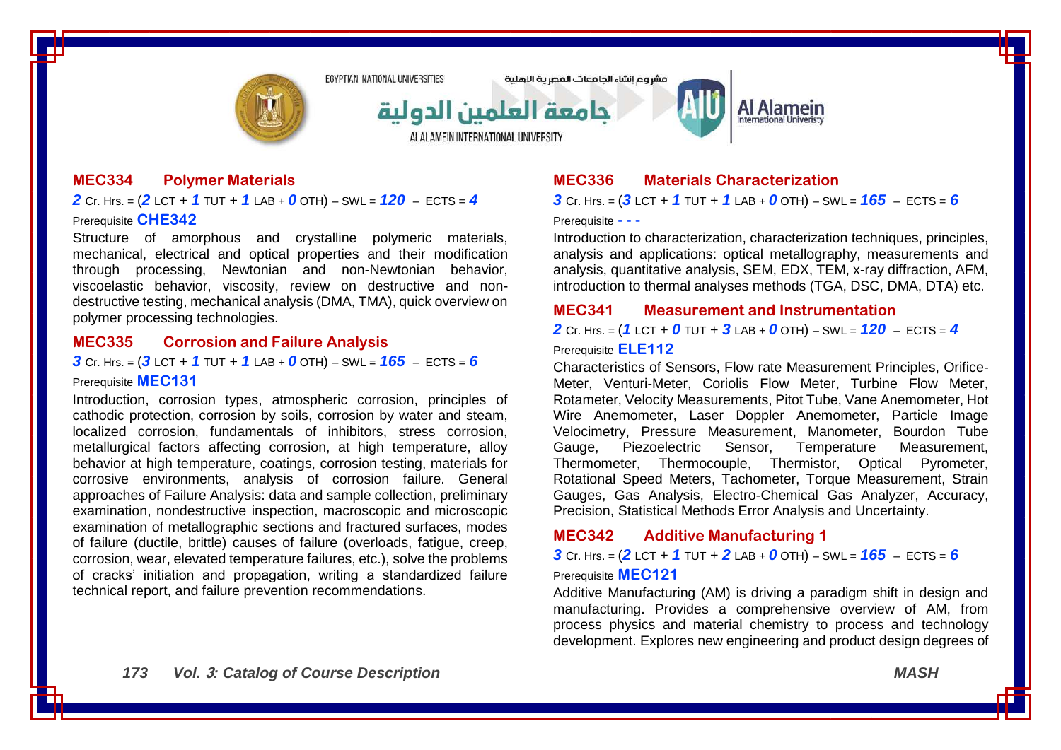### MEC334 Polymer Materials

***2*** Cr. Hrs. = (***2*** LCT + ***1*** TUT + ***1*** LAB + ***0*** OTH) – SWL = ***120*** – ECTS = ***4***

Prerequisite **CHE342**

Structure of amorphous and crystalline polymeric materials, mechanical, electrical and optical properties and their modification through processing, Newtonian and non-Newtonian behavior, viscoelastic behavior, viscosity, review on destructive and non-destructive testing, mechanical analysis (DMA, TMA), quick overview on polymer processing technologies.

### MEC335 Corrosion and Failure Analysis

***3*** Cr. Hrs. = (***3*** LCT + ***1*** TUT + ***1*** LAB + ***0*** OTH) – SWL = ***165*** – ECTS = ***6***

Prerequisite **MEC131**

Introduction, corrosion types, atmospheric corrosion, principles of cathodic protection, corrosion by soils, corrosion by water and steam, localized corrosion, fundamentals of inhibitors, stress corrosion, metallurgical factors affecting corrosion, at high temperature, alloy behavior at high temperature, coatings, corrosion testing, materials for corrosive environments, analysis of corrosion failure. General approaches of Failure Analysis: data and sample collection, preliminary examination, nondestructive inspection, macroscopic and microscopic examination of metallographic sections and fractured surfaces, modes of failure (ductile, brittle) causes of failure (overloads, fatigue, creep, corrosion, wear, elevated temperature failures, etc.), solve the problems of cracks' initiation and propagation, writing a standardized failure technical report, and failure prevention recommendations.

### MEC336 Materials Characterization

***3*** Cr. Hrs. = (***3*** LCT + ***1*** TUT + ***1*** LAB + ***0*** OTH) – SWL = ***165*** – ECTS = ***6***

Prerequisite **- - -**

Introduction to characterization, characterization techniques, principles, analysis and applications: optical metallography, measurements and analysis, quantitative analysis, SEM, EDX, TEM, x-ray diffraction, AFM, introduction to thermal analyses methods (TGA, DSC, DMA, DTA) etc.

### MEC341 Measurement and Instrumentation

***2*** Cr. Hrs. = (***1*** LCT + ***0*** TUT + ***3*** LAB + ***0*** OTH) – SWL = ***120*** – ECTS = ***4***

Prerequisite **ELE112**

Characteristics of Sensors, Flow rate Measurement Principles, Orifice-Meter, Venturi-Meter, Coriolis Flow Meter, Turbine Flow Meter, Rotameter, Velocity Measurements, Pitot Tube, Vane Anemometer, Hot Wire Anemometer, Laser Doppler Anemometer, Particle Image Velocimetry, Pressure Measurement, Manometer, Bourdon Tube Gauge, Piezoelectric Sensor, Temperature Measurement, Thermometer, Thermocouple, Thermistor, Optical Pyrometer, Rotational Speed Meters, Tachometer, Torque Measurement, Strain Gauges, Gas Analysis, Electro-Chemical Gas Analyzer, Accuracy, Precision, Statistical Methods Error Analysis and Uncertainty.

### MEC342 Additive Manufacturing 1

***3*** Cr. Hrs. = (***2*** LCT + ***1*** TUT + ***2*** LAB + ***0*** OTH) – SWL = ***165*** – ECTS = ***6***

Prerequisite **MEC121**

Additive Manufacturing (AM) is driving a paradigm shift in design and manufacturing. Provides a comprehensive overview of AM, from process physics and material chemistry to process and technology development. Explores new engineering and product design degrees of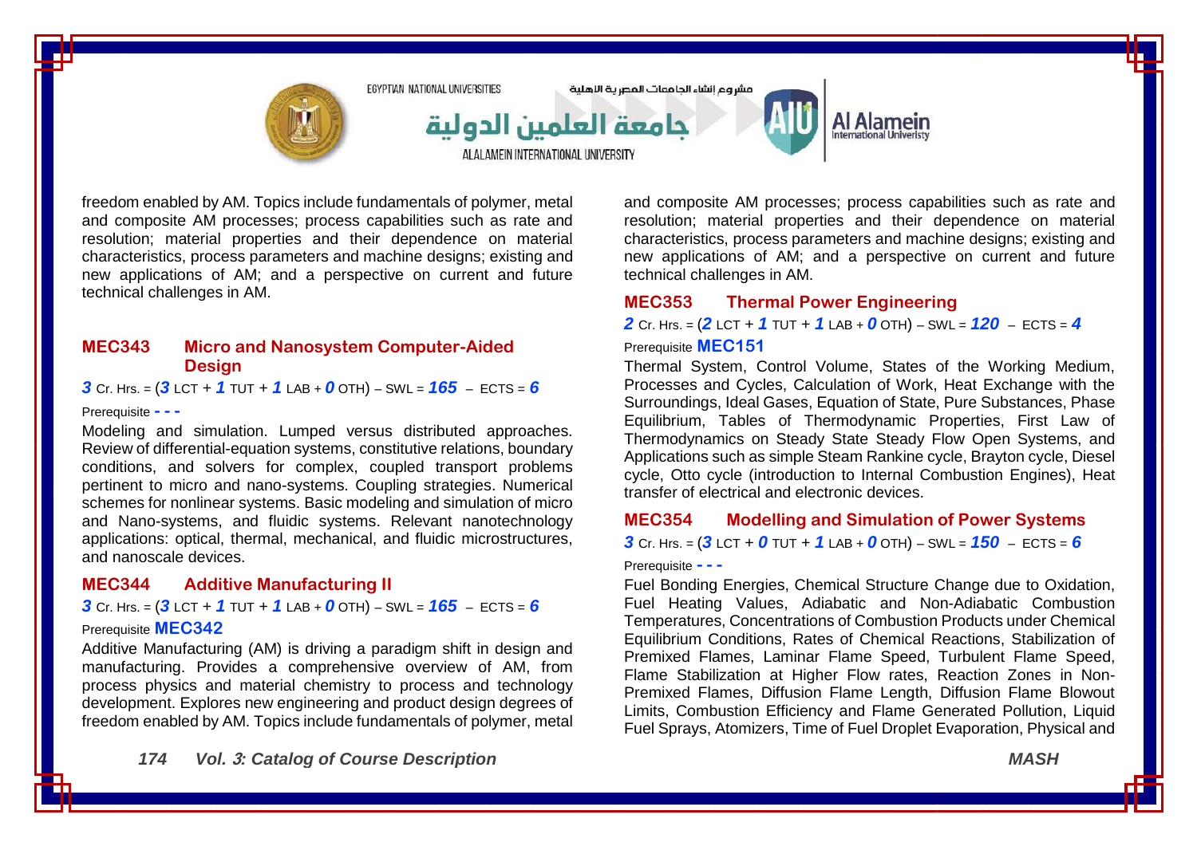freedom enabled by AM. Topics include fundamentals of polymer, metal and composite AM processes; process capabilities such as rate and resolution; material properties and their dependence on material characteristics, process parameters and machine designs; existing and new applications of AM; and a perspective on current and future technical challenges in AM.

### MEC343 Micro and Nanosystem Computer-Aided Design

***3*** Cr. Hrs. = (***3*** LCT + ***1*** TUT + ***1*** LAB + ***0*** OTH) – SWL = ***165*** – ECTS = ***6***

Prerequisite **- - -**

Modeling and simulation. Lumped versus distributed approaches. Review of differential-equation systems, constitutive relations, boundary conditions, and solvers for complex, coupled transport problems pertinent to micro and nano-systems. Coupling strategies. Numerical schemes for nonlinear systems. Basic modeling and simulation of micro and Nano-systems, and fluidic systems. Relevant nanotechnology applications: optical, thermal, mechanical, and fluidic microstructures, and nanoscale devices.

### MEC344 Additive Manufacturing II

***3*** Cr. Hrs. = (***3*** LCT + ***1*** TUT + ***1*** LAB + ***0*** OTH) – SWL = ***165*** – ECTS = ***6***

Prerequisite **MEC342**

Additive Manufacturing (AM) is driving a paradigm shift in design and manufacturing. Provides a comprehensive overview of AM, from process physics and material chemistry to process and technology development. Explores new engineering and product design degrees of freedom enabled by AM. Topics include fundamentals of polymer, metal and composite AM processes; process capabilities such as rate and resolution; material properties and their dependence on material characteristics, process parameters and machine designs; existing and new applications of AM; and a perspective on current and future technical challenges in AM.

### MEC353 Thermal Power Engineering

***2*** Cr. Hrs. = (***2*** LCT + ***1*** TUT + ***1*** LAB + ***0*** OTH) – SWL = ***120*** – ECTS = ***4***

Prerequisite **MEC151**

Thermal System, Control Volume, States of the Working Medium, Processes and Cycles, Calculation of Work, Heat Exchange with the Surroundings, Ideal Gases, Equation of State, Pure Substances, Phase Equilibrium, Tables of Thermodynamic Properties, First Law of Thermodynamics on Steady State Steady Flow Open Systems, and Applications such as simple Steam Rankine cycle, Brayton cycle, Diesel cycle, Otto cycle (introduction to Internal Combustion Engines), Heat transfer of electrical and electronic devices.

### MEC354 Modelling and Simulation of Power Systems

***3*** Cr. Hrs. = (***3*** LCT + ***0*** TUT + ***1*** LAB + ***0*** OTH) – SWL = ***150*** – ECTS = ***6***

Prerequisite **- - -**

Fuel Bonding Energies, Chemical Structure Change due to Oxidation, Fuel Heating Values, Adiabatic and Non-Adiabatic Combustion Temperatures, Concentrations of Combustion Products under Chemical Equilibrium Conditions, Rates of Chemical Reactions, Stabilization of Premixed Flames, Laminar Flame Speed, Turbulent Flame Speed, Flame Stabilization at Higher Flow rates, Reaction Zones in Non-Premixed Flames, Diffusion Flame Length, Diffusion Flame Blowout Limits, Combustion Efficiency and Flame Generated Pollution, Liquid Fuel Sprays, Atomizers, Time of Fuel Droplet Evaporation, Physical and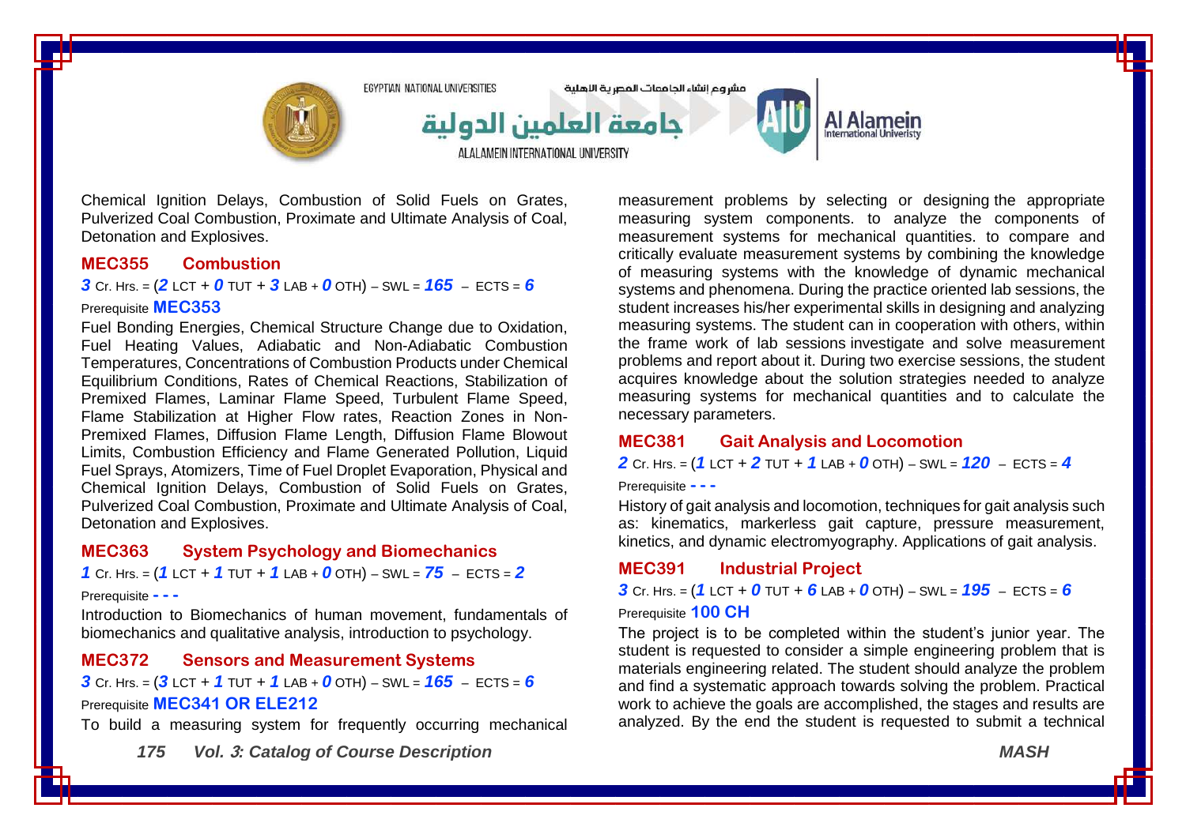Chemical Ignition Delays, Combustion of Solid Fuels on Grates, Pulverized Coal Combustion, Proximate and Ultimate Analysis of Coal, Detonation and Explosives.

### MEC355 Combustion

***3*** Cr. Hrs. = (***2*** LCT + ***0*** TUT + ***3*** LAB + ***0*** OTH) – SWL = ***165*** – ECTS = ***6***

Prerequisite **MEC353**

Fuel Bonding Energies, Chemical Structure Change due to Oxidation, Fuel Heating Values, Adiabatic and Non-Adiabatic Combustion Temperatures, Concentrations of Combustion Products under Chemical Equilibrium Conditions, Rates of Chemical Reactions, Stabilization of Premixed Flames, Laminar Flame Speed, Turbulent Flame Speed, Flame Stabilization at Higher Flow rates, Reaction Zones in Non-Premixed Flames, Diffusion Flame Length, Diffusion Flame Blowout Limits, Combustion Efficiency and Flame Generated Pollution, Liquid Fuel Sprays, Atomizers, Time of Fuel Droplet Evaporation, Physical and Chemical Ignition Delays, Combustion of Solid Fuels on Grates, Pulverized Coal Combustion, Proximate and Ultimate Analysis of Coal, Detonation and Explosives.

### MEC363 System Psychology and Biomechanics

***1*** Cr. Hrs. = (***1*** LCT + ***1*** TUT + ***1*** LAB + ***0*** OTH) – SWL = ***75*** – ECTS = ***2***

Prerequisite **- - -**

Introduction to Biomechanics of human movement, fundamentals of biomechanics and qualitative analysis, introduction to psychology.

### MEC372 Sensors and Measurement Systems

***3*** Cr. Hrs. = (***3*** LCT + ***1*** TUT + ***1*** LAB + ***0*** OTH) – SWL = ***165*** – ECTS = ***6***

Prerequisite **MEC341 OR ELE212**

To build a measuring system for frequently occurring mechanical measurement problems by selecting or designing the appropriate measuring system components. to analyze the components of measurement systems for mechanical quantities. to compare and critically evaluate measurement systems by combining the knowledge of measuring systems with the knowledge of dynamic mechanical systems and phenomena. During the practice oriented lab sessions, the student increases his/her experimental skills in designing and analyzing measuring systems. The student can in cooperation with others, within the frame work of lab sessions investigate and solve measurement problems and report about it. During two exercise sessions, the student acquires knowledge about the solution strategies needed to analyze measuring systems for mechanical quantities and to calculate the necessary parameters.

### MEC381 Gait Analysis and Locomotion

***2*** Cr. Hrs. = (***1*** LCT + ***2*** TUT + ***1*** LAB + ***0*** OTH) – SWL = ***120*** – ECTS = ***4***

Prerequisite **- - -**

History of gait analysis and locomotion, techniques for gait analysis such as: kinematics, markerless gait capture, pressure measurement, kinetics, and dynamic electromyography. Applications of gait analysis.

### MEC391 Industrial Project

***3*** Cr. Hrs. = (***1*** LCT + ***0*** TUT + ***6*** LAB + ***0*** OTH) – SWL = ***195*** – ECTS = ***6***

Prerequisite **100 CH**

The project is to be completed within the student's junior year. The student is requested to consider a simple engineering problem that is materials engineering related. The student should analyze the problem and find a systematic approach towards solving the problem. Practical work to achieve the goals are accomplished, the stages and results are analyzed. By the end the student is requested to submit a technical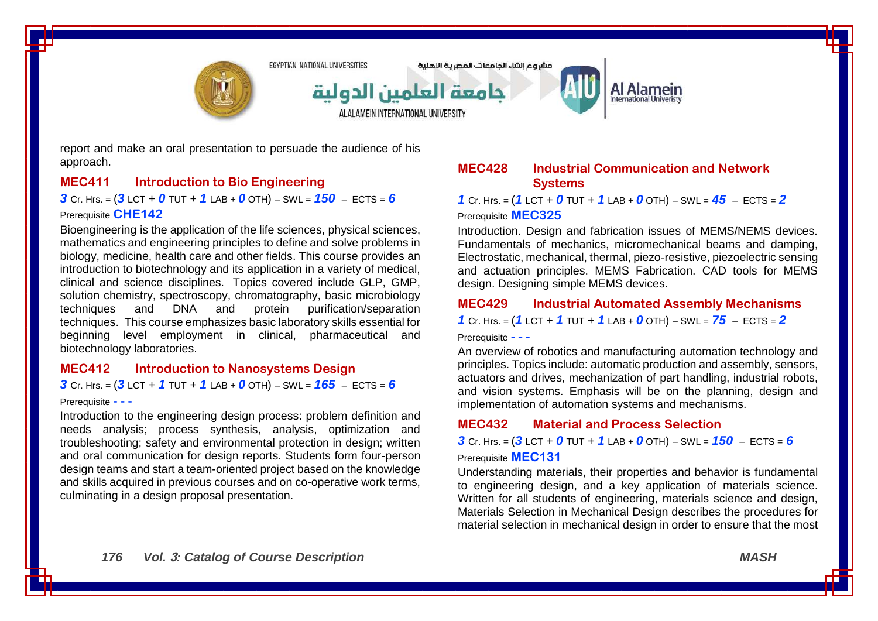report and make an oral presentation to persuade the audience of his approach.

### MEC411 Introduction to Bio Engineering

***3*** Cr. Hrs. = (***3*** LCT + ***0*** TUT + ***1*** LAB + ***0*** OTH) – SWL = ***150*** – ECTS = ***6***

Prerequisite **CHE142**

Bioengineering is the application of the life sciences, physical sciences, mathematics and engineering principles to define and solve problems in biology, medicine, health care and other fields. This course provides an introduction to biotechnology and its application in a variety of medical, clinical and science disciplines. Topics covered include GLP, GMP, solution chemistry, spectroscopy, chromatography, basic microbiology techniques and DNA and protein purification/separation techniques. This course emphasizes basic laboratory skills essential for beginning level employment in clinical, pharmaceutical and biotechnology laboratories.

### MEC412 Introduction to Nanosystems Design

***3*** Cr. Hrs. = (***3*** LCT + ***1*** TUT + ***1*** LAB + ***0*** OTH) – SWL = ***165*** – ECTS = ***6***

Prerequisite **- - -**

Introduction to the engineering design process: problem definition and needs analysis; process synthesis, analysis, optimization and troubleshooting; safety and environmental protection in design; written and oral communication for design reports. Students form four-person design teams and start a team-oriented project based on the knowledge and skills acquired in previous courses and on co-operative work terms, culminating in a design proposal presentation.

### MEC428 Industrial Communication and Network Systems

***1*** Cr. Hrs. = (***1*** LCT + ***0*** TUT + ***1*** LAB + ***0*** OTH) – SWL = ***45*** – ECTS = ***2***

Prerequisite **MEC325**

Introduction. Design and fabrication issues of MEMS/NEMS devices. Fundamentals of mechanics, micromechanical beams and damping, Electrostatic, mechanical, thermal, piezo-resistive, piezoelectric sensing and actuation principles. MEMS Fabrication. CAD tools for MEMS design. Designing simple MEMS devices.

### MEC429 Industrial Automated Assembly Mechanisms

***1*** Cr. Hrs. = (***1*** LCT + ***1*** TUT + ***1*** LAB + ***0*** OTH) – SWL = ***75*** – ECTS = ***2***

Prerequisite **- - -**

An overview of robotics and manufacturing automation technology and principles. Topics include: automatic production and assembly, sensors, actuators and drives, mechanization of part handling, industrial robots, and vision systems. Emphasis will be on the planning, design and implementation of automation systems and mechanisms.

### MEC432 Material and Process Selection

***3*** Cr. Hrs. = (***3*** LCT + ***0*** TUT + ***1*** LAB + ***0*** OTH) – SWL = ***150*** – ECTS = ***6***

Prerequisite **MEC131**

Understanding materials, their properties and behavior is fundamental to engineering design, and a key application of materials science. Written for all students of engineering, materials science and design, Materials Selection in Mechanical Design describes the procedures for material selection in mechanical design in order to ensure that the most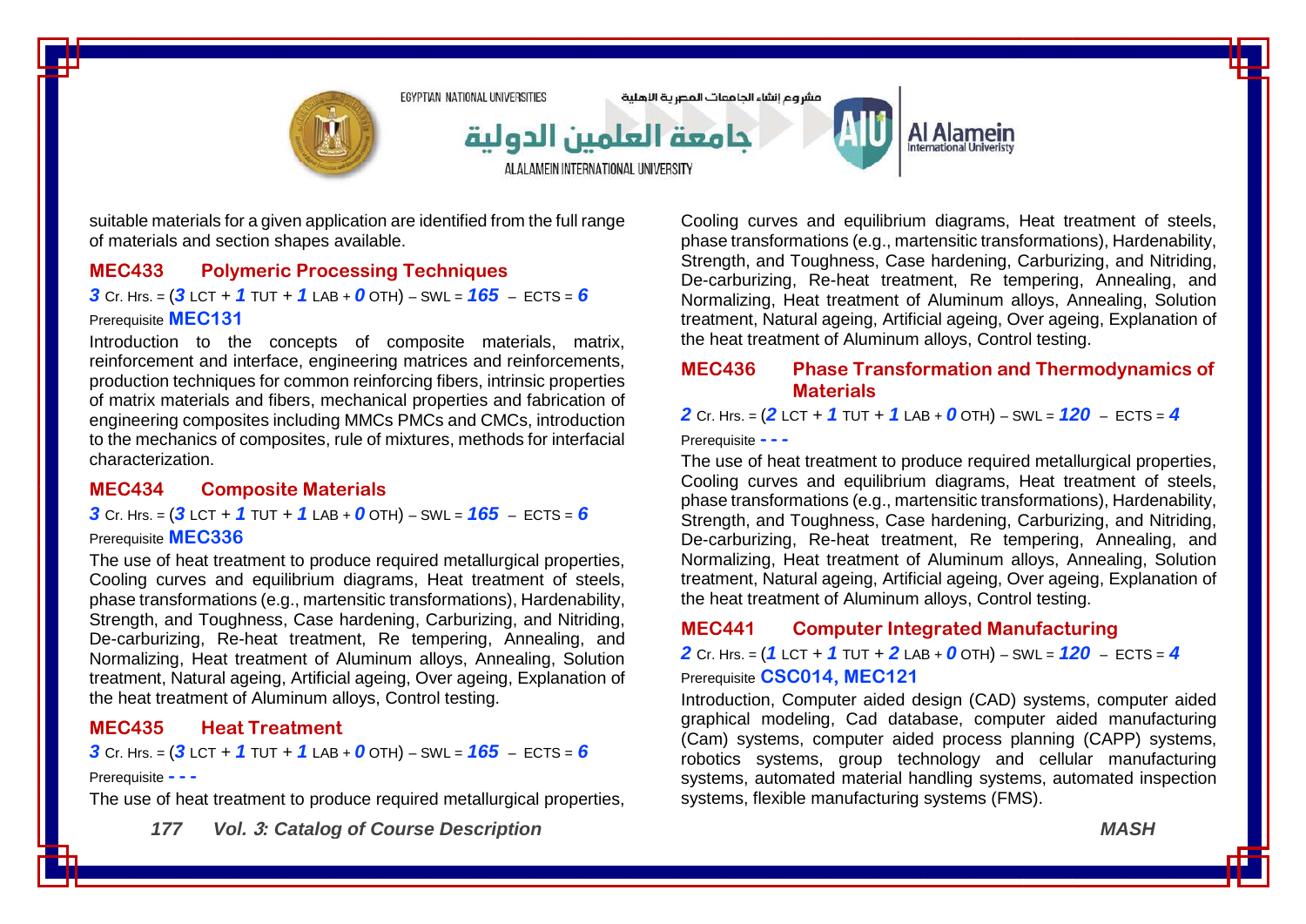suitable materials for a given application are identified from the full range of materials and section shapes available.

### MEC433 Polymeric Processing Techniques

***3*** Cr. Hrs. = (***3*** LCT + ***1*** TUT + ***1*** LAB + ***0*** OTH) – SWL = ***165*** – ECTS = ***6***

Prerequisite **MEC131**

Introduction to the concepts of composite materials, matrix, reinforcement and interface, engineering matrices and reinforcements, production techniques for common reinforcing fibers, intrinsic properties of matrix materials and fibers, mechanical properties and fabrication of engineering composites including MMCs PMCs and CMCs, introduction to the mechanics of composites, rule of mixtures, methods for interfacial characterization.

### MEC434 Composite Materials

***3*** Cr. Hrs. = (***3*** LCT + ***1*** TUT + ***1*** LAB + ***0*** OTH) – SWL = ***165*** – ECTS = ***6***

Prerequisite **MEC336**

The use of heat treatment to produce required metallurgical properties, Cooling curves and equilibrium diagrams, Heat treatment of steels, phase transformations (e.g., martensitic transformations), Hardenability, Strength, and Toughness, Case hardening, Carburizing, and Nitriding, De-carburizing, Re-heat treatment, Re tempering, Annealing, and Normalizing, Heat treatment of Aluminum alloys, Annealing, Solution treatment, Natural ageing, Artificial ageing, Over ageing, Explanation of the heat treatment of Aluminum alloys, Control testing.

### MEC435 Heat Treatment

***3*** Cr. Hrs. = (***3*** LCT + ***1*** TUT + ***1*** LAB + ***0*** OTH) – SWL = ***165*** – ECTS = ***6***

Prerequisite **- - -**

The use of heat treatment to produce required metallurgical properties, Cooling curves and equilibrium diagrams, Heat treatment of steels, phase transformations (e.g., martensitic transformations), Hardenability, Strength, and Toughness, Case hardening, Carburizing, and Nitriding, De-carburizing, Re-heat treatment, Re tempering, Annealing, and Normalizing, Heat treatment of Aluminum alloys, Annealing, Solution treatment, Natural ageing, Artificial ageing, Over ageing, Explanation of the heat treatment of Aluminum alloys, Control testing.

### MEC436 Phase Transformation and Thermodynamics of Materials

***2*** Cr. Hrs. = (***2*** LCT + ***1*** TUT + ***1*** LAB + ***0*** OTH) – SWL = ***120*** – ECTS = ***4***

Prerequisite **- - -**

The use of heat treatment to produce required metallurgical properties, Cooling curves and equilibrium diagrams, Heat treatment of steels, phase transformations (e.g., martensitic transformations), Hardenability, Strength, and Toughness, Case hardening, Carburizing, and Nitriding, De-carburizing, Re-heat treatment, Re tempering, Annealing, and Normalizing, Heat treatment of Aluminum alloys, Annealing, Solution treatment, Natural ageing, Artificial ageing, Over ageing, Explanation of the heat treatment of Aluminum alloys, Control testing.

### MEC441 Computer Integrated Manufacturing

***2*** Cr. Hrs. = (***1*** LCT + ***1*** TUT + ***2*** LAB + ***0*** OTH) – SWL = ***120*** – ECTS = ***4***

Prerequisite **CSC014, MEC121**

Introduction, Computer aided design (CAD) systems, computer aided graphical modeling, Cad database, computer aided manufacturing (Cam) systems, computer aided process planning (CAPP) systems, robotics systems, group technology and cellular manufacturing systems, automated material handling systems, automated inspection systems, flexible manufacturing systems (FMS).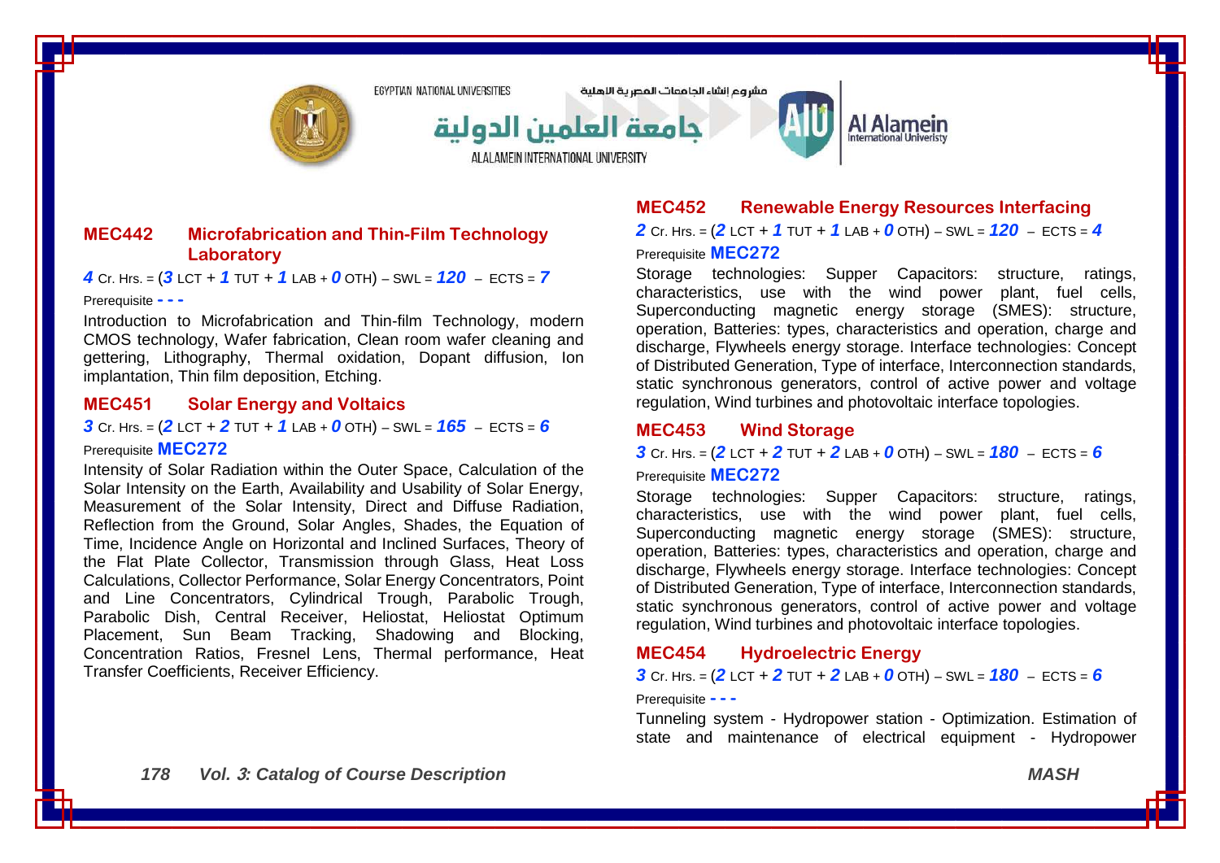### MEC442 Microfabrication and Thin-Film Technology Laboratory

***4*** Cr. Hrs. = (***3*** LCT + ***1*** TUT + ***1*** LAB + ***0*** OTH) – SWL = ***120*** – ECTS = ***7***

Prerequisite **- - -**

Introduction to Microfabrication and Thin-film Technology, modern CMOS technology, Wafer fabrication, Clean room wafer cleaning and gettering, Lithography, Thermal oxidation, Dopant diffusion, Ion implantation, Thin film deposition, Etching.

### MEC451 Solar Energy and Voltaics

***3*** Cr. Hrs. = (***2*** LCT + ***2*** TUT + ***1*** LAB + ***0*** OTH) – SWL = ***165*** – ECTS = ***6***

Prerequisite **MEC272**

Intensity of Solar Radiation within the Outer Space, Calculation of the Solar Intensity on the Earth, Availability and Usability of Solar Energy, Measurement of the Solar Intensity, Direct and Diffuse Radiation, Reflection from the Ground, Solar Angles, Shades, the Equation of Time, Incidence Angle on Horizontal and Inclined Surfaces, Theory of the Flat Plate Collector, Transmission through Glass, Heat Loss Calculations, Collector Performance, Solar Energy Concentrators, Point and Line Concentrators, Cylindrical Trough, Parabolic Trough, Parabolic Dish, Central Receiver, Heliostat, Heliostat Optimum Placement, Sun Beam Tracking, Shadowing and Blocking, Concentration Ratios, Fresnel Lens, Thermal performance, Heat Transfer Coefficients, Receiver Efficiency.

### MEC452 Renewable Energy Resources Interfacing

***2*** Cr. Hrs. = (***2*** LCT + ***1*** TUT + ***1*** LAB + ***0*** OTH) – SWL = ***120*** – ECTS = ***4***

Prerequisite **MEC272**

Storage technologies: Supper Capacitors: structure, ratings, characteristics, use with the wind power plant, fuel cells, Superconducting magnetic energy storage (SMES): structure, operation, Batteries: types, characteristics and operation, charge and discharge, Flywheels energy storage. Interface technologies: Concept of Distributed Generation, Type of interface, Interconnection standards, static synchronous generators, control of active power and voltage regulation, Wind turbines and photovoltaic interface topologies.

### MEC453 Wind Storage

***3*** Cr. Hrs. = (***2*** LCT + ***2*** TUT + ***2*** LAB + ***0*** OTH) – SWL = ***180*** – ECTS = ***6***

Prerequisite **MEC272**

Storage technologies: Supper Capacitors: structure, ratings, characteristics, use with the wind power plant, fuel cells, Superconducting magnetic energy storage (SMES): structure, operation, Batteries: types, characteristics and operation, charge and discharge, Flywheels energy storage. Interface technologies: Concept of Distributed Generation, Type of interface, Interconnection standards, static synchronous generators, control of active power and voltage regulation, Wind turbines and photovoltaic interface topologies.

### MEC454 Hydroelectric Energy

***3*** Cr. Hrs. = (***2*** LCT + ***2*** TUT + ***2*** LAB + ***0*** OTH) – SWL = ***180*** – ECTS = ***6***

Prerequisite **- - -**

Tunneling system - Hydropower station - Optimization. Estimation of state and maintenance of electrical equipment - Hydropower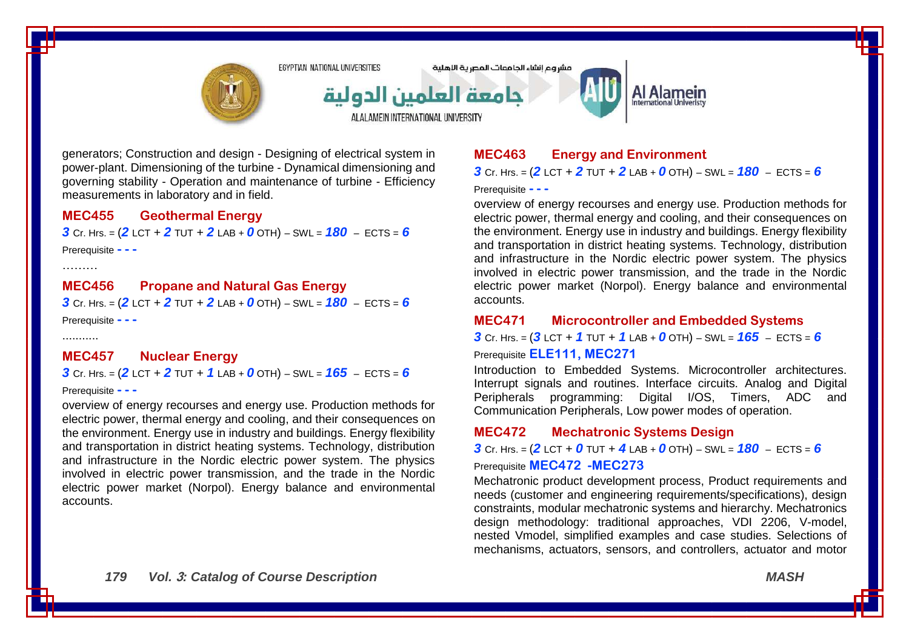generators; Construction and design - Designing of electrical system in power-plant. Dimensioning of the turbine - Dynamical dimensioning and governing stability - Operation and maintenance of turbine - Efficiency measurements in laboratory and in field.

### MEC455 Geothermal Energy

***3*** Cr. Hrs. = (***2*** LCT + ***2*** TUT + ***2*** LAB + ***0*** OTH) – SWL = ***180*** – ECTS = ***6***

Prerequisite **- - -**

………

### MEC456 Propane and Natural Gas Energy

***3*** Cr. Hrs. = (***2*** LCT + ***2*** TUT + ***2*** LAB + ***0*** OTH) – SWL = ***180*** – ECTS = ***6***

Prerequisite **- - -**

………..

### MEC457 Nuclear Energy

***3*** Cr. Hrs. = (***2*** LCT + ***2*** TUT + ***1*** LAB + ***0*** OTH) – SWL = ***165*** – ECTS = ***6***

Prerequisite **- - -**

overview of energy recourses and energy use. Production methods for electric power, thermal energy and cooling, and their consequences on the environment. Energy use in industry and buildings. Energy flexibility and transportation in district heating systems. Technology, distribution and infrastructure in the Nordic electric power system. The physics involved in electric power transmission, and the trade in the Nordic electric power market (Norpol). Energy balance and environmental accounts.

### MEC463 Energy and Environment

***3*** Cr. Hrs. = (***2*** LCT + ***2*** TUT + ***2*** LAB + ***0*** OTH) – SWL = ***180*** – ECTS = ***6***

Prerequisite **- - -**

overview of energy recourses and energy use. Production methods for electric power, thermal energy and cooling, and their consequences on the environment. Energy use in industry and buildings. Energy flexibility and transportation in district heating systems. Technology, distribution and infrastructure in the Nordic electric power system. The physics involved in electric power transmission, and the trade in the Nordic electric power market (Norpol). Energy balance and environmental accounts.

### MEC471 Microcontroller and Embedded Systems

***3*** Cr. Hrs. = (***3*** LCT + ***1*** TUT + ***1*** LAB + ***0*** OTH) – SWL = ***165*** – ECTS = ***6***

Prerequisite **ELE111, MEC271**

Introduction to Embedded Systems. Microcontroller architectures. Interrupt signals and routines. Interface circuits. Analog and Digital Peripherals programming: Digital I/OS, Timers, ADC and Communication Peripherals, Low power modes of operation.

### MEC472 Mechatronic Systems Design

***3*** Cr. Hrs. = (***2*** LCT + ***0*** TUT + ***4*** LAB + ***0*** OTH) – SWL = ***180*** – ECTS = ***6***

Prerequisite **MEC472 -MEC273**

Mechatronic product development process, Product requirements and needs (customer and engineering requirements/specifications), design constraints, modular mechatronic systems and hierarchy. Mechatronics design methodology: traditional approaches, VDI 2206, V-model, nested Vmodel, simplified examples and case studies. Selections of mechanisms, actuators, sensors, and controllers, actuator and motor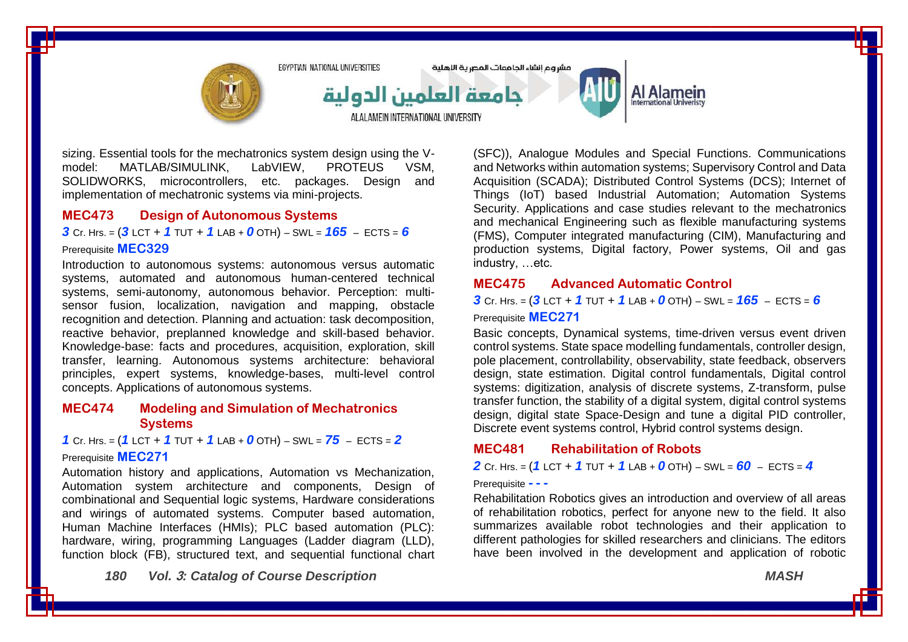sizing. Essential tools for the mechatronics system design using the V-model: MATLAB/SIMULINK, LabVIEW, PROTEUS VSM, SOLIDWORKS, microcontrollers, etc. packages. Design and implementation of mechatronic systems via mini-projects.

### MEC473 Design of Autonomous Systems

***3*** Cr. Hrs. = (***1*** LCT + ***1*** TUT + ***1*** LAB + ***0*** OTH) – SWL = ***165*** – ECTS = ***6***

Prerequisite **MEC329**

Introduction to autonomous systems: autonomous versus automatic systems, automated and autonomous human-centered technical systems, semi-autonomy, autonomous behavior. Perception: multi-sensor fusion, localization, navigation and mapping, obstacle recognition and detection. Planning and actuation: task decomposition, reactive behavior, preplanned knowledge and skill-based behavior. Knowledge-base: facts and procedures, acquisition, exploration, skill transfer, learning. Autonomous systems architecture: behavioral principles, expert systems, knowledge-bases, multi-level control concepts. Applications of autonomous systems.

### MEC474 Modeling and Simulation of Mechatronics Systems

***1*** Cr. Hrs. = (***1*** LCT + ***1*** TUT + ***1*** LAB + ***0*** OTH) – SWL = ***75*** – ECTS = ***2***

Prerequisite **MEC271**

Automation history and applications, Automation vs Mechanization, Automation system architecture and components, Design of combinational and Sequential logic systems, Hardware considerations and wirings of automated systems. Computer based automation, Human Machine Interfaces (HMIs); PLC based automation (PLC): hardware, wiring, programming Languages (Ladder diagram (LLD), function block (FB), structured text, and sequential functional chart (SFC)), Analogue Modules and Special Functions. Communications and Networks within automation systems; Supervisory Control and Data Acquisition (SCADA); Distributed Control Systems (DCS); Internet of Things (IoT) based Industrial Automation; Automation Systems Security. Applications and case studies relevant to the mechatronics and mechanical Engineering such as flexible manufacturing systems (FMS), Computer integrated manufacturing (CIM), Manufacturing and production systems, Digital factory, Power systems, Oil and gas industry, …etc.

### MEC475 Advanced Automatic Control

***3*** Cr. Hrs. = (***3*** LCT + ***1*** TUT + ***1*** LAB + ***0*** OTH) – SWL = ***165*** – ECTS = ***6***

Prerequisite **MEC271**

Basic concepts, Dynamical systems, time-driven versus event driven control systems. State space modelling fundamentals, controller design, pole placement, controllability, observability, state feedback, observers design, state estimation. Digital control fundamentals, Digital control systems: digitization, analysis of discrete systems, Z-transform, pulse transfer function, the stability of a digital system, digital control systems design, digital state Space-Design and tune a digital PID controller, Discrete event systems control, Hybrid control systems design.

### MEC481 Rehabilitation of Robots

***2*** Cr. Hrs. = (***1*** LCT + ***1*** TUT + ***1*** LAB + ***0*** OTH) – SWL = ***60*** – ECTS = ***4***

Prerequisite **- - -**

Rehabilitation Robotics gives an introduction and overview of all areas of rehabilitation robotics, perfect for anyone new to the field. It also summarizes available robot technologies and their application to different pathologies for skilled researchers and clinicians. The editors have been involved in the development and application of robotic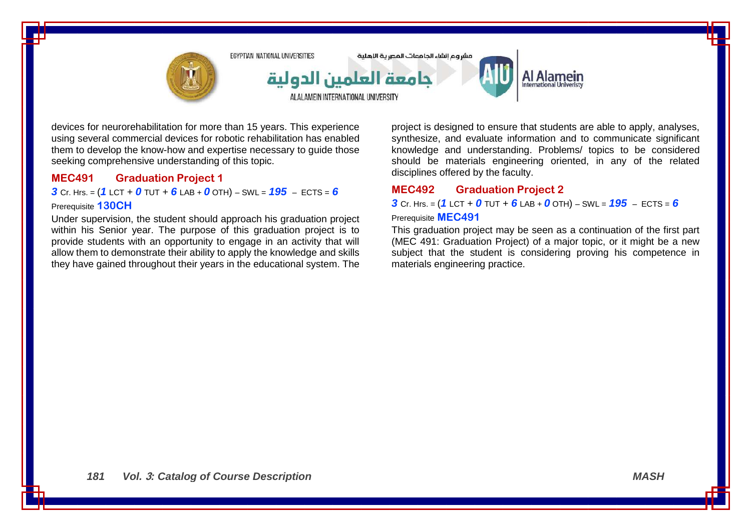devices for neurorehabilitation for more than 15 years. This experience using several commercial devices for robotic rehabilitation has enabled them to develop the know-how and expertise necessary to guide those seeking comprehensive understanding of this topic.

### MEC491 Graduation Project 1

***3*** Cr. Hrs. = (***1*** LCT + ***0*** TUT + ***6*** LAB + ***0*** OTH) – SWL = ***195*** – ECTS = ***6***

Prerequisite **130CH**

Under supervision, the student should approach his graduation project within his Senior year. The purpose of this graduation project is to provide students with an opportunity to engage in an activity that will allow them to demonstrate their ability to apply the knowledge and skills they have gained throughout their years in the educational system. The project is designed to ensure that students are able to apply, analyses, synthesize, and evaluate information and to communicate significant knowledge and understanding. Problems/ topics to be considered should be materials engineering oriented, in any of the related disciplines offered by the faculty.

### MEC492 Graduation Project 2

***3*** Cr. Hrs. = (***1*** LCT + ***0*** TUT + ***6*** LAB + ***0*** OTH) – SWL = ***195*** – ECTS = ***6***

Prerequisite **MEC491**

This graduation project may be seen as a continuation of the first part (MEC 491: Graduation Project) of a major topic, or it might be a new subject that the student is considering proving his competence in materials engineering practice.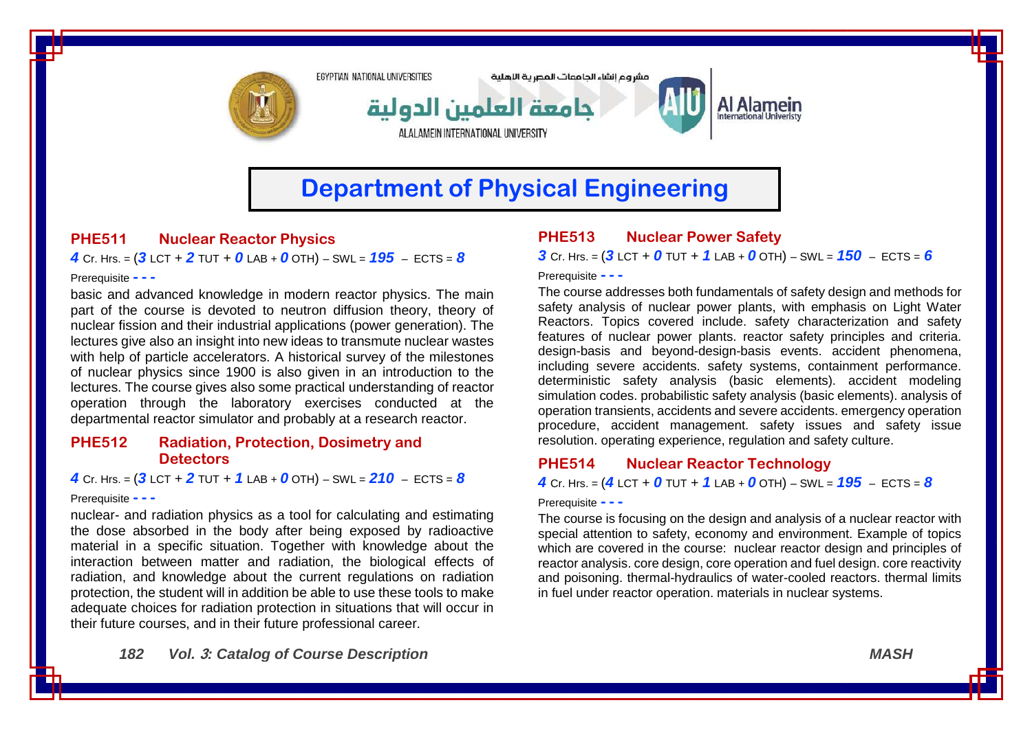# Department of Physical Engineering

### PHE511 Nuclear Reactor Physics

**4** Cr. Hrs. = (**3** LCT + **2** TUT + **0** LAB + **0** OTH) – SWL = **195** – ECTS = **8**

Prerequisite - - -

basic and advanced knowledge in modern reactor physics. The main part of the course is devoted to neutron diffusion theory, theory of nuclear fission and their industrial applications (power generation). The lectures give also an insight into new ideas to transmute nuclear wastes with help of particle accelerators. A historical survey of the milestones of nuclear physics since 1900 is also given in an introduction to the lectures. The course gives also some practical understanding of reactor operation through the laboratory exercises conducted at the departmental reactor simulator and probably at a research reactor.

### PHE512 Radiation, Protection, Dosimetry and Detectors

**4** Cr. Hrs. = (**3** LCT + **2** TUT + **1** LAB + **0** OTH) – SWL = **210** – ECTS = **8**

Prerequisite - - -

nuclear- and radiation physics as a tool for calculating and estimating the dose absorbed in the body after being exposed by radioactive material in a specific situation. Together with knowledge about the interaction between matter and radiation, the biological effects of radiation, and knowledge about the current regulations on radiation protection, the student will in addition be able to use these tools to make adequate choices for radiation protection in situations that will occur in their future courses, and in their future professional career.

### PHE513 Nuclear Power Safety

**3** Cr. Hrs. = (**3** LCT + **0** TUT + **1** LAB + **0** OTH) – SWL = **150** – ECTS = **6**

Prerequisite - - -

The course addresses both fundamentals of safety design and methods for safety analysis of nuclear power plants, with emphasis on Light Water Reactors. Topics covered include. safety characterization and safety features of nuclear power plants. reactor safety principles and criteria. design-basis and beyond-design-basis events. accident phenomena, including severe accidents. safety systems, containment performance. deterministic safety analysis (basic elements). accident modeling simulation codes. probabilistic safety analysis (basic elements). analysis of operation transients, accidents and severe accidents. emergency operation procedure, accident management. safety issues and safety issue resolution. operating experience, regulation and safety culture.

### PHE514 Nuclear Reactor Technology

**4** Cr. Hrs. = (**4** LCT + **0** TUT + **1** LAB + **0** OTH) – SWL = **195** – ECTS = **8**

Prerequisite - - -

The course is focusing on the design and analysis of a nuclear reactor with special attention to safety, economy and environment. Example of topics which are covered in the course: nuclear reactor design and principles of reactor analysis. core design, core operation and fuel design. core reactivity and poisoning. thermal-hydraulics of water-cooled reactors. thermal limits in fuel under reactor operation. materials in nuclear systems.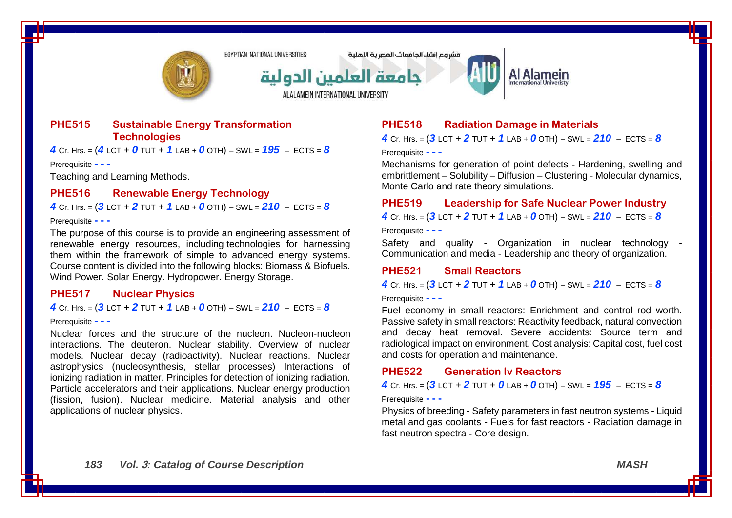### PHE515 Sustainable Energy Transformation Technologies

**4** Cr. Hrs. = (**4** LCT + **0** TUT + **1** LAB + **0** OTH) – SWL = **195** – ECTS = **8**

Prerequisite **- - -**

Teaching and Learning Methods.

### PHE516 Renewable Energy Technology

**4** Cr. Hrs. = (**3** LCT + **2** TUT + **1** LAB + **0** OTH) – SWL = **210** – ECTS = **8**

Prerequisite **- - -**

The purpose of this course is to provide an engineering assessment of renewable energy resources, including technologies for harnessing them within the framework of simple to advanced energy systems. Course content is divided into the following blocks: Biomass & Biofuels. Wind Power. Solar Energy. Hydropower. Energy Storage.

### PHE517 Nuclear Physics

**4** Cr. Hrs. = (**3** LCT + **2** TUT + **1** LAB + **0** OTH) – SWL = **210** – ECTS = **8**

Prerequisite **- - -**

Nuclear forces and the structure of the nucleon. Nucleon-nucleon interactions. The deuteron. Nuclear stability. Overview of nuclear models. Nuclear decay (radioactivity). Nuclear reactions. Nuclear astrophysics (nucleosynthesis, stellar processes) Interactions of ionizing radiation in matter. Principles for detection of ionizing radiation. Particle accelerators and their applications. Nuclear energy production (fission, fusion). Nuclear medicine. Material analysis and other applications of nuclear physics.

### PHE518 Radiation Damage in Materials

**4** Cr. Hrs. = (**3** LCT + **2** TUT + **1** LAB + **0** OTH) – SWL = **210** – ECTS = **8**

Prerequisite **- - -**

Mechanisms for generation of point defects - Hardening, swelling and embrittlement – Solubility – Diffusion – Clustering - Molecular dynamics, Monte Carlo and rate theory simulations.

### PHE519 Leadership for Safe Nuclear Power Industry

**4** Cr. Hrs. = (**3** LCT + **2** TUT + **1** LAB + **0** OTH) – SWL = **210** – ECTS = **8**

Prerequisite **- - -**

Safety and quality - Organization in nuclear technology - Communication and media - Leadership and theory of organization.

### PHE521 Small Reactors

**4** Cr. Hrs. = (**3** LCT + **2** TUT + **1** LAB + **0** OTH) – SWL = **210** – ECTS = **8**

Prerequisite **- - -**

Fuel economy in small reactors: Enrichment and control rod worth. Passive safety in small reactors: Reactivity feedback, natural convection and decay heat removal. Severe accidents: Source term and radiological impact on environment. Cost analysis: Capital cost, fuel cost and costs for operation and maintenance.

### PHE522 Generation Iv Reactors

**4** Cr. Hrs. = (**3** LCT + **2** TUT + **0** LAB + **0** OTH) – SWL = **195** – ECTS = **8**

Prerequisite **- - -**

Physics of breeding - Safety parameters in fast neutron systems - Liquid metal and gas coolants - Fuels for fast reactors - Radiation damage in fast neutron spectra - Core design.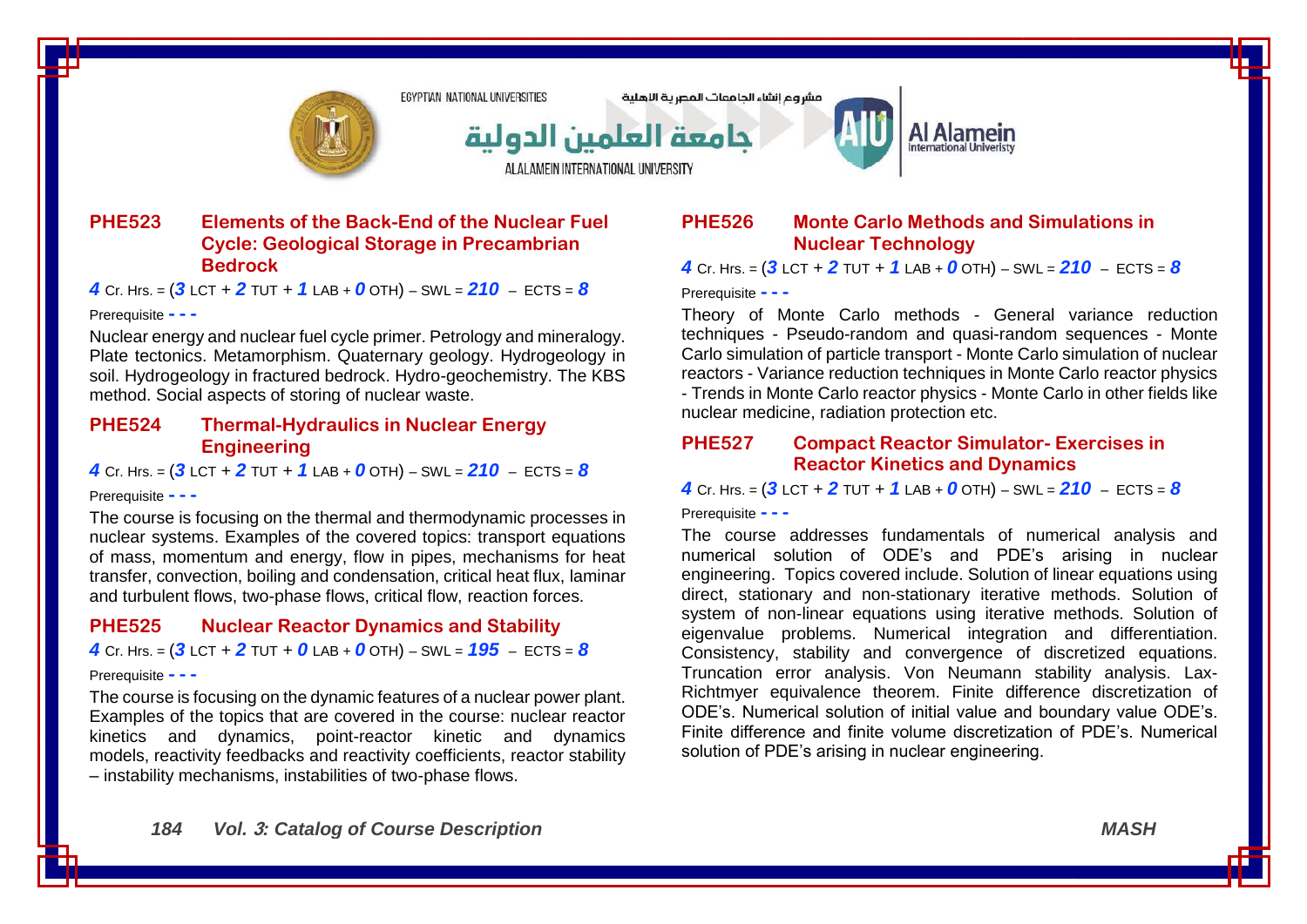### PHE523 Elements of the Back-End of the Nuclear Fuel Cycle: Geological Storage in Precambrian Bedrock

**4** Cr. Hrs. = (**3** LCT + **2** TUT + **1** LAB + **0** OTH) – SWL = **210** – ECTS = **8**

Prerequisite - - -

Nuclear energy and nuclear fuel cycle primer. Petrology and mineralogy. Plate tectonics. Metamorphism. Quaternary geology. Hydrogeology in soil. Hydrogeology in fractured bedrock. Hydro-geochemistry. The KBS method. Social aspects of storing of nuclear waste.

### PHE524 Thermal-Hydraulics in Nuclear Energy Engineering

**4** Cr. Hrs. = (**3** LCT + **2** TUT + **1** LAB + **0** OTH) – SWL = **210** – ECTS = **8**

Prerequisite - - -

The course is focusing on the thermal and thermodynamic processes in nuclear systems. Examples of the covered topics: transport equations of mass, momentum and energy, flow in pipes, mechanisms for heat transfer, convection, boiling and condensation, critical heat flux, laminar and turbulent flows, two-phase flows, critical flow, reaction forces.

### PHE525 Nuclear Reactor Dynamics and Stability

**4** Cr. Hrs. = (**3** LCT + **2** TUT + **0** LAB + **0** OTH) – SWL = **195** – ECTS = **8**

Prerequisite - - -

The course is focusing on the dynamic features of a nuclear power plant. Examples of the topics that are covered in the course: nuclear reactor kinetics and dynamics, point-reactor kinetic and dynamics models, reactivity feedbacks and reactivity coefficients, reactor stability – instability mechanisms, instabilities of two-phase flows.

### PHE526 Monte Carlo Methods and Simulations in Nuclear Technology

**4** Cr. Hrs. = (**3** LCT + **2** TUT + **1** LAB + **0** OTH) – SWL = **210** – ECTS = **8**

Prerequisite - - -

Theory of Monte Carlo methods - General variance reduction techniques - Pseudo-random and quasi-random sequences - Monte Carlo simulation of particle transport - Monte Carlo simulation of nuclear reactors - Variance reduction techniques in Monte Carlo reactor physics - Trends in Monte Carlo reactor physics - Monte Carlo in other fields like nuclear medicine, radiation protection etc.

### PHE527 Compact Reactor Simulator- Exercises in Reactor Kinetics and Dynamics

**4** Cr. Hrs. = (**3** LCT + **2** TUT + **1** LAB + **0** OTH) – SWL = **210** – ECTS = **8**

Prerequisite - - -

The course addresses fundamentals of numerical analysis and numerical solution of ODE's and PDE's arising in nuclear engineering. Topics covered include. Solution of linear equations using direct, stationary and non-stationary iterative methods. Solution of system of non-linear equations using iterative methods. Solution of eigenvalue problems. Numerical integration and differentiation. Consistency, stability and convergence of discretized equations. Truncation error analysis. Von Neumann stability analysis. Lax-Richtmyer equivalence theorem. Finite difference discretization of ODE's. Numerical solution of initial value and boundary value ODE's. Finite difference and finite volume discretization of PDE's. Numerical solution of PDE's arising in nuclear engineering.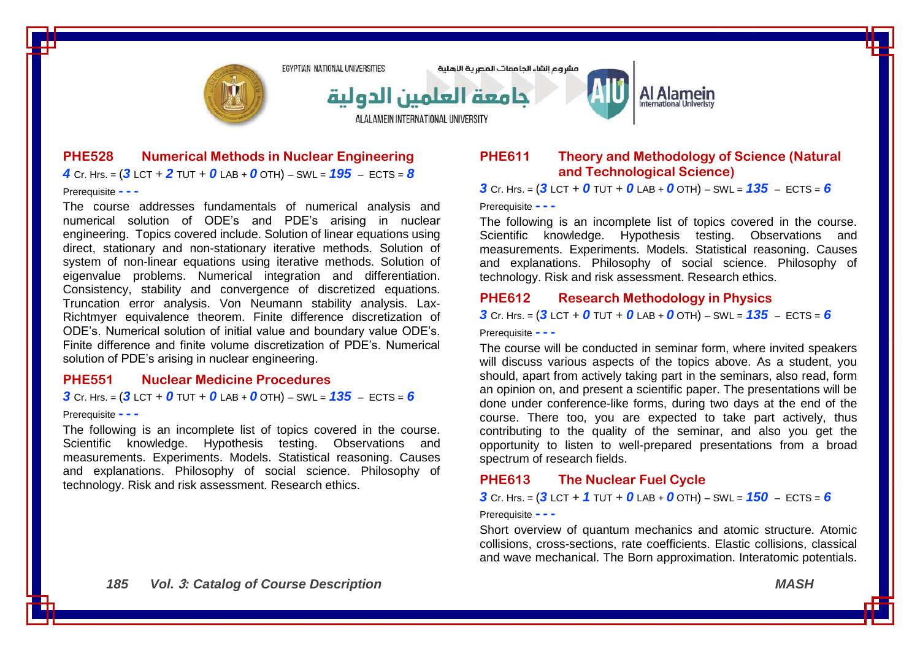### PHE528 Numerical Methods in Nuclear Engineering

***4*** Cr. Hrs. = (***3*** LCT + ***2*** TUT + ***0*** LAB + ***0*** OTH) – SWL = ***195*** – ECTS = ***8***

Prerequisite - - -

The course addresses fundamentals of numerical analysis and numerical solution of ODE's and PDE's arising in nuclear engineering. Topics covered include. Solution of linear equations using direct, stationary and non-stationary iterative methods. Solution of system of non-linear equations using iterative methods. Solution of eigenvalue problems. Numerical integration and differentiation. Consistency, stability and convergence of discretized equations. Truncation error analysis. Von Neumann stability analysis. Lax-Richtmyer equivalence theorem. Finite difference discretization of ODE's. Numerical solution of initial value and boundary value ODE's. Finite difference and finite volume discretization of PDE's. Numerical solution of PDE's arising in nuclear engineering.

### PHE551 Nuclear Medicine Procedures

***3*** Cr. Hrs. = (***3*** LCT + ***0*** TUT + ***0*** LAB + ***0*** OTH) – SWL = ***135*** – ECTS = ***6***

Prerequisite - - -

The following is an incomplete list of topics covered in the course. Scientific knowledge. Hypothesis testing. Observations and measurements. Experiments. Models. Statistical reasoning. Causes and explanations. Philosophy of social science. Philosophy of technology. Risk and risk assessment. Research ethics.

### PHE611 Theory and Methodology of Science (Natural and Technological Science)

***3*** Cr. Hrs. = (***3*** LCT + ***0*** TUT + ***0*** LAB + ***0*** OTH) – SWL = ***135*** – ECTS = ***6***

Prerequisite - - -

The following is an incomplete list of topics covered in the course. Scientific knowledge. Hypothesis testing. Observations and measurements. Experiments. Models. Statistical reasoning. Causes and explanations. Philosophy of social science. Philosophy of technology. Risk and risk assessment. Research ethics.

### PHE612 Research Methodology in Physics

***3*** Cr. Hrs. = (***3*** LCT + ***0*** TUT + ***0*** LAB + ***0*** OTH) – SWL = ***135*** – ECTS = ***6***

Prerequisite - - -

The course will be conducted in seminar form, where invited speakers will discuss various aspects of the topics above. As a student, you should, apart from actively taking part in the seminars, also read, form an opinion on, and present a scientific paper. The presentations will be done under conference-like forms, during two days at the end of the course. There too, you are expected to take part actively, thus contributing to the quality of the seminar, and also you get the opportunity to listen to well-prepared presentations from a broad spectrum of research fields.

### PHE613 The Nuclear Fuel Cycle

***3*** Cr. Hrs. = (***3*** LCT + ***1*** TUT + ***0*** LAB + ***0*** OTH) – SWL = ***150*** – ECTS = ***6***

Prerequisite - - -

Short overview of quantum mechanics and atomic structure. Atomic collisions, cross-sections, rate coefficients. Elastic collisions, classical and wave mechanical. The Born approximation. Interatomic potentials.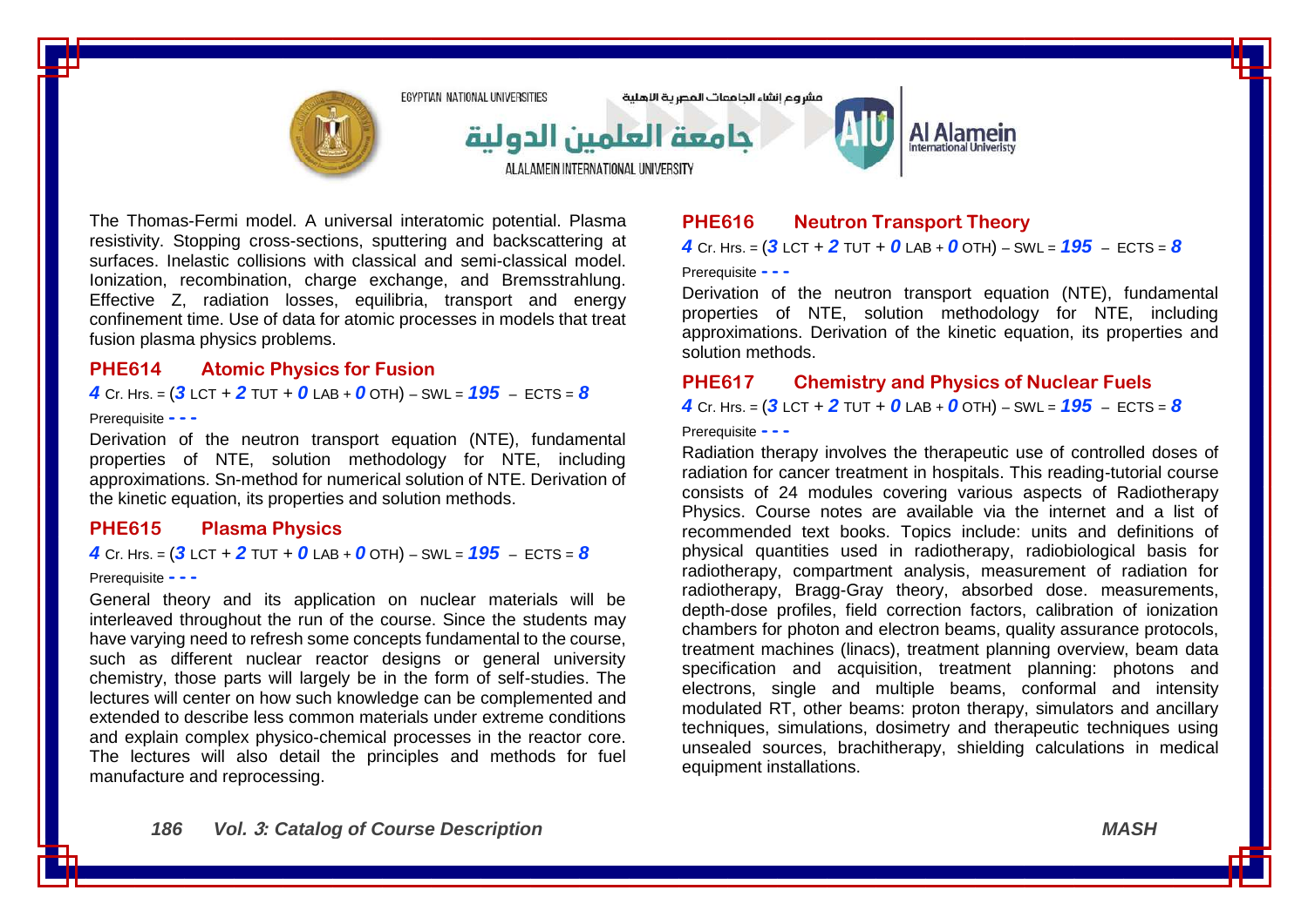The Thomas-Fermi model. A universal interatomic potential. Plasma resistivity. Stopping cross-sections, sputtering and backscattering at surfaces. Inelastic collisions with classical and semi-classical model. Ionization, recombination, charge exchange, and Bremsstrahlung. Effective Z, radiation losses, equilibria, transport and energy confinement time. Use of data for atomic processes in models that treat fusion plasma physics problems.

### PHE614 Atomic Physics for Fusion

***4*** Cr. Hrs. = (***3*** LCT + ***2*** TUT + ***0*** LAB + ***0*** OTH) – SWL = ***195*** – ECTS = ***8***

Prerequisite **- - -**

Derivation of the neutron transport equation (NTE), fundamental properties of NTE, solution methodology for NTE, including approximations. Sn-method for numerical solution of NTE. Derivation of the kinetic equation, its properties and solution methods.

### PHE615 Plasma Physics

***4*** Cr. Hrs. = (***3*** LCT + ***2*** TUT + ***0*** LAB + ***0*** OTH) – SWL = ***195*** – ECTS = ***8***

Prerequisite **- - -**

General theory and its application on nuclear materials will be interleaved throughout the run of the course. Since the students may have varying need to refresh some concepts fundamental to the course, such as different nuclear reactor designs or general university chemistry, those parts will largely be in the form of self-studies. The lectures will center on how such knowledge can be complemented and extended to describe less common materials under extreme conditions and explain complex physico-chemical processes in the reactor core. The lectures will also detail the principles and methods for fuel manufacture and reprocessing.

### PHE616 Neutron Transport Theory

***4*** Cr. Hrs. = (***3*** LCT + ***2*** TUT + ***0*** LAB + ***0*** OTH) – SWL = ***195*** – ECTS = ***8***

Prerequisite **- - -**

Derivation of the neutron transport equation (NTE), fundamental properties of NTE, solution methodology for NTE, including approximations. Derivation of the kinetic equation, its properties and solution methods.

### PHE617 Chemistry and Physics of Nuclear Fuels

***4*** Cr. Hrs. = (***3*** LCT + ***2*** TUT + ***0*** LAB + ***0*** OTH) – SWL = ***195*** – ECTS = ***8***

Prerequisite **- - -**

Radiation therapy involves the therapeutic use of controlled doses of radiation for cancer treatment in hospitals. This reading-tutorial course consists of 24 modules covering various aspects of Radiotherapy Physics. Course notes are available via the internet and a list of recommended text books. Topics include: units and definitions of physical quantities used in radiotherapy, radiobiological basis for radiotherapy, compartment analysis, measurement of radiation for radiotherapy, Bragg-Gray theory, absorbed dose. measurements, depth-dose profiles, field correction factors, calibration of ionization chambers for photon and electron beams, quality assurance protocols, treatment machines (linacs), treatment planning overview, beam data specification and acquisition, treatment planning: photons and electrons, single and multiple beams, conformal and intensity modulated RT, other beams: proton therapy, simulators and ancillary techniques, simulations, dosimetry and therapeutic techniques using unsealed sources, brachitherapy, shielding calculations in medical equipment installations.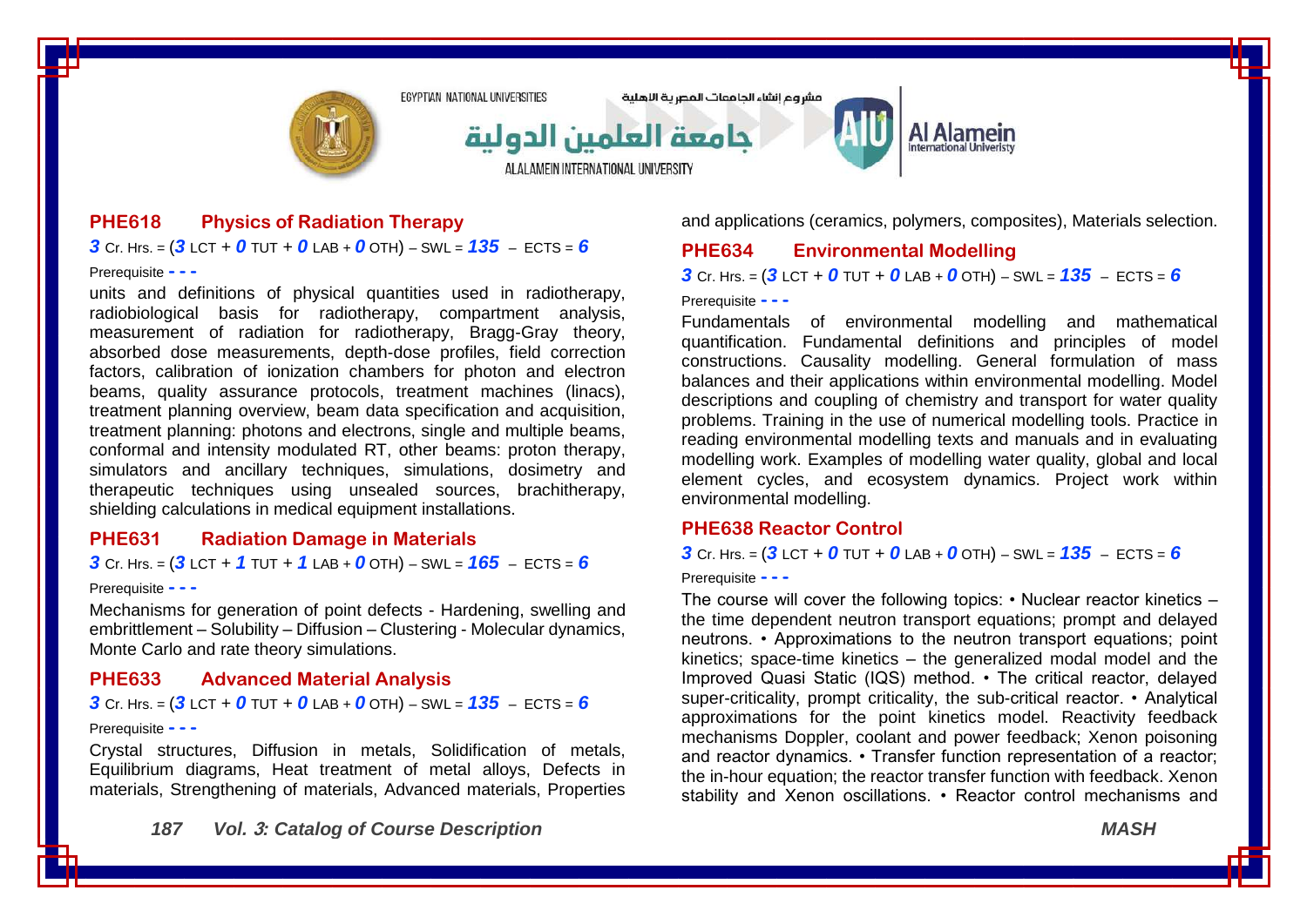### PHE618 Physics of Radiation Therapy

**3** Cr. Hrs. = (**3** LCT + **0** TUT + **0** LAB + **0** OTH) – SWL = **135** – ECTS = **6**

Prerequisite **- - -**

units and definitions of physical quantities used in radiotherapy, radiobiological basis for radiotherapy, compartment analysis, measurement of radiation for radiotherapy, Bragg-Gray theory, absorbed dose measurements, depth-dose profiles, field correction factors, calibration of ionization chambers for photon and electron beams, quality assurance protocols, treatment machines (linacs), treatment planning overview, beam data specification and acquisition, treatment planning: photons and electrons, single and multiple beams, conformal and intensity modulated RT, other beams: proton therapy, simulators and ancillary techniques, simulations, dosimetry and therapeutic techniques using unsealed sources, brachitherapy, shielding calculations in medical equipment installations.

### PHE631 Radiation Damage in Materials

**3** Cr. Hrs. = (**3** LCT + **1** TUT + **1** LAB + **0** OTH) – SWL = **165** – ECTS = **6**

Prerequisite **- - -**

Mechanisms for generation of point defects - Hardening, swelling and embrittlement – Solubility – Diffusion – Clustering - Molecular dynamics, Monte Carlo and rate theory simulations.

### PHE633 Advanced Material Analysis

**3** Cr. Hrs. = (**3** LCT + **0** TUT + **0** LAB + **0** OTH) – SWL = **135** – ECTS = **6**

Prerequisite **- - -**

Crystal structures, Diffusion in metals, Solidification of metals, Equilibrium diagrams, Heat treatment of metal alloys, Defects in materials, Strengthening of materials, Advanced materials, Properties and applications (ceramics, polymers, composites), Materials selection.

### PHE634 Environmental Modelling

**3** Cr. Hrs. = (**3** LCT + **0** TUT + **0** LAB + **0** OTH) – SWL = **135** – ECTS = **6**

Prerequisite **- - -**

Fundamentals of environmental modelling and mathematical quantification. Fundamental definitions and principles of model constructions. Causality modelling. General formulation of mass balances and their applications within environmental modelling. Model descriptions and coupling of chemistry and transport for water quality problems. Training in the use of numerical modelling tools. Practice in reading environmental modelling texts and manuals and in evaluating modelling work. Examples of modelling water quality, global and local element cycles, and ecosystem dynamics. Project work within environmental modelling.

### PHE638 Reactor Control

**3** Cr. Hrs. = (**3** LCT + **0** TUT + **0** LAB + **0** OTH) – SWL = **135** – ECTS = **6**

Prerequisite **- - -**

The course will cover the following topics: • Nuclear reactor kinetics – the time dependent neutron transport equations; prompt and delayed neutrons. • Approximations to the neutron transport equations; point kinetics; space-time kinetics – the generalized modal model and the Improved Quasi Static (IQS) method. • The critical reactor, delayed super-criticality, prompt criticality, the sub-critical reactor. • Analytical approximations for the point kinetics model. Reactivity feedback mechanisms Doppler, coolant and power feedback; Xenon poisoning and reactor dynamics. • Transfer function representation of a reactor; the in-hour equation; the reactor transfer function with feedback. Xenon stability and Xenon oscillations. • Reactor control mechanisms and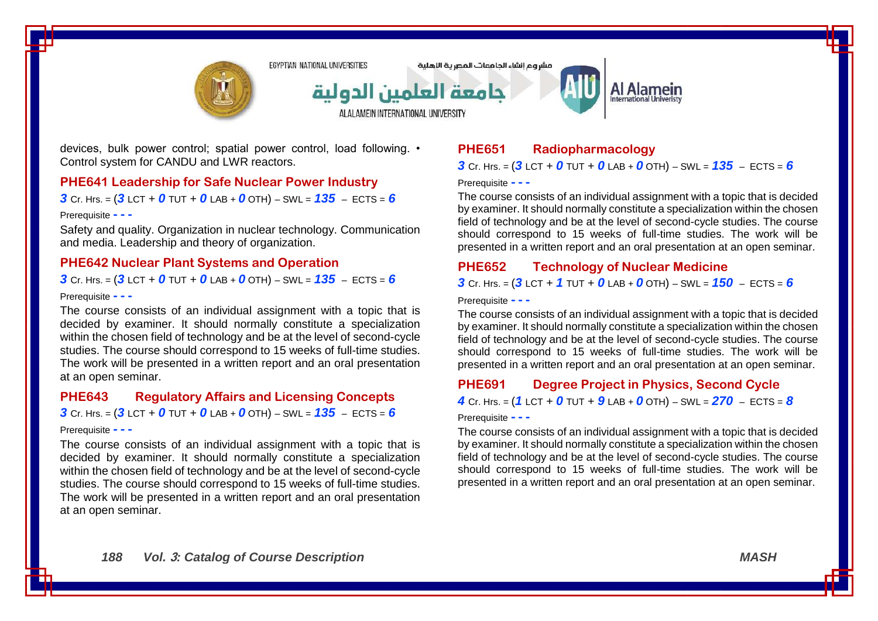devices, bulk power control; spatial power control, load following. • Control system for CANDU and LWR reactors.

### PHE641 Leadership for Safe Nuclear Power Industry

***3*** Cr. Hrs. = (***3*** LCT + ***0*** TUT + ***0*** LAB + ***0*** OTH) – SWL = ***135*** – ECTS = ***6***

Prerequisite - - -

Safety and quality. Organization in nuclear technology. Communication and media. Leadership and theory of organization.

### PHE642 Nuclear Plant Systems and Operation

***3*** Cr. Hrs. = (***3*** LCT + ***0*** TUT + ***0*** LAB + ***0*** OTH) – SWL = ***135*** – ECTS = ***6***

Prerequisite - - -

The course consists of an individual assignment with a topic that is decided by examiner. It should normally constitute a specialization within the chosen field of technology and be at the level of second-cycle studies. The course should correspond to 15 weeks of full-time studies. The work will be presented in a written report and an oral presentation at an open seminar.

### PHE643 Regulatory Affairs and Licensing Concepts

***3*** Cr. Hrs. = (***3*** LCT + ***0*** TUT + ***0*** LAB + ***0*** OTH) – SWL = ***135*** – ECTS = ***6***

Prerequisite - - -

The course consists of an individual assignment with a topic that is decided by examiner. It should normally constitute a specialization within the chosen field of technology and be at the level of second-cycle studies. The course should correspond to 15 weeks of full-time studies. The work will be presented in a written report and an oral presentation at an open seminar.

### PHE651 Radiopharmacology

***3*** Cr. Hrs. = (***3*** LCT + ***0*** TUT + ***0*** LAB + ***0*** OTH) – SWL = ***135*** – ECTS = ***6***

Prerequisite - - -

The course consists of an individual assignment with a topic that is decided by examiner. It should normally constitute a specialization within the chosen field of technology and be at the level of second-cycle studies. The course should correspond to 15 weeks of full-time studies. The work will be presented in a written report and an oral presentation at an open seminar.

### PHE652 Technology of Nuclear Medicine

***3*** Cr. Hrs. = (***3*** LCT + ***1*** TUT + ***0*** LAB + ***0*** OTH) – SWL = ***150*** – ECTS = ***6***

Prerequisite - - -

The course consists of an individual assignment with a topic that is decided by examiner. It should normally constitute a specialization within the chosen field of technology and be at the level of second-cycle studies. The course should correspond to 15 weeks of full-time studies. The work will be presented in a written report and an oral presentation at an open seminar.

### PHE691 Degree Project in Physics, Second Cycle

***4*** Cr. Hrs. = (***1*** LCT + ***0*** TUT + ***9*** LAB + ***0*** OTH) – SWL = ***270*** – ECTS = ***8***

Prerequisite - - -

The course consists of an individual assignment with a topic that is decided by examiner. It should normally constitute a specialization within the chosen field of technology and be at the level of second-cycle studies. The course should correspond to 15 weeks of full-time studies. The work will be presented in a written report and an oral presentation at an open seminar.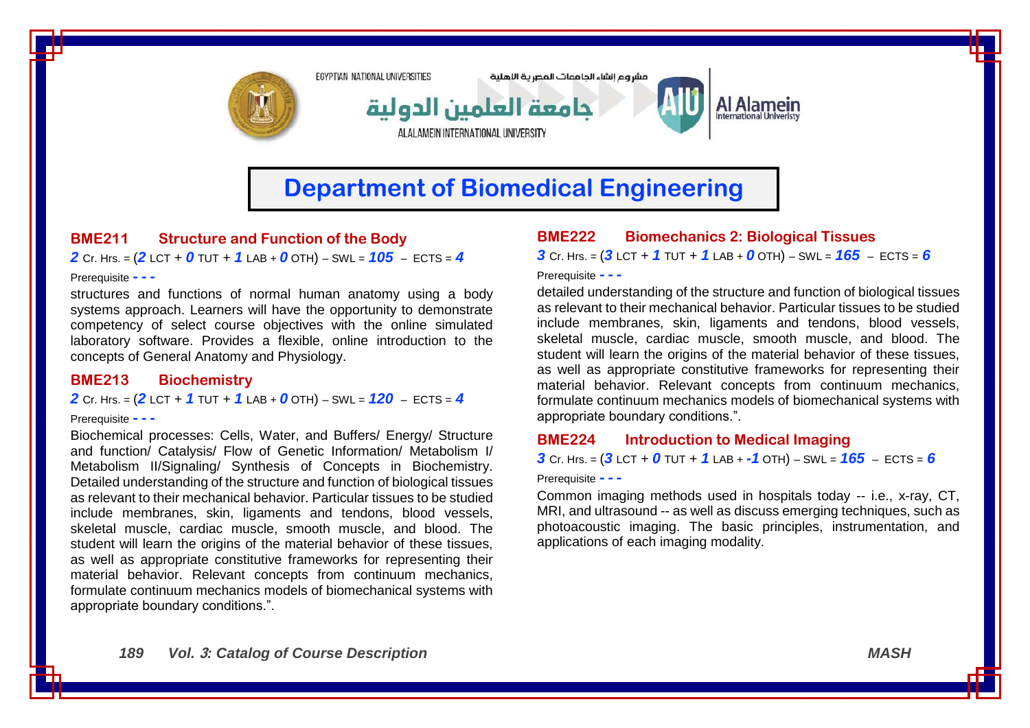# Department of Biomedical Engineering

### BME211 Structure and Function of the Body

*2* Cr. Hrs. = (*2* LCT + *0* TUT + *1* LAB + *0* OTH) – SWL = *105* – ECTS = *4*

Prerequisite - - -

structures and functions of normal human anatomy using a body systems approach. Learners will have the opportunity to demonstrate competency of select course objectives with the online simulated laboratory software. Provides a flexible, online introduction to the concepts of General Anatomy and Physiology.

### BME213 Biochemistry

*2* Cr. Hrs. = (*2* LCT + *1* TUT + *1* LAB + *0* OTH) – SWL = *120* – ECTS = *4*

Prerequisite - - -

Biochemical processes: Cells, Water, and Buffers/ Energy/ Structure and function/ Catalysis/ Flow of Genetic Information/ Metabolism I/ Metabolism II/Signaling/ Synthesis of Concepts in Biochemistry. Detailed understanding of the structure and function of biological tissues as relevant to their mechanical behavior. Particular tissues to be studied include membranes, skin, ligaments and tendons, blood vessels, skeletal muscle, cardiac muscle, smooth muscle, and blood. The student will learn the origins of the material behavior of these tissues, as well as appropriate constitutive frameworks for representing their material behavior. Relevant concepts from continuum mechanics, formulate continuum mechanics models of biomechanical systems with appropriate boundary conditions.".

### BME222 Biomechanics 2: Biological Tissues

*3* Cr. Hrs. = (*3* LCT + *1* TUT + *1* LAB + *0* OTH) – SWL = *165* – ECTS = *6*

Prerequisite - - -

detailed understanding of the structure and function of biological tissues as relevant to their mechanical behavior. Particular tissues to be studied include membranes, skin, ligaments and tendons, blood vessels, skeletal muscle, cardiac muscle, smooth muscle, and blood. The student will learn the origins of the material behavior of these tissues, as well as appropriate constitutive frameworks for representing their material behavior. Relevant concepts from continuum mechanics, formulate continuum mechanics models of biomechanical systems with appropriate boundary conditions.".

### BME224 Introduction to Medical Imaging

*3* Cr. Hrs. = (*3* LCT + *0* TUT + *1* LAB + *-1* OTH) – SWL = *165* – ECTS = *6*

Prerequisite - - -

Common imaging methods used in hospitals today -- i.e., x-ray, CT, MRI, and ultrasound -- as well as discuss emerging techniques, such as photoacoustic imaging. The basic principles, instrumentation, and applications of each imaging modality.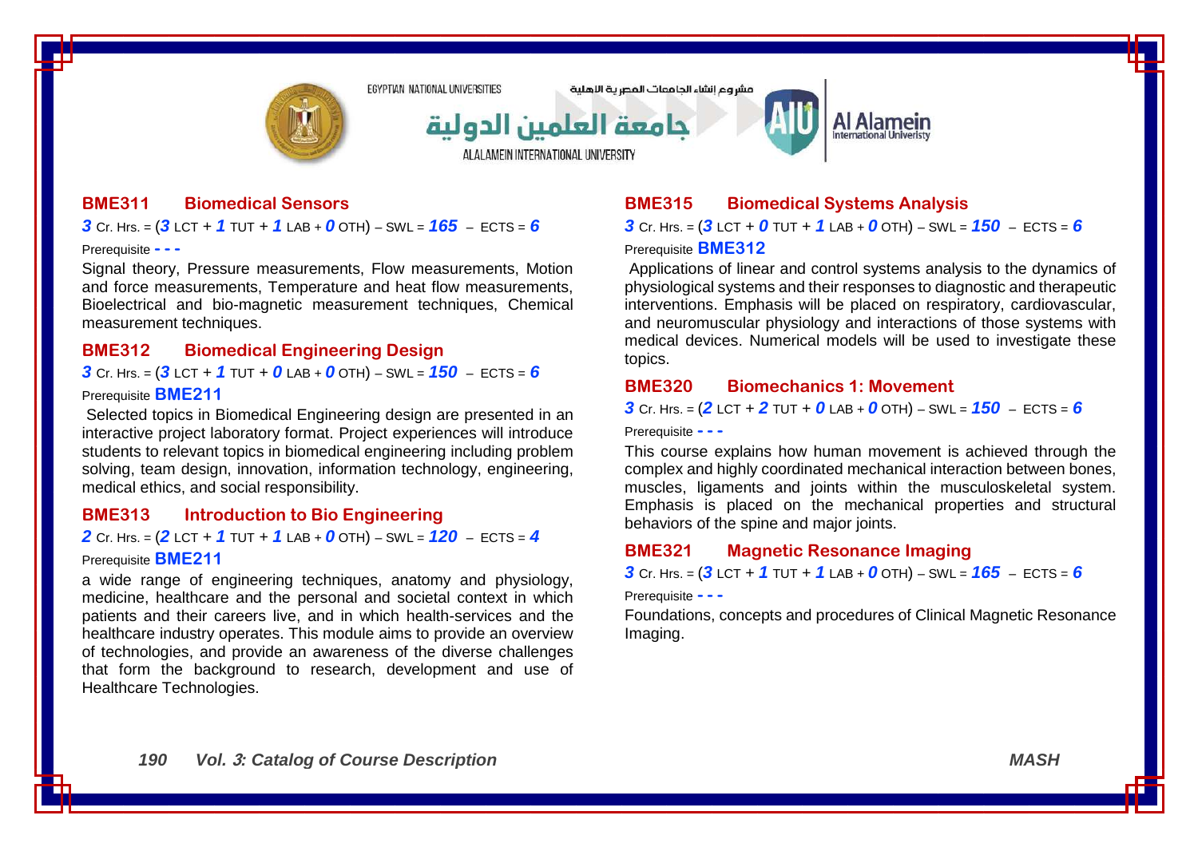### BME311 Biomedical Sensors

***3*** Cr. Hrs. = (***3*** LCT + ***1*** TUT + ***1*** LAB + ***0*** OTH) – SWL = ***165*** – ECTS = ***6***

Prerequisite **- - -**

Signal theory, Pressure measurements, Flow measurements, Motion and force measurements, Temperature and heat flow measurements, Bioelectrical and bio-magnetic measurement techniques, Chemical measurement techniques.

### BME312 Biomedical Engineering Design

***3*** Cr. Hrs. = (***3*** LCT + ***1*** TUT + ***0*** LAB + ***0*** OTH) – SWL = ***150*** – ECTS = ***6***

Prerequisite **BME211**

Selected topics in Biomedical Engineering design are presented in an interactive project laboratory format. Project experiences will introduce students to relevant topics in biomedical engineering including problem solving, team design, innovation, information technology, engineering, medical ethics, and social responsibility.

### BME313 Introduction to Bio Engineering

***2*** Cr. Hrs. = (***2*** LCT + ***1*** TUT + ***1*** LAB + ***0*** OTH) – SWL = ***120*** – ECTS = ***4***

Prerequisite **BME211**

a wide range of engineering techniques, anatomy and physiology, medicine, healthcare and the personal and societal context in which patients and their careers live, and in which health-services and the healthcare industry operates. This module aims to provide an overview of technologies, and provide an awareness of the diverse challenges that form the background to research, development and use of Healthcare Technologies.

### BME315 Biomedical Systems Analysis

***3*** Cr. Hrs. = (***3*** LCT + ***0*** TUT + ***1*** LAB + ***0*** OTH) – SWL = ***150*** – ECTS = ***6***

Prerequisite **BME312**

Applications of linear and control systems analysis to the dynamics of physiological systems and their responses to diagnostic and therapeutic interventions. Emphasis will be placed on respiratory, cardiovascular, and neuromuscular physiology and interactions of those systems with medical devices. Numerical models will be used to investigate these topics.

### BME320 Biomechanics 1: Movement

***3*** Cr. Hrs. = (***2*** LCT + ***2*** TUT + ***0*** LAB + ***0*** OTH) – SWL = ***150*** – ECTS = ***6***

Prerequisite **- - -**

This course explains how human movement is achieved through the complex and highly coordinated mechanical interaction between bones, muscles, ligaments and joints within the musculoskeletal system. Emphasis is placed on the mechanical properties and structural behaviors of the spine and major joints.

### BME321 Magnetic Resonance Imaging

***3*** Cr. Hrs. = (***3*** LCT + ***1*** TUT + ***1*** LAB + ***0*** OTH) – SWL = ***165*** – ECTS = ***6***

Prerequisite **- - -**

Foundations, concepts and procedures of Clinical Magnetic Resonance Imaging.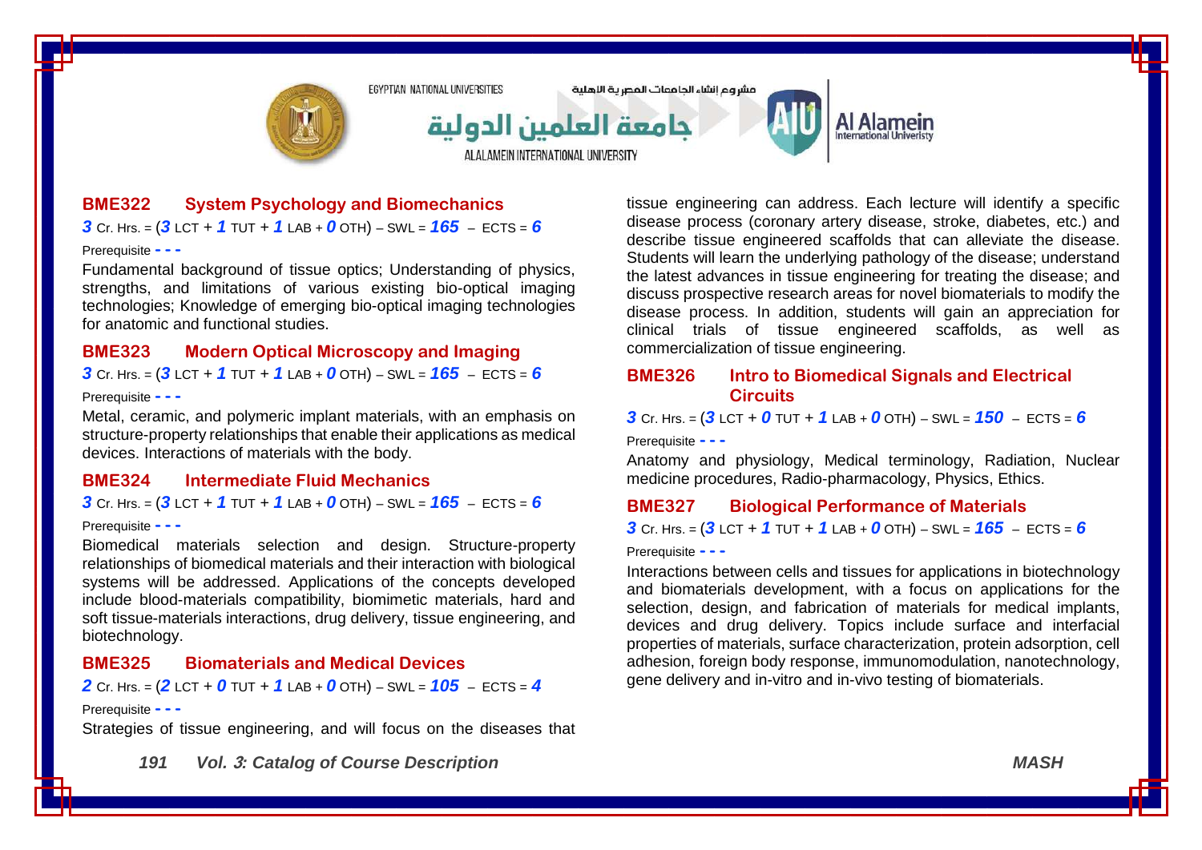### BME322 System Psychology and Biomechanics

***3*** Cr. Hrs. = (***3*** LCT + ***1*** TUT + ***1*** LAB + ***0*** OTH) – SWL = ***165*** – ECTS = ***6***

Prerequisite **- - -**

Fundamental background of tissue optics; Understanding of physics, strengths, and limitations of various existing bio-optical imaging technologies; Knowledge of emerging bio-optical imaging technologies for anatomic and functional studies.

### BME323 Modern Optical Microscopy and Imaging

***3*** Cr. Hrs. = (***3*** LCT + ***1*** TUT + ***1*** LAB + ***0*** OTH) – SWL = ***165*** – ECTS = ***6***

Prerequisite **- - -**

Metal, ceramic, and polymeric implant materials, with an emphasis on structure-property relationships that enable their applications as medical devices. Interactions of materials with the body.

### BME324 Intermediate Fluid Mechanics

***3*** Cr. Hrs. = (***3*** LCT + ***1*** TUT + ***1*** LAB + ***0*** OTH) – SWL = ***165*** – ECTS = ***6***

Prerequisite **- - -**

Biomedical materials selection and design. Structure-property relationships of biomedical materials and their interaction with biological systems will be addressed. Applications of the concepts developed include blood-materials compatibility, biomimetic materials, hard and soft tissue-materials interactions, drug delivery, tissue engineering, and biotechnology.

### BME325 Biomaterials and Medical Devices

***2*** Cr. Hrs. = (***2*** LCT + ***0*** TUT + ***1*** LAB + ***0*** OTH) – SWL = ***105*** – ECTS = ***4***

Prerequisite **- - -**

Strategies of tissue engineering, and will focus on the diseases that tissue engineering can address. Each lecture will identify a specific disease process (coronary artery disease, stroke, diabetes, etc.) and describe tissue engineered scaffolds that can alleviate the disease. Students will learn the underlying pathology of the disease; understand the latest advances in tissue engineering for treating the disease; and discuss prospective research areas for novel biomaterials to modify the disease process. In addition, students will gain an appreciation for clinical trials of tissue engineered scaffolds, as well as commercialization of tissue engineering.

### BME326 Intro to Biomedical Signals and Electrical Circuits

***3*** Cr. Hrs. = (***3*** LCT + ***0*** TUT + ***1*** LAB + ***0*** OTH) – SWL = ***150*** – ECTS = ***6***

Prerequisite **- - -**

Anatomy and physiology, Medical terminology, Radiation, Nuclear medicine procedures, Radio-pharmacology, Physics, Ethics.

### BME327 Biological Performance of Materials

***3*** Cr. Hrs. = (***3*** LCT + ***1*** TUT + ***1*** LAB + ***0*** OTH) – SWL = ***165*** – ECTS = ***6***

Prerequisite **- - -**

Interactions between cells and tissues for applications in biotechnology and biomaterials development, with a focus on applications for the selection, design, and fabrication of materials for medical implants, devices and drug delivery. Topics include surface and interfacial properties of materials, surface characterization, protein adsorption, cell adhesion, foreign body response, immunomodulation, nanotechnology, gene delivery and in-vitro and in-vivo testing of biomaterials.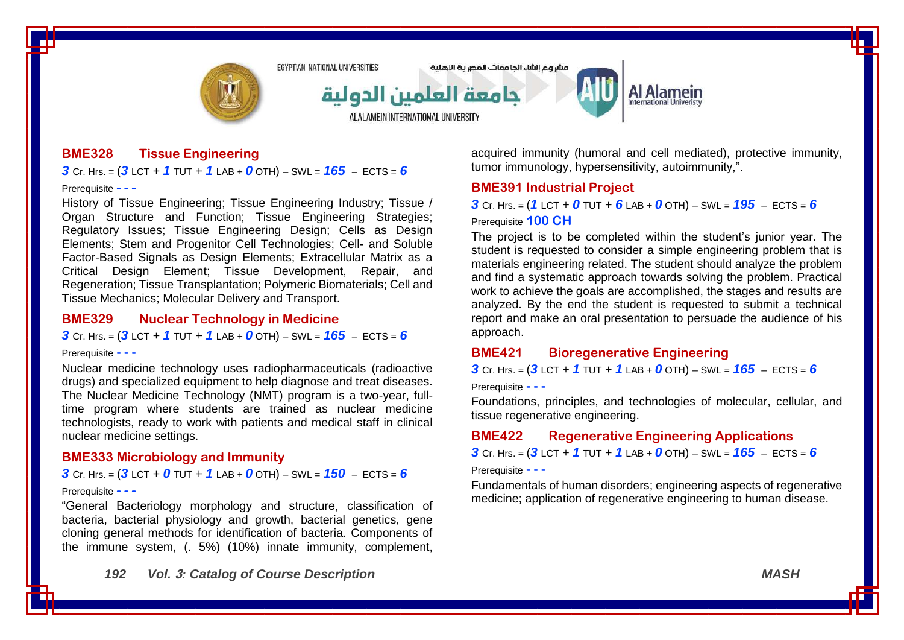### BME328 Tissue Engineering

***3*** Cr. Hrs. = (***3*** LCT + ***1*** TUT + ***1*** LAB + ***0*** OTH) – SWL = ***165*** – ECTS = ***6***

Prerequisite **- - -**

History of Tissue Engineering; Tissue Engineering Industry; Tissue / Organ Structure and Function; Tissue Engineering Strategies; Regulatory Issues; Tissue Engineering Design; Cells as Design Elements; Stem and Progenitor Cell Technologies; Cell- and Soluble Factor-Based Signals as Design Elements; Extracellular Matrix as a Critical Design Element; Tissue Development, Repair, and Regeneration; Tissue Transplantation; Polymeric Biomaterials; Cell and Tissue Mechanics; Molecular Delivery and Transport.

### BME329 Nuclear Technology in Medicine

***3*** Cr. Hrs. = (***3*** LCT + ***1*** TUT + ***1*** LAB + ***0*** OTH) – SWL = ***165*** – ECTS = ***6***

Prerequisite **- - -**

Nuclear medicine technology uses radiopharmaceuticals (radioactive drugs) and specialized equipment to help diagnose and treat diseases. The Nuclear Medicine Technology (NMT) program is a two-year, full-time program where students are trained as nuclear medicine technologists, ready to work with patients and medical staff in clinical nuclear medicine settings.

### BME333 Microbiology and Immunity

***3*** Cr. Hrs. = (***3*** LCT + ***0*** TUT + ***1*** LAB + ***0*** OTH) – SWL = ***150*** – ECTS = ***6***

Prerequisite **- - -**

"General Bacteriology morphology and structure, classification of bacteria, bacterial physiology and growth, bacterial genetics, gene cloning general methods for identification of bacteria. Components of the immune system, (. 5%) (10%) innate immunity, complement, acquired immunity (humoral and cell mediated), protective immunity, tumor immunology, hypersensitivity, autoimmunity,".

### BME391 Industrial Project

***3*** Cr. Hrs. = (***1*** LCT + ***0*** TUT + ***6*** LAB + ***0*** OTH) – SWL = ***195*** – ECTS = ***6***

Prerequisite **100 CH**

The project is to be completed within the student's junior year. The student is requested to consider a simple engineering problem that is materials engineering related. The student should analyze the problem and find a systematic approach towards solving the problem. Practical work to achieve the goals are accomplished, the stages and results are analyzed. By the end the student is requested to submit a technical report and make an oral presentation to persuade the audience of his approach.

### BME421 Bioregenerative Engineering

***3*** Cr. Hrs. = (***3*** LCT + ***1*** TUT + ***1*** LAB + ***0*** OTH) – SWL = ***165*** – ECTS = ***6***

Prerequisite **- - -**

Foundations, principles, and technologies of molecular, cellular, and tissue regenerative engineering.

### BME422 Regenerative Engineering Applications

***3*** Cr. Hrs. = (***3*** LCT + ***1*** TUT + ***1*** LAB + ***0*** OTH) – SWL = ***165*** – ECTS = ***6***

Prerequisite **- - -**

Fundamentals of human disorders; engineering aspects of regenerative medicine; application of regenerative engineering to human disease.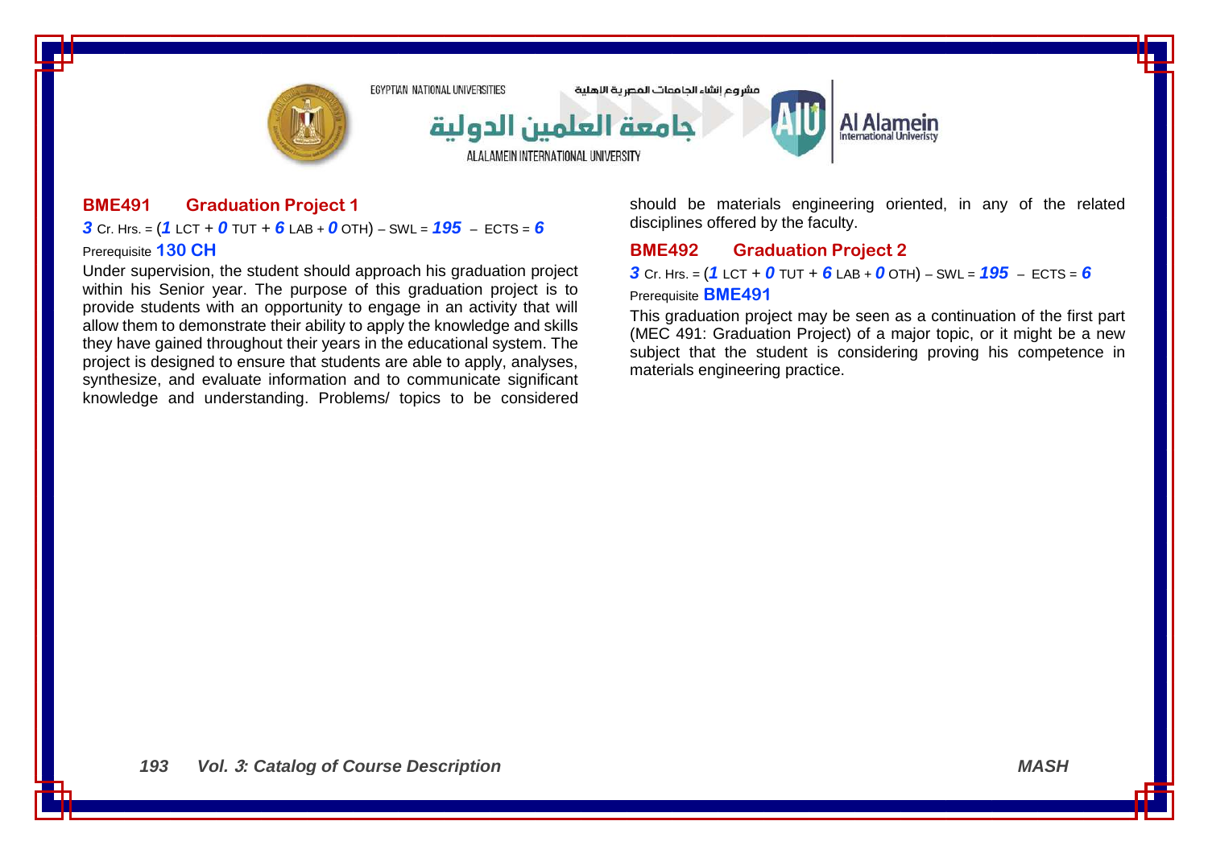### BME491 Graduation Project 1

***3*** Cr. Hrs. = (***1*** LCT + ***0*** TUT + ***6*** LAB + ***0*** OTH) – SWL = ***195*** – ECTS = ***6***

Prerequisite **130 CH**

Under supervision, the student should approach his graduation project within his Senior year. The purpose of this graduation project is to provide students with an opportunity to engage in an activity that will allow them to demonstrate their ability to apply the knowledge and skills they have gained throughout their years in the educational system. The project is designed to ensure that students are able to apply, analyses, synthesize, and evaluate information and to communicate significant knowledge and understanding. Problems/ topics to be considered should be materials engineering oriented, in any of the related disciplines offered by the faculty.

### BME492 Graduation Project 2

***3*** Cr. Hrs. = (***1*** LCT + ***0*** TUT + ***6*** LAB + ***0*** OTH) – SWL = ***195*** – ECTS = ***6***

Prerequisite **BME491**

This graduation project may be seen as a continuation of the first part (MEC 491: Graduation Project) of a major topic, or it might be a new subject that the student is considering proving his competence in materials engineering practice.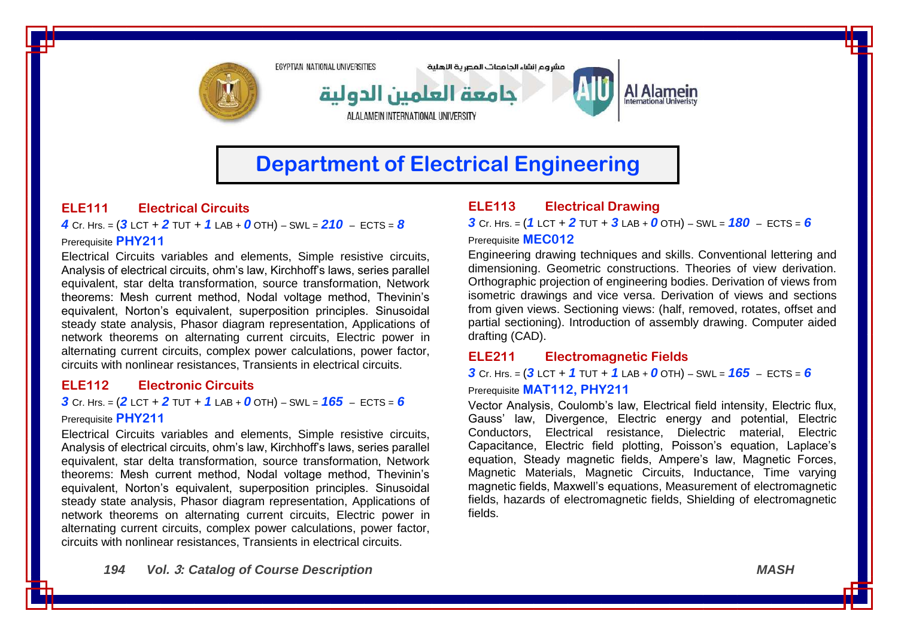# Department of Electrical Engineering

### ELE111 Electrical Circuits

***4*** Cr. Hrs. = (***3*** LCT + ***2*** TUT + ***1*** LAB + ***0*** OTH) – SWL = ***210*** – ECTS = ***8***

Prerequisite **PHY211**

Electrical Circuits variables and elements, Simple resistive circuits, Analysis of electrical circuits, ohm's law, Kirchhoff's laws, series parallel equivalent, star delta transformation, source transformation, Network theorems: Mesh current method, Nodal voltage method, Thevinin's equivalent, Norton's equivalent, superposition principles. Sinusoidal steady state analysis, Phasor diagram representation, Applications of network theorems on alternating current circuits, Electric power in alternating current circuits, complex power calculations, power factor, circuits with nonlinear resistances, Transients in electrical circuits.

### ELE112 Electronic Circuits

***3*** Cr. Hrs. = (***2*** LCT + ***2*** TUT + ***1*** LAB + ***0*** OTH) – SWL = ***165*** – ECTS = ***6***

Prerequisite **PHY211**

Electrical Circuits variables and elements, Simple resistive circuits, Analysis of electrical circuits, ohm's law, Kirchhoff's laws, series parallel equivalent, star delta transformation, source transformation, Network theorems: Mesh current method, Nodal voltage method, Thevinin's equivalent, Norton's equivalent, superposition principles. Sinusoidal steady state analysis, Phasor diagram representation, Applications of network theorems on alternating current circuits, Electric power in alternating current circuits, complex power calculations, power factor, circuits with nonlinear resistances, Transients in electrical circuits.

### ELE113 Electrical Drawing

***3*** Cr. Hrs. = (***1*** LCT + ***2*** TUT + ***3*** LAB + ***0*** OTH) – SWL = ***180*** – ECTS = ***6***

Prerequisite **MEC012**

Engineering drawing techniques and skills. Conventional lettering and dimensioning. Geometric constructions. Theories of view derivation. Orthographic projection of engineering bodies. Derivation of views from isometric drawings and vice versa. Derivation of views and sections from given views. Sectioning views: (half, removed, rotates, offset and partial sectioning). Introduction of assembly drawing. Computer aided drafting (CAD).

### ELE211 Electromagnetic Fields

***3*** Cr. Hrs. = (***3*** LCT + ***1*** TUT + ***1*** LAB + ***0*** OTH) – SWL = ***165*** – ECTS = ***6***

Prerequisite **MAT112, PHY211**

Vector Analysis, Coulomb's law, Electrical field intensity, Electric flux, Gauss' law, Divergence, Electric energy and potential, Electric Conductors, Electrical resistance, Dielectric material, Electric Capacitance, Electric field plotting, Poisson's equation, Laplace's equation, Steady magnetic fields, Ampere's law, Magnetic Forces, Magnetic Materials, Magnetic Circuits, Inductance, Time varying magnetic fields, Maxwell's equations, Measurement of electromagnetic fields, hazards of electromagnetic fields, Shielding of electromagnetic fields.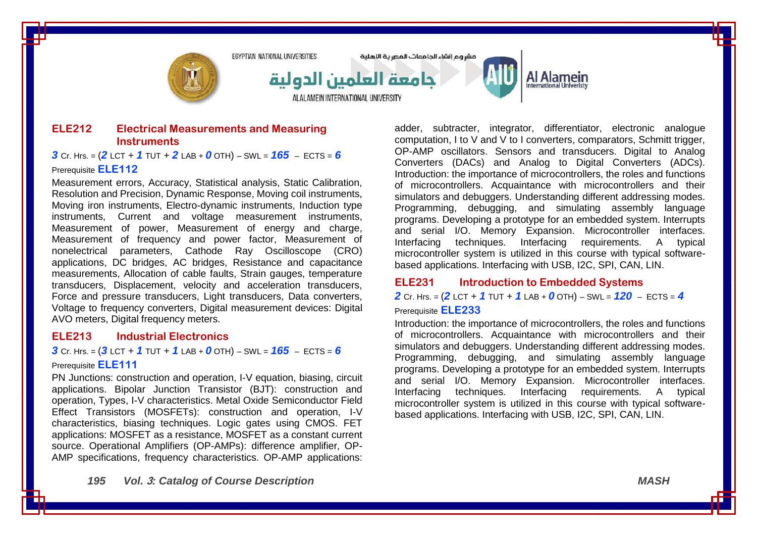## ELE212 Electrical Measurements and Measuring Instruments

***3*** Cr. Hrs. = (***2*** LCT + ***1*** TUT + ***2*** LAB + ***0*** OTH) – SWL = ***165*** – ECTS = ***6***

Prerequisite **ELE112**

Measurement errors, Accuracy, Statistical analysis, Static Calibration, Resolution and Precision, Dynamic Response, Moving coil instruments, Moving iron instruments, Electro-dynamic instruments, Induction type instruments, Current and voltage measurement instruments, Measurement of power, Measurement of energy and charge, Measurement of frequency and power factor, Measurement of nonelectrical parameters, Cathode Ray Oscilloscope (CRO) applications, DC bridges, AC bridges, Resistance and capacitance measurements, Allocation of cable faults, Strain gauges, temperature transducers, Displacement, velocity and acceleration transducers, Force and pressure transducers, Light transducers, Data converters, Voltage to frequency converters, Digital measurement devices: Digital AVO meters, Digital frequency meters.

## ELE213 Industrial Electronics

***3*** Cr. Hrs. = (***3*** LCT + ***1*** TUT + ***1*** LAB + ***0*** OTH) – SWL = ***165*** – ECTS = ***6***

Prerequisite **ELE111**

PN Junctions: construction and operation, I-V equation, biasing, circuit applications. Bipolar Junction Transistor (BJT): construction and operation, Types, I-V characteristics. Metal Oxide Semiconductor Field Effect Transistors (MOSFETs): construction and operation, I-V characteristics, biasing techniques. Logic gates using CMOS. FET applications: MOSFET as a resistance, MOSFET as a constant current source. Operational Amplifiers (OP-AMPs): difference amplifier, OP-AMP specifications, frequency characteristics. OP-AMP applications: adder, subtracter, integrator, differentiator, electronic analogue computation, I to V and V to I converters, comparators, Schmitt trigger, OP-AMP oscillators. Sensors and transducers. Digital to Analog Converters (DACs) and Analog to Digital Converters (ADCs). Introduction: the importance of microcontrollers, the roles and functions of microcontrollers. Acquaintance with microcontrollers and their simulators and debuggers. Understanding different addressing modes. Programming, debugging, and simulating assembly language programs. Developing a prototype for an embedded system. Interrupts and serial I/O. Memory Expansion. Microcontroller interfaces. Interfacing techniques. Interfacing requirements. A typical microcontroller system is utilized in this course with typical software-based applications. Interfacing with USB, I2C, SPI, CAN, LIN.

## ELE231 Introduction to Embedded Systems

***2*** Cr. Hrs. = (***2*** LCT + ***1*** TUT + ***1*** LAB + ***0*** OTH) – SWL = ***120*** – ECTS = ***4***

Prerequisite **ELE233**

Introduction: the importance of microcontrollers, the roles and functions of microcontrollers. Acquaintance with microcontrollers and their simulators and debuggers. Understanding different addressing modes. Programming, debugging, and simulating assembly language programs. Developing a prototype for an embedded system. Interrupts and serial I/O. Memory Expansion. Microcontroller interfaces. Interfacing techniques. Interfacing requirements. A typical microcontroller system is utilized in this course with typical software-based applications. Interfacing with USB, I2C, SPI, CAN, LIN.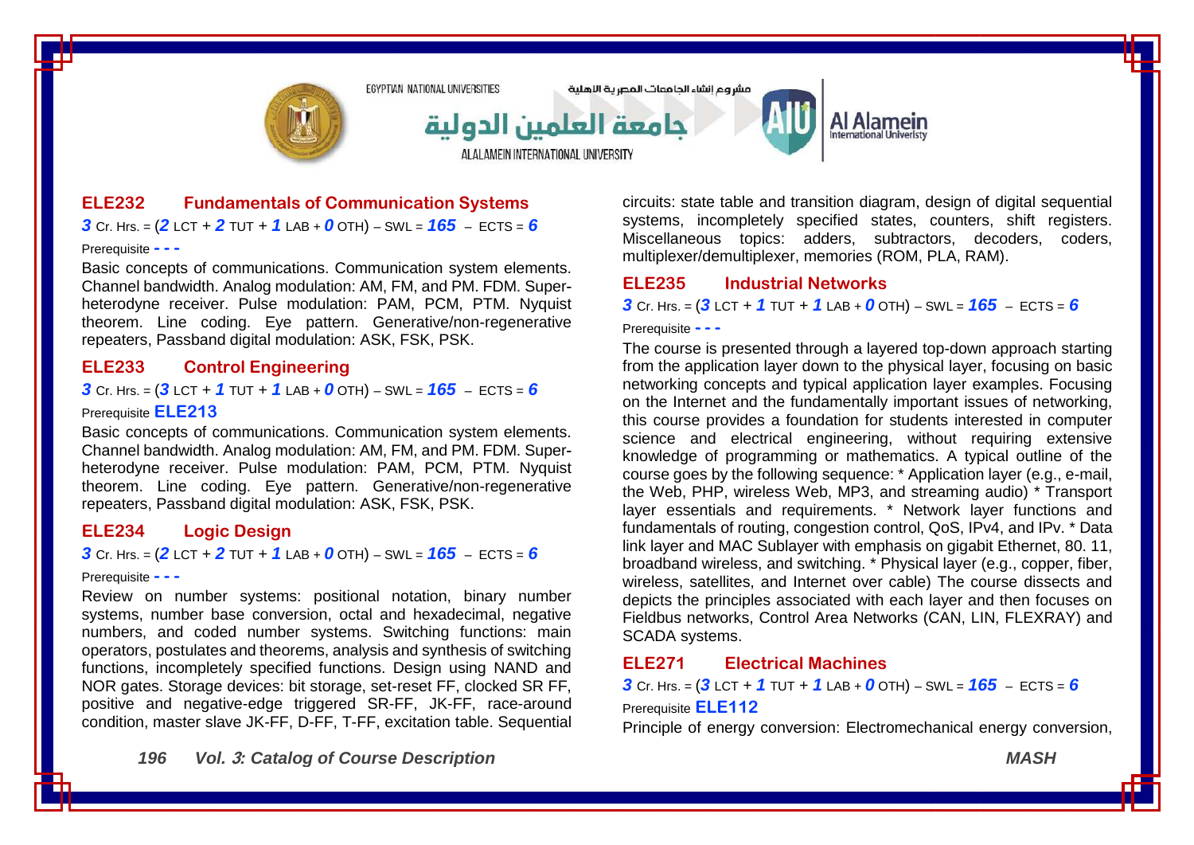### ELE232 Fundamentals of Communication Systems

**3** Cr. Hrs. = (**2** LCT + **2** TUT + **1** LAB + **0** OTH) – SWL = **165** – ECTS = **6**

Prerequisite **- - -**

Basic concepts of communications. Communication system elements. Channel bandwidth. Analog modulation: AM, FM, and PM. FDM. Super-heterodyne receiver. Pulse modulation: PAM, PCM, PTM. Nyquist theorem. Line coding. Eye pattern. Generative/non-regenerative repeaters, Passband digital modulation: ASK, FSK, PSK.

### ELE233 Control Engineering

**3** Cr. Hrs. = (**3** LCT + **1** TUT + **1** LAB + **0** OTH) – SWL = **165** – ECTS = **6**

Prerequisite **ELE213**

Basic concepts of communications. Communication system elements. Channel bandwidth. Analog modulation: AM, FM, and PM. FDM. Super-heterodyne receiver. Pulse modulation: PAM, PCM, PTM. Nyquist theorem. Line coding. Eye pattern. Generative/non-regenerative repeaters, Passband digital modulation: ASK, FSK, PSK.

### ELE234 Logic Design

**3** Cr. Hrs. = (**2** LCT + **2** TUT + **1** LAB + **0** OTH) – SWL = **165** – ECTS = **6**

Prerequisite **- - -**

Review on number systems: positional notation, binary number systems, number base conversion, octal and hexadecimal, negative numbers, and coded number systems. Switching functions: main operators, postulates and theorems, analysis and synthesis of switching functions, incompletely specified functions. Design using NAND and NOR gates. Storage devices: bit storage, set-reset FF, clocked SR FF, positive and negative-edge triggered SR-FF, JK-FF, race-around condition, master slave JK-FF, D-FF, T-FF, excitation table. Sequential circuits: state table and transition diagram, design of digital sequential systems, incompletely specified states, counters, shift registers. Miscellaneous topics: adders, subtractors, decoders, coders, multiplexer/demultiplexer, memories (ROM, PLA, RAM).

### ELE235 Industrial Networks

**3** Cr. Hrs. = (**3** LCT + **1** TUT + **1** LAB + **0** OTH) – SWL = **165** – ECTS = **6**

Prerequisite **- - -**

The course is presented through a layered top-down approach starting from the application layer down to the physical layer, focusing on basic networking concepts and typical application layer examples. Focusing on the Internet and the fundamentally important issues of networking, this course provides a foundation for students interested in computer science and electrical engineering, without requiring extensive knowledge of programming or mathematics. A typical outline of the course goes by the following sequence: * Application layer (e.g., e-mail, the Web, PHP, wireless Web, MP3, and streaming audio) * Transport layer essentials and requirements. * Network layer functions and fundamentals of routing, congestion control, QoS, IPv4, and IPv. * Data link layer and MAC Sublayer with emphasis on gigabit Ethernet, 80. 11, broadband wireless, and switching. * Physical layer (e.g., copper, fiber, wireless, satellites, and Internet over cable) The course dissects and depicts the principles associated with each layer and then focuses on Fieldbus networks, Control Area Networks (CAN, LIN, FLEXRAY) and SCADA systems.

### ELE271 Electrical Machines

**3** Cr. Hrs. = (**3** LCT + **1** TUT + **1** LAB + **0** OTH) – SWL = **165** – ECTS = **6**

Prerequisite **ELE112**

Principle of energy conversion: Electromechanical energy conversion,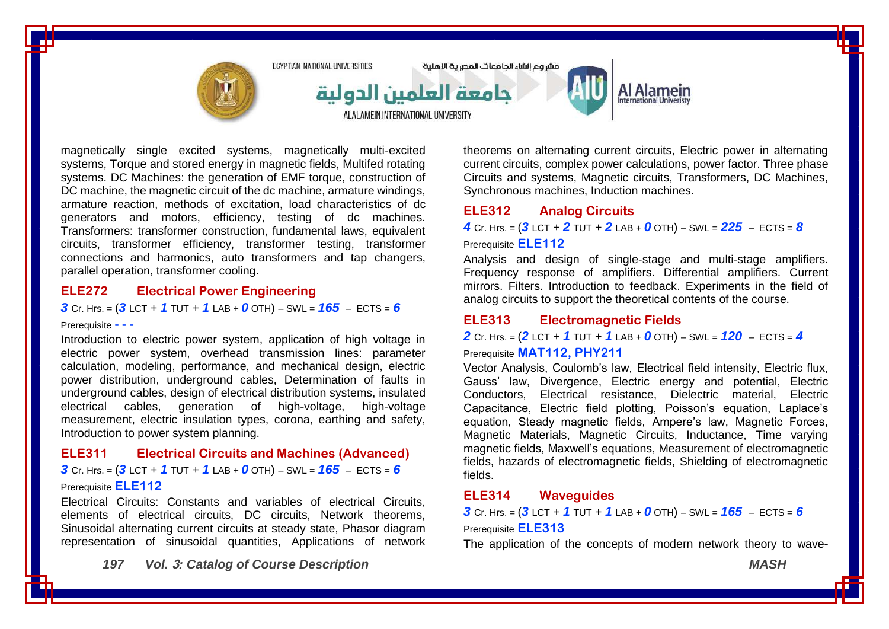magnetically single excited systems, magnetically multi-excited systems, Torque and stored energy in magnetic fields, Multifed rotating systems. DC Machines: the generation of EMF torque, construction of DC machine, the magnetic circuit of the dc machine, armature windings, armature reaction, methods of excitation, load characteristics of dc generators and motors, efficiency, testing of dc machines. Transformers: transformer construction, fundamental laws, equivalent circuits, transformer efficiency, transformer testing, transformer connections and harmonics, auto transformers and tap changers, parallel operation, transformer cooling.

### ELE272 Electrical Power Engineering

***3*** Cr. Hrs. = (***3*** LCT + ***1*** TUT + ***1*** LAB + ***0*** OTH) – SWL = ***165*** – ECTS = ***6***

Prerequisite **- - -**

Introduction to electric power system, application of high voltage in electric power system, overhead transmission lines: parameter calculation, modeling, performance, and mechanical design, electric power distribution, underground cables, Determination of faults in underground cables, design of electrical distribution systems, insulated electrical cables, generation of high-voltage, high-voltage measurement, electric insulation types, corona, earthing and safety, Introduction to power system planning.

### ELE311 Electrical Circuits and Machines (Advanced)

***3*** Cr. Hrs. = (***3*** LCT + ***1*** TUT + ***1*** LAB + ***0*** OTH) – SWL = ***165*** – ECTS = ***6***

Prerequisite **ELE112**

Electrical Circuits: Constants and variables of electrical Circuits, elements of electrical circuits, DC circuits, Network theorems, Sinusoidal alternating current circuits at steady state, Phasor diagram representation of sinusoidal quantities, Applications of network theorems on alternating current circuits, Electric power in alternating current circuits, complex power calculations, power factor. Three phase Circuits and systems, Magnetic circuits, Transformers, DC Machines, Synchronous machines, Induction machines.

### ELE312 Analog Circuits

***4*** Cr. Hrs. = (***3*** LCT + ***2*** TUT + ***2*** LAB + ***0*** OTH) – SWL = ***225*** – ECTS = ***8***

Prerequisite **ELE112**

Analysis and design of single-stage and multi-stage amplifiers. Frequency response of amplifiers. Differential amplifiers. Current mirrors. Filters. Introduction to feedback. Experiments in the field of analog circuits to support the theoretical contents of the course.

### ELE313 Electromagnetic Fields

***2*** Cr. Hrs. = (***2*** LCT + ***1*** TUT + ***1*** LAB + ***0*** OTH) – SWL = ***120*** – ECTS = ***4***

Prerequisite **MAT112, PHY211**

Vector Analysis, Coulomb's law, Electrical field intensity, Electric flux, Gauss' law, Divergence, Electric energy and potential, Electric Conductors, Electrical resistance, Dielectric material, Electric Capacitance, Electric field plotting, Poisson's equation, Laplace's equation, Steady magnetic fields, Ampere's law, Magnetic Forces, Magnetic Materials, Magnetic Circuits, Inductance, Time varying magnetic fields, Maxwell's equations, Measurement of electromagnetic fields, hazards of electromagnetic fields, Shielding of electromagnetic fields.

### ELE314 Waveguides

***3*** Cr. Hrs. = (***3*** LCT + ***1*** TUT + ***1*** LAB + ***0*** OTH) – SWL = ***165*** – ECTS = ***6***

Prerequisite **ELE313**

The application of the concepts of modern network theory to wave-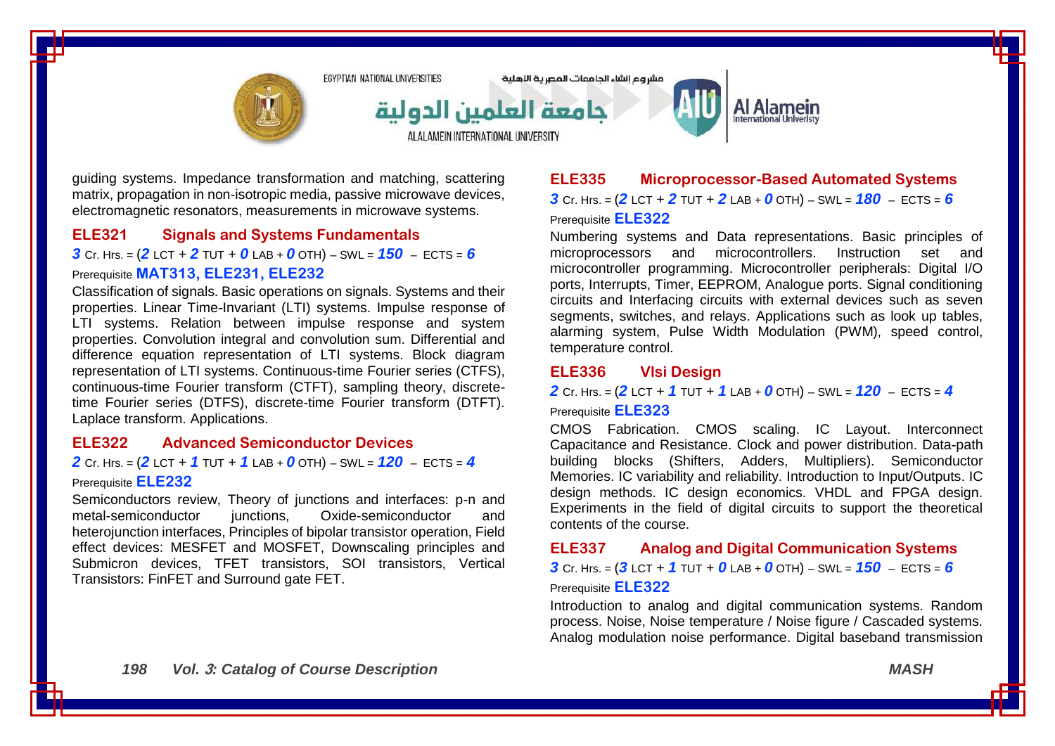guiding systems. Impedance transformation and matching, scattering matrix, propagation in non-isotropic media, passive microwave devices, electromagnetic resonators, measurements in microwave systems.

### ELE321 Signals and Systems Fundamentals

***3*** Cr. Hrs. = (***2*** LCT + ***2*** TUT + ***0*** LAB + ***0*** OTH) – SWL = ***150*** – ECTS = ***6***

Prerequisite **MAT313, ELE231, ELE232**

Classification of signals. Basic operations on signals. Systems and their properties. Linear Time-Invariant (LTI) systems. Impulse response of LTI systems. Relation between impulse response and system properties. Convolution integral and convolution sum. Differential and difference equation representation of LTI systems. Block diagram representation of LTI systems. Continuous-time Fourier series (CTFS), continuous-time Fourier transform (CTFT), sampling theory, discrete-time Fourier series (DTFS), discrete-time Fourier transform (DTFT). Laplace transform. Applications.

### ELE322 Advanced Semiconductor Devices

***2*** Cr. Hrs. = (***2*** LCT + ***1*** TUT + ***1*** LAB + ***0*** OTH) – SWL = ***120*** – ECTS = ***4***

Prerequisite **ELE232**

Semiconductors review, Theory of junctions and interfaces: p-n and metal-semiconductor junctions, Oxide-semiconductor and heterojunction interfaces, Principles of bipolar transistor operation, Field effect devices: MESFET and MOSFET, Downscaling principles and Submicron devices, TFET transistors, SOI transistors, Vertical Transistors: FinFET and Surround gate FET.

### ELE335 Microprocessor-Based Automated Systems

***3*** Cr. Hrs. = (***2*** LCT + ***2*** TUT + ***2*** LAB + ***0*** OTH) – SWL = ***180*** – ECTS = ***6***

Prerequisite **ELE322**

Numbering systems and Data representations. Basic principles of microprocessors and microcontrollers. Instruction set and microcontroller programming. Microcontroller peripherals: Digital I/O ports, Interrupts, Timer, EEPROM, Analogue ports. Signal conditioning circuits and Interfacing circuits with external devices such as seven segments, switches, and relays. Applications such as look up tables, alarming system, Pulse Width Modulation (PWM), speed control, temperature control.

### ELE336 Vlsi Design

***2*** Cr. Hrs. = (***2*** LCT + ***1*** TUT + ***1*** LAB + ***0*** OTH) – SWL = ***120*** – ECTS = ***4***

Prerequisite **ELE323**

CMOS Fabrication. CMOS scaling. IC Layout. Interconnect Capacitance and Resistance. Clock and power distribution. Data-path building blocks (Shifters, Adders, Multipliers). Semiconductor Memories. IC variability and reliability. Introduction to Input/Outputs. IC design methods. IC design economics. VHDL and FPGA design. Experiments in the field of digital circuits to support the theoretical contents of the course.

### ELE337 Analog and Digital Communication Systems

***3*** Cr. Hrs. = (***3*** LCT + ***1*** TUT + ***0*** LAB + ***0*** OTH) – SWL = ***150*** – ECTS = ***6***

Prerequisite **ELE322**

Introduction to analog and digital communication systems. Random process. Noise, Noise temperature / Noise figure / Cascaded systems. Analog modulation noise performance. Digital baseband transmission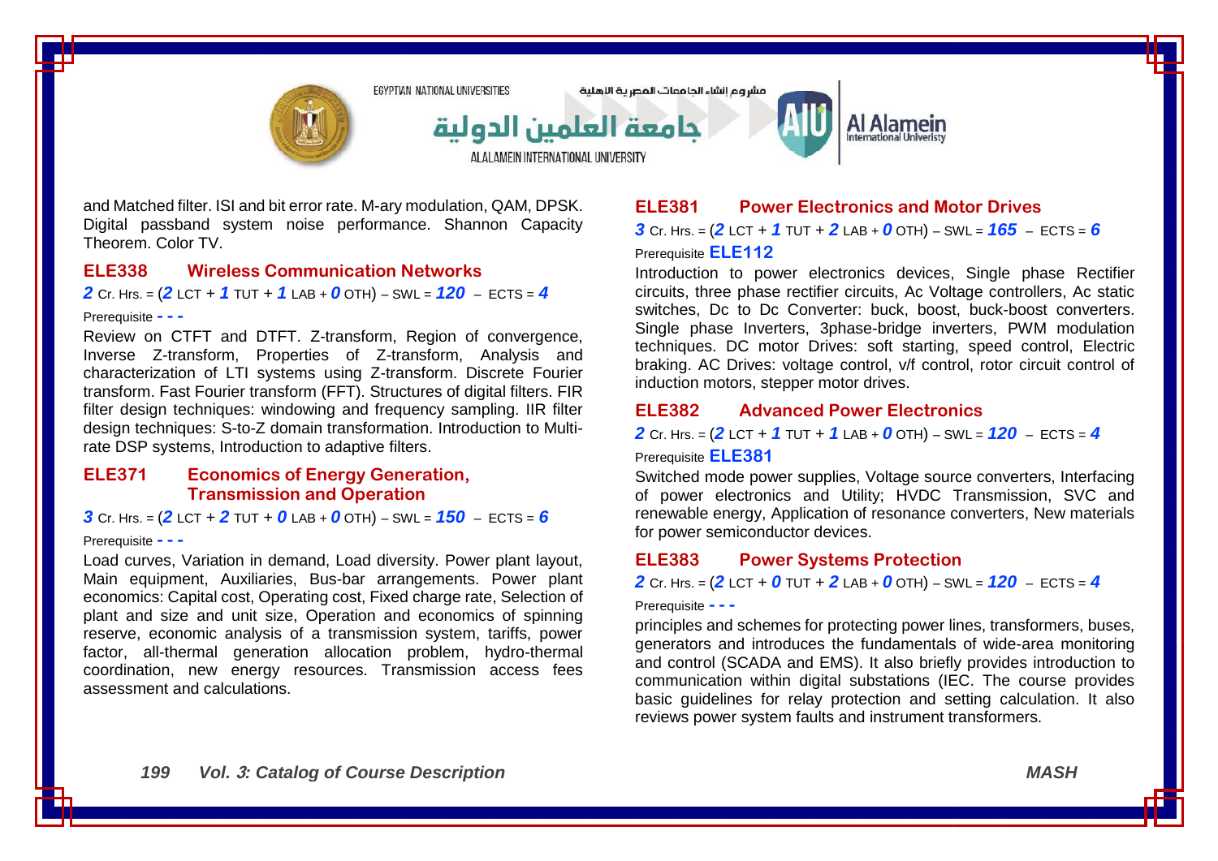and Matched filter. ISI and bit error rate. M-ary modulation, QAM, DPSK. Digital passband system noise performance. Shannon Capacity Theorem. Color TV.

### ELE338 Wireless Communication Networks

***2*** Cr. Hrs. = (***2*** LCT + ***1*** TUT + ***1*** LAB + ***0*** OTH) – SWL = ***120*** – ECTS = ***4***

Prerequisite **- - -**

Review on CTFT and DTFT. Z-transform, Region of convergence, Inverse Z-transform, Properties of Z-transform, Analysis and characterization of LTI systems using Z-transform. Discrete Fourier transform. Fast Fourier transform (FFT). Structures of digital filters. FIR filter design techniques: windowing and frequency sampling. IIR filter design techniques: S-to-Z domain transformation. Introduction to Multi-rate DSP systems, Introduction to adaptive filters.

### ELE371 Economics of Energy Generation, Transmission and Operation

***3*** Cr. Hrs. = (***2*** LCT + ***2*** TUT + ***0*** LAB + ***0*** OTH) – SWL = ***150*** – ECTS = ***6***

Prerequisite **- - -**

Load curves, Variation in demand, Load diversity. Power plant layout, Main equipment, Auxiliaries, Bus-bar arrangements. Power plant economics: Capital cost, Operating cost, Fixed charge rate, Selection of plant and size and unit size, Operation and economics of spinning reserve, economic analysis of a transmission system, tariffs, power factor, all-thermal generation allocation problem, hydro-thermal coordination, new energy resources. Transmission access fees assessment and calculations.

### ELE381 Power Electronics and Motor Drives

***3*** Cr. Hrs. = (***2*** LCT + ***1*** TUT + ***2*** LAB + ***0*** OTH) – SWL = ***165*** – ECTS = ***6***

Prerequisite **ELE112**

Introduction to power electronics devices, Single phase Rectifier circuits, three phase rectifier circuits, Ac Voltage controllers, Ac static switches, Dc to Dc Converter: buck, boost, buck-boost converters. Single phase Inverters, 3phase-bridge inverters, PWM modulation techniques. DC motor Drives: soft starting, speed control, Electric braking. AC Drives: voltage control, v/f control, rotor circuit control of induction motors, stepper motor drives.

### ELE382 Advanced Power Electronics

***2*** Cr. Hrs. = (***2*** LCT + ***1*** TUT + ***1*** LAB + ***0*** OTH) – SWL = ***120*** – ECTS = ***4***

Prerequisite **ELE381**

Switched mode power supplies, Voltage source converters, Interfacing of power electronics and Utility; HVDC Transmission, SVC and renewable energy, Application of resonance converters, New materials for power semiconductor devices.

### ELE383 Power Systems Protection

***2*** Cr. Hrs. = (***2*** LCT + ***0*** TUT + ***2*** LAB + ***0*** OTH) – SWL = ***120*** – ECTS = ***4***

Prerequisite **- - -**

principles and schemes for protecting power lines, transformers, buses, generators and introduces the fundamentals of wide-area monitoring and control (SCADA and EMS). It also briefly provides introduction to communication within digital substations (IEC. The course provides basic guidelines for relay protection and setting calculation. It also reviews power system faults and instrument transformers.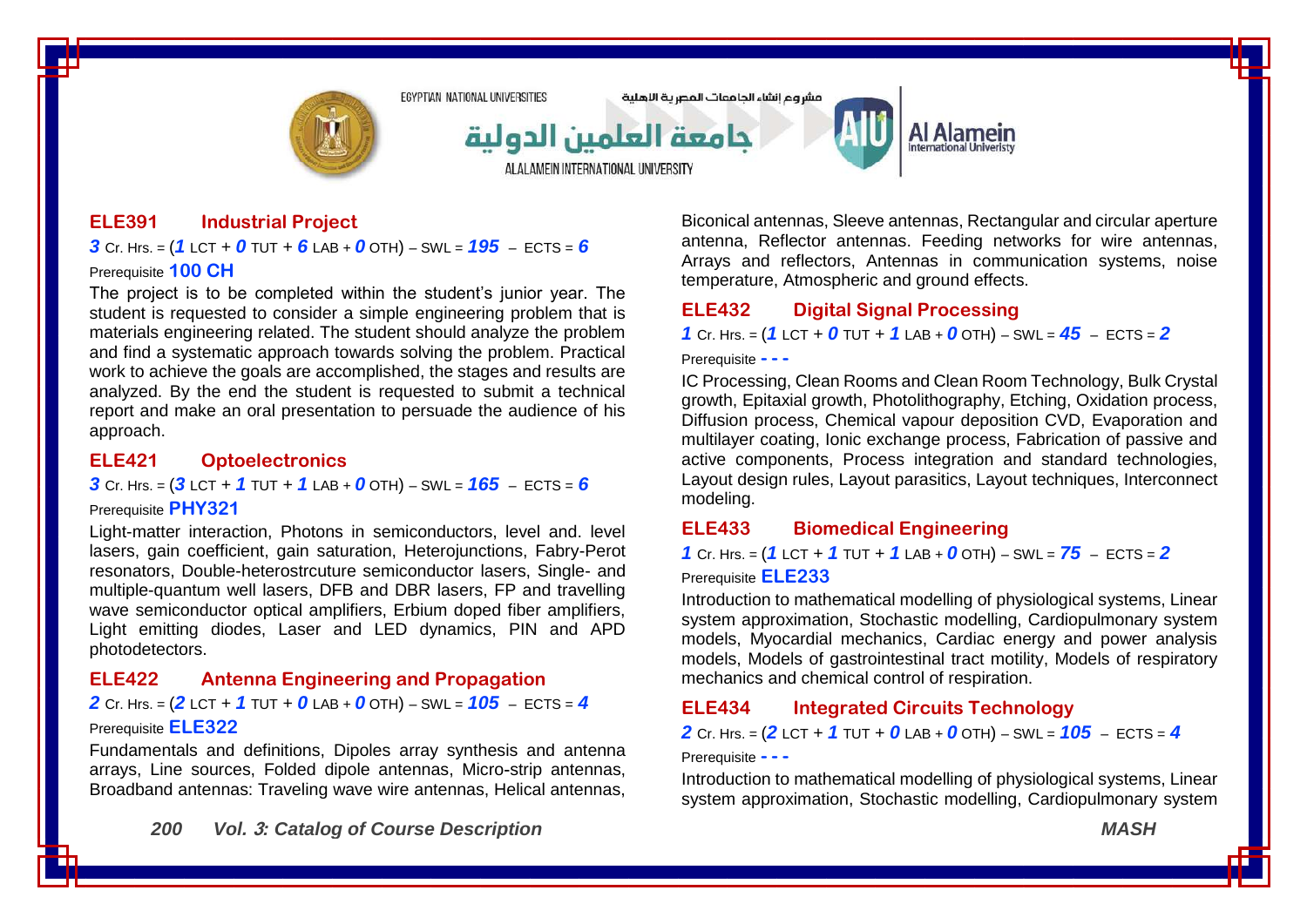## ELE391 Industrial Project

***3*** Cr. Hrs. = (***1*** LCT + ***0*** TUT + ***6*** LAB + ***0*** OTH) – SWL = ***195*** – ECTS = ***6***

Prerequisite **100 CH**

The project is to be completed within the student's junior year. The student is requested to consider a simple engineering problem that is materials engineering related. The student should analyze the problem and find a systematic approach towards solving the problem. Practical work to achieve the goals are accomplished, the stages and results are analyzed. By the end the student is requested to submit a technical report and make an oral presentation to persuade the audience of his approach.

## ELE421 Optoelectronics

***3*** Cr. Hrs. = (***3*** LCT + ***1*** TUT + ***1*** LAB + ***0*** OTH) – SWL = ***165*** – ECTS = ***6***

Prerequisite **PHY321**

Light-matter interaction, Photons in semiconductors, level and. level lasers, gain coefficient, gain saturation, Heterojunctions, Fabry-Perot resonators, Double-heterostrcuture semiconductor lasers, Single- and multiple-quantum well lasers, DFB and DBR lasers, FP and travelling wave semiconductor optical amplifiers, Erbium doped fiber amplifiers, Light emitting diodes, Laser and LED dynamics, PIN and APD photodetectors.

## ELE422 Antenna Engineering and Propagation

***2*** Cr. Hrs. = (***2*** LCT + ***1*** TUT + ***0*** LAB + ***0*** OTH) – SWL = ***105*** – ECTS = ***4***

Prerequisite **ELE322**

Fundamentals and definitions, Dipoles array synthesis and antenna arrays, Line sources, Folded dipole antennas, Micro-strip antennas, Broadband antennas: Traveling wave wire antennas, Helical antennas, Biconical antennas, Sleeve antennas, Rectangular and circular aperture antenna, Reflector antennas. Feeding networks for wire antennas, Arrays and reflectors, Antennas in communication systems, noise temperature, Atmospheric and ground effects.

## ELE432 Digital Signal Processing

***1*** Cr. Hrs. = (***1*** LCT + ***0*** TUT + ***1*** LAB + ***0*** OTH) – SWL = ***45*** – ECTS = ***2***

Prerequisite **- - -**

IC Processing, Clean Rooms and Clean Room Technology, Bulk Crystal growth, Epitaxial growth, Photolithography, Etching, Oxidation process, Diffusion process, Chemical vapour deposition CVD, Evaporation and multilayer coating, Ionic exchange process, Fabrication of passive and active components, Process integration and standard technologies, Layout design rules, Layout parasitics, Layout techniques, Interconnect modeling.

## ELE433 Biomedical Engineering

***1*** Cr. Hrs. = (***1*** LCT + ***1*** TUT + ***1*** LAB + ***0*** OTH) – SWL = ***75*** – ECTS = ***2***

Prerequisite **ELE233**

Introduction to mathematical modelling of physiological systems, Linear system approximation, Stochastic modelling, Cardiopulmonary system models, Myocardial mechanics, Cardiac energy and power analysis models, Models of gastrointestinal tract motility, Models of respiratory mechanics and chemical control of respiration.

## ELE434 Integrated Circuits Technology

***2*** Cr. Hrs. = (***2*** LCT + ***1*** TUT + ***0*** LAB + ***0*** OTH) – SWL = ***105*** – ECTS = ***4***

Prerequisite **- - -**

Introduction to mathematical modelling of physiological systems, Linear system approximation, Stochastic modelling, Cardiopulmonary system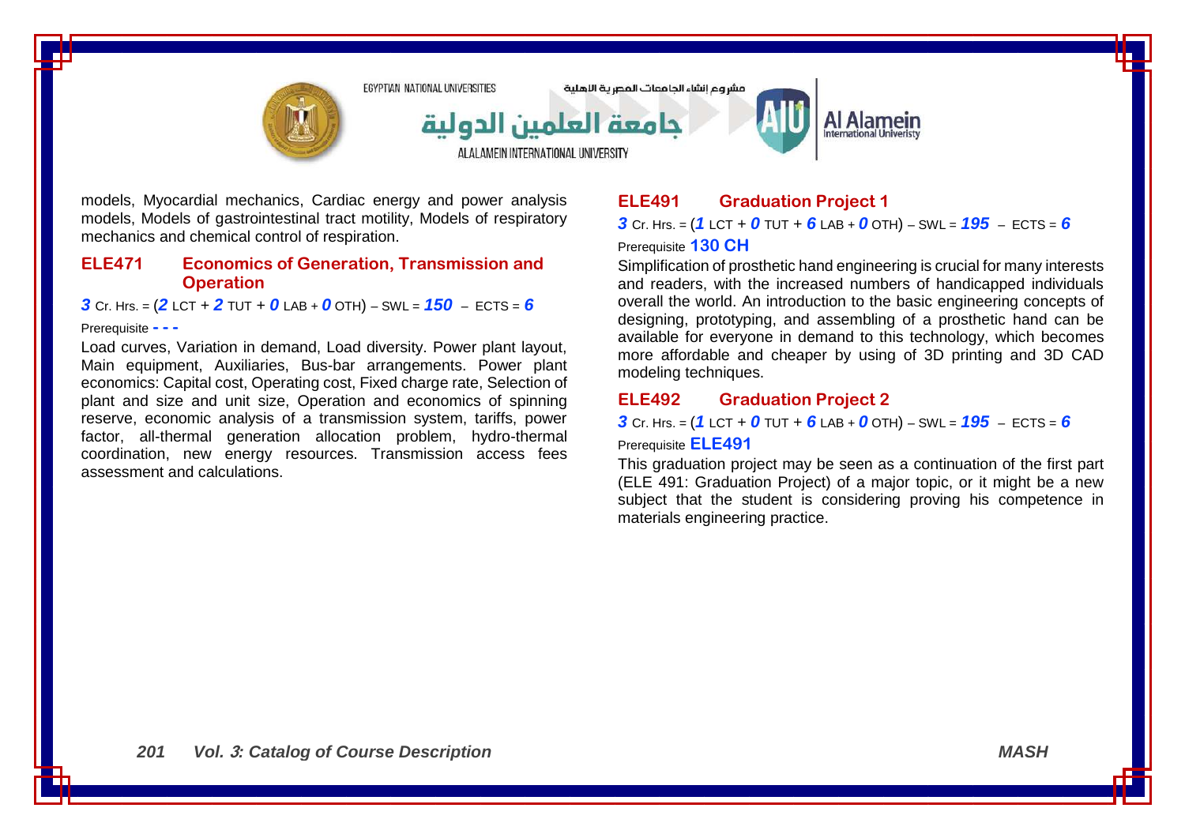models, Myocardial mechanics, Cardiac energy and power analysis models, Models of gastrointestinal tract motility, Models of respiratory mechanics and chemical control of respiration.

## ELE471 Economics of Generation, Transmission and Operation

***3*** Cr. Hrs. = (***2*** LCT + ***2*** TUT + ***0*** LAB + ***0*** OTH) – SWL = ***150*** – ECTS = ***6***

Prerequisite **- - -**

Load curves, Variation in demand, Load diversity. Power plant layout, Main equipment, Auxiliaries, Bus-bar arrangements. Power plant economics: Capital cost, Operating cost, Fixed charge rate, Selection of plant and size and unit size, Operation and economics of spinning reserve, economic analysis of a transmission system, tariffs, power factor, all-thermal generation allocation problem, hydro-thermal coordination, new energy resources. Transmission access fees assessment and calculations.

## ELE491 Graduation Project 1

***3*** Cr. Hrs. = (***1*** LCT + ***0*** TUT + ***6*** LAB + ***0*** OTH) – SWL = ***195*** – ECTS = ***6***

Prerequisite **130 CH**

Simplification of prosthetic hand engineering is crucial for many interests and readers, with the increased numbers of handicapped individuals overall the world. An introduction to the basic engineering concepts of designing, prototyping, and assembling of a prosthetic hand can be available for everyone in demand to this technology, which becomes more affordable and cheaper by using of 3D printing and 3D CAD modeling techniques.

## ELE492 Graduation Project 2

***3*** Cr. Hrs. = (***1*** LCT + ***0*** TUT + ***6*** LAB + ***0*** OTH) – SWL = ***195*** – ECTS = ***6***

Prerequisite **ELE491**

This graduation project may be seen as a continuation of the first part (ELE 491: Graduation Project) of a major topic, or it might be a new subject that the student is considering proving his competence in materials engineering practice.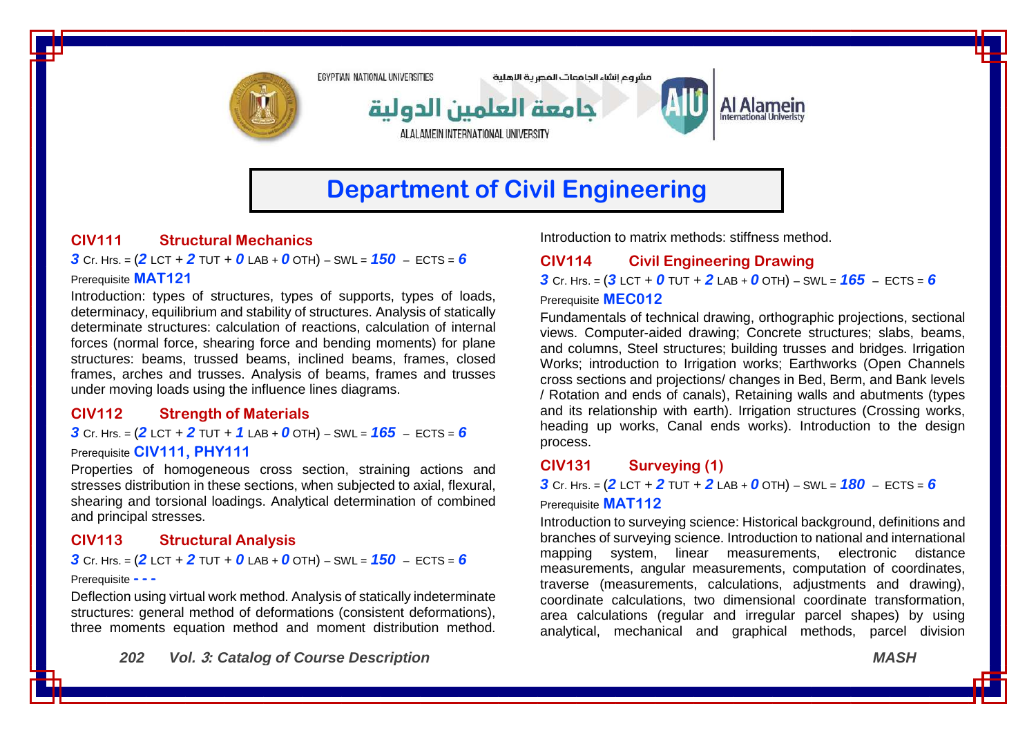# Department of Civil Engineering

### CIV111 Structural Mechanics

**3** Cr. Hrs. = (**2** LCT + **2** TUT + **0** LAB + **0** OTH) – SWL = **150** – ECTS = **6**

Prerequisite **MAT121**

Introduction: types of structures, types of supports, types of loads, determinacy, equilibrium and stability of structures. Analysis of statically determinate structures: calculation of reactions, calculation of internal forces (normal force, shearing force and bending moments) for plane structures: beams, trussed beams, inclined beams, frames, closed frames, arches and trusses. Analysis of beams, frames and trusses under moving loads using the influence lines diagrams.

### CIV112 Strength of Materials

**3** Cr. Hrs. = (**2** LCT + **2** TUT + **1** LAB + **0** OTH) – SWL = **165** – ECTS = **6**

Prerequisite **CIV111, PHY111**

Properties of homogeneous cross section, straining actions and stresses distribution in these sections, when subjected to axial, flexural, shearing and torsional loadings. Analytical determination of combined and principal stresses.

### CIV113 Structural Analysis

**3** Cr. Hrs. = (**2** LCT + **2** TUT + **0** LAB + **0** OTH) – SWL = **150** – ECTS = **6**

Prerequisite **- - -**

Deflection using virtual work method. Analysis of statically indeterminate structures: general method of deformations (consistent deformations), three moments equation method and moment distribution method. Introduction to matrix methods: stiffness method.

### CIV114 Civil Engineering Drawing

**3** Cr. Hrs. = (**3** LCT + **0** TUT + **2** LAB + **0** OTH) – SWL = **165** – ECTS = **6**

Prerequisite **MEC012**

Fundamentals of technical drawing, orthographic projections, sectional views. Computer-aided drawing; Concrete structures; slabs, beams, and columns, Steel structures; building trusses and bridges. Irrigation Works; introduction to Irrigation works; Earthworks (Open Channels cross sections and projections/ changes in Bed, Berm, and Bank levels / Rotation and ends of canals), Retaining walls and abutments (types and its relationship with earth). Irrigation structures (Crossing works, heading up works, Canal ends works). Introduction to the design process.

### CIV131 Surveying (1)

**3** Cr. Hrs. = (**2** LCT + **2** TUT + **2** LAB + **0** OTH) – SWL = **180** – ECTS = **6**

Prerequisite **MAT112**

Introduction to surveying science: Historical background, definitions and branches of surveying science. Introduction to national and international mapping system, linear measurements, electronic distance measurements, angular measurements, computation of coordinates, traverse (measurements, calculations, adjustments and drawing), coordinate calculations, two dimensional coordinate transformation, area calculations (regular and irregular parcel shapes) by using analytical, mechanical and graphical methods, parcel division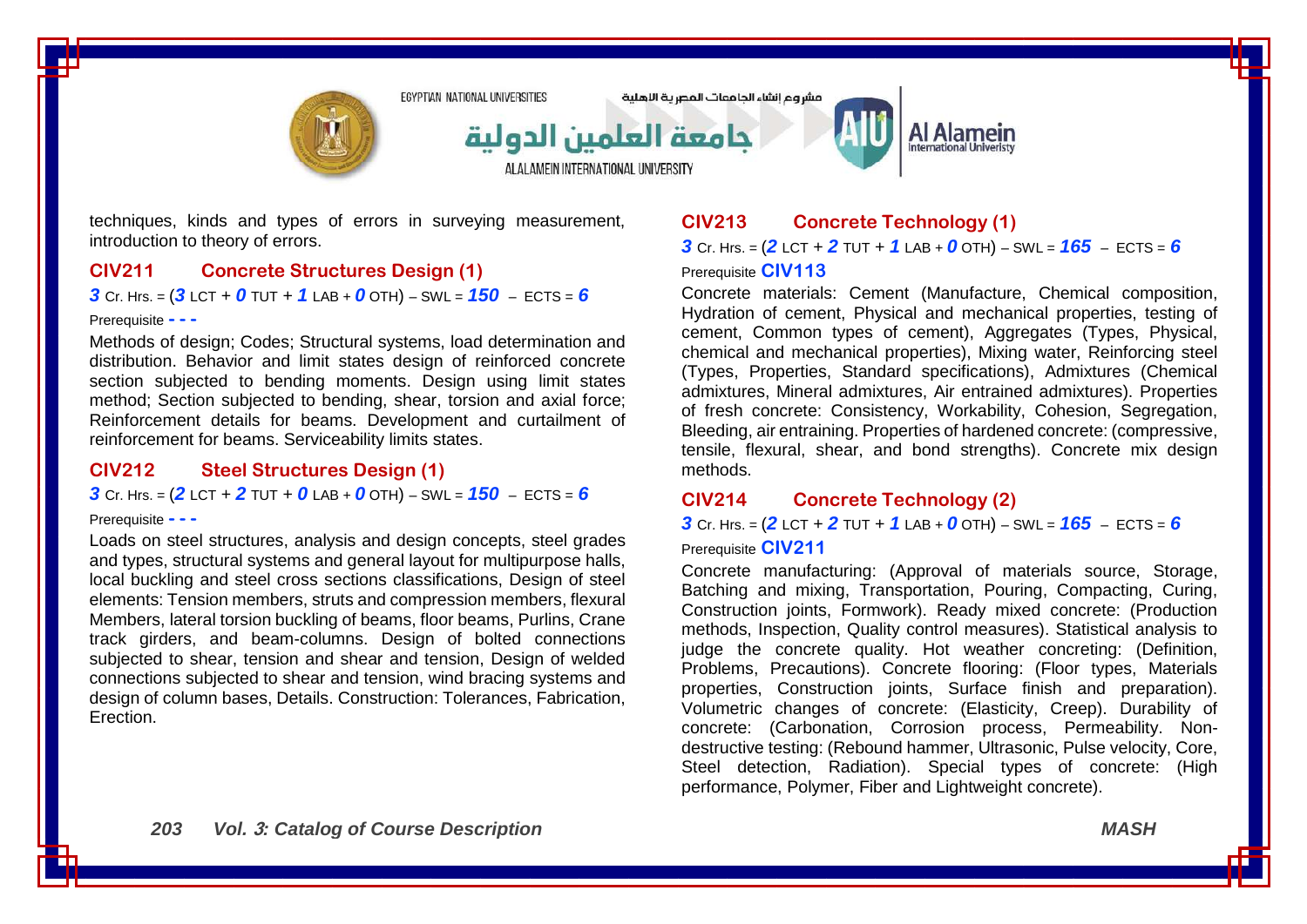techniques, kinds and types of errors in surveying measurement, introduction to theory of errors.

### CIV211 Concrete Structures Design (1)

**3** Cr. Hrs. = (**3** LCT + **0** TUT + **1** LAB + **0** OTH) – SWL = **150** – ECTS = **6**

Prerequisite **- - -**

Methods of design; Codes; Structural systems, load determination and distribution. Behavior and limit states design of reinforced concrete section subjected to bending moments. Design using limit states method; Section subjected to bending, shear, torsion and axial force; Reinforcement details for beams. Development and curtailment of reinforcement for beams. Serviceability limits states.

### CIV212 Steel Structures Design (1)

**3** Cr. Hrs. = (**2** LCT + **2** TUT + **0** LAB + **0** OTH) – SWL = **150** – ECTS = **6**

Prerequisite **- - -**

Loads on steel structures, analysis and design concepts, steel grades and types, structural systems and general layout for multipurpose halls, local buckling and steel cross sections classifications, Design of steel elements: Tension members, struts and compression members, flexural Members, lateral torsion buckling of beams, floor beams, Purlins, Crane track girders, and beam-columns. Design of bolted connections subjected to shear, tension and shear and tension, Design of welded connections subjected to shear and tension, wind bracing systems and design of column bases, Details. Construction: Tolerances, Fabrication, Erection.

### CIV213 Concrete Technology (1)

**3** Cr. Hrs. = (**2** LCT + **2** TUT + **1** LAB + **0** OTH) – SWL = **165** – ECTS = **6**

Prerequisite **CIV113**

Concrete materials: Cement (Manufacture, Chemical composition, Hydration of cement, Physical and mechanical properties, testing of cement, Common types of cement), Aggregates (Types, Physical, chemical and mechanical properties), Mixing water, Reinforcing steel (Types, Properties, Standard specifications), Admixtures (Chemical admixtures, Mineral admixtures, Air entrained admixtures). Properties of fresh concrete: Consistency, Workability, Cohesion, Segregation, Bleeding, air entraining. Properties of hardened concrete: (compressive, tensile, flexural, shear, and bond strengths). Concrete mix design methods.

### CIV214 Concrete Technology (2)

**3** Cr. Hrs. = (**2** LCT + **2** TUT + **1** LAB + **0** OTH) – SWL = **165** – ECTS = **6**

Prerequisite **CIV211**

Concrete manufacturing: (Approval of materials source, Storage, Batching and mixing, Transportation, Pouring, Compacting, Curing, Construction joints, Formwork). Ready mixed concrete: (Production methods, Inspection, Quality control measures). Statistical analysis to judge the concrete quality. Hot weather concreting: (Definition, Problems, Precautions). Concrete flooring: (Floor types, Materials properties, Construction joints, Surface finish and preparation). Volumetric changes of concrete: (Elasticity, Creep). Durability of concrete: (Carbonation, Corrosion process, Permeability. Non-destructive testing: (Rebound hammer, Ultrasonic, Pulse velocity, Core, Steel detection, Radiation). Special types of concrete: (High performance, Polymer, Fiber and Lightweight concrete).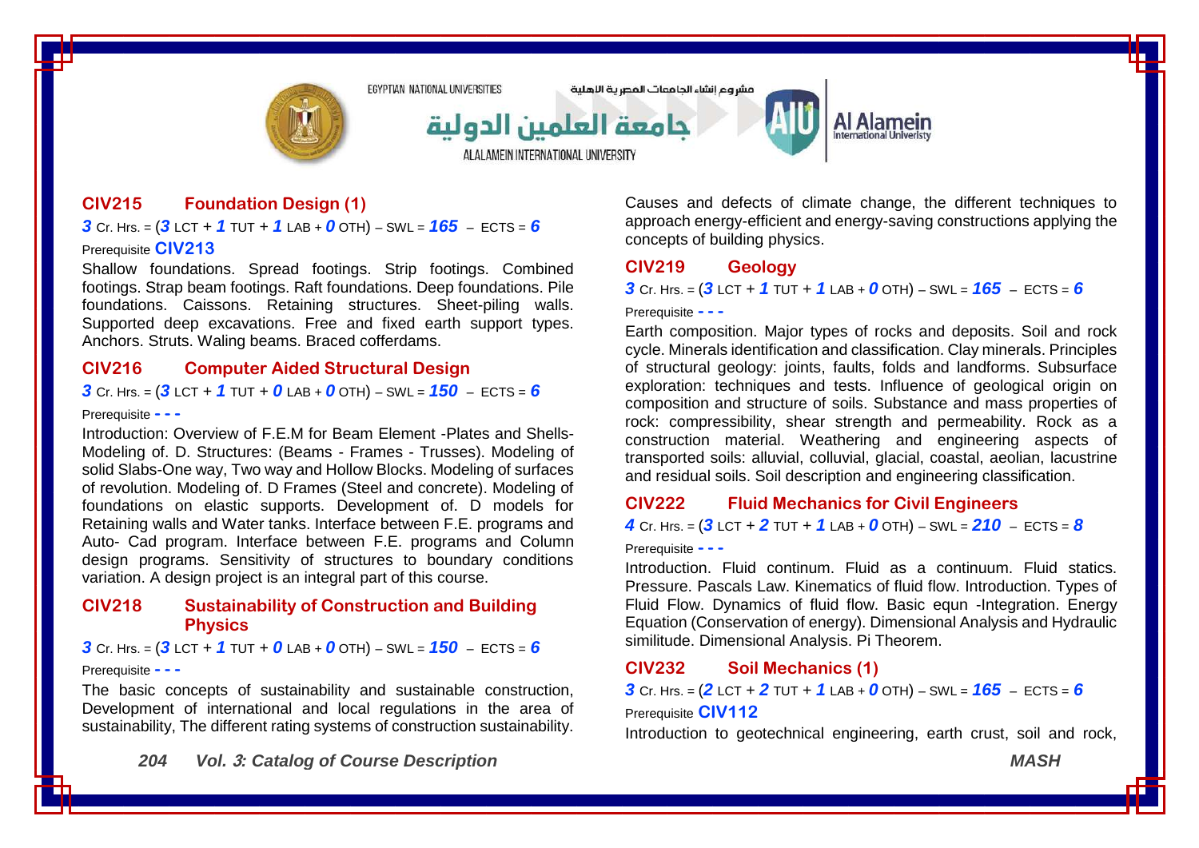### CIV215 Foundation Design (1)

***3*** Cr. Hrs. = (***3*** LCT + ***1*** TUT + ***1*** LAB + ***0*** OTH) – SWL = ***165*** – ECTS = ***6***

Prerequisite **CIV213**

Shallow foundations. Spread footings. Strip footings. Combined footings. Strap beam footings. Raft foundations. Deep foundations. Pile foundations. Caissons. Retaining structures. Sheet-piling walls. Supported deep excavations. Free and fixed earth support types. Anchors. Struts. Waling beams. Braced cofferdams.

### CIV216 Computer Aided Structural Design

***3*** Cr. Hrs. = (***3*** LCT + ***1*** TUT + ***0*** LAB + ***0*** OTH) – SWL = ***150*** – ECTS = ***6***

Prerequisite **- - -**

Introduction: Overview of F.E.M for Beam Element -Plates and Shells-Modeling of. D. Structures: (Beams - Frames - Trusses). Modeling of solid Slabs-One way, Two way and Hollow Blocks. Modeling of surfaces of revolution. Modeling of. D Frames (Steel and concrete). Modeling of foundations on elastic supports. Development of. D models for Retaining walls and Water tanks. Interface between F.E. programs and Auto- Cad program. Interface between F.E. programs and Column design programs. Sensitivity of structures to boundary conditions variation. A design project is an integral part of this course.

### CIV218 Sustainability of Construction and Building Physics

***3*** Cr. Hrs. = (***3*** LCT + ***1*** TUT + ***0*** LAB + ***0*** OTH) – SWL = ***150*** – ECTS = ***6***

Prerequisite **- - -**

The basic concepts of sustainability and sustainable construction, Development of international and local regulations in the area of sustainability, The different rating systems of construction sustainability. Causes and defects of climate change, the different techniques to approach energy-efficient and energy-saving constructions applying the concepts of building physics.

### CIV219 Geology

***3*** Cr. Hrs. = (***3*** LCT + ***1*** TUT + ***1*** LAB + ***0*** OTH) – SWL = ***165*** – ECTS = ***6***

Prerequisite **- - -**

Earth composition. Major types of rocks and deposits. Soil and rock cycle. Minerals identification and classification. Clay minerals. Principles of structural geology: joints, faults, folds and landforms. Subsurface exploration: techniques and tests. Influence of geological origin on composition and structure of soils. Substance and mass properties of rock: compressibility, shear strength and permeability. Rock as a construction material. Weathering and engineering aspects of transported soils: alluvial, colluvial, glacial, coastal, aeolian, lacustrine and residual soils. Soil description and engineering classification.

### CIV222 Fluid Mechanics for Civil Engineers

***4*** Cr. Hrs. = (***3*** LCT + ***2*** TUT + ***1*** LAB + ***0*** OTH) – SWL = ***210*** – ECTS = ***8***

Prerequisite **- - -**

Introduction. Fluid continum. Fluid as a continuum. Fluid statics. Pressure. Pascals Law. Kinematics of fluid flow. Introduction. Types of Fluid Flow. Dynamics of fluid flow. Basic equn -Integration. Energy Equation (Conservation of energy). Dimensional Analysis and Hydraulic similitude. Dimensional Analysis. Pi Theorem.

### CIV232 Soil Mechanics (1)

***3*** Cr. Hrs. = (***2*** LCT + ***2*** TUT + ***1*** LAB + ***0*** OTH) – SWL = ***165*** – ECTS = ***6***

Prerequisite **CIV112**

Introduction to geotechnical engineering, earth crust, soil and rock,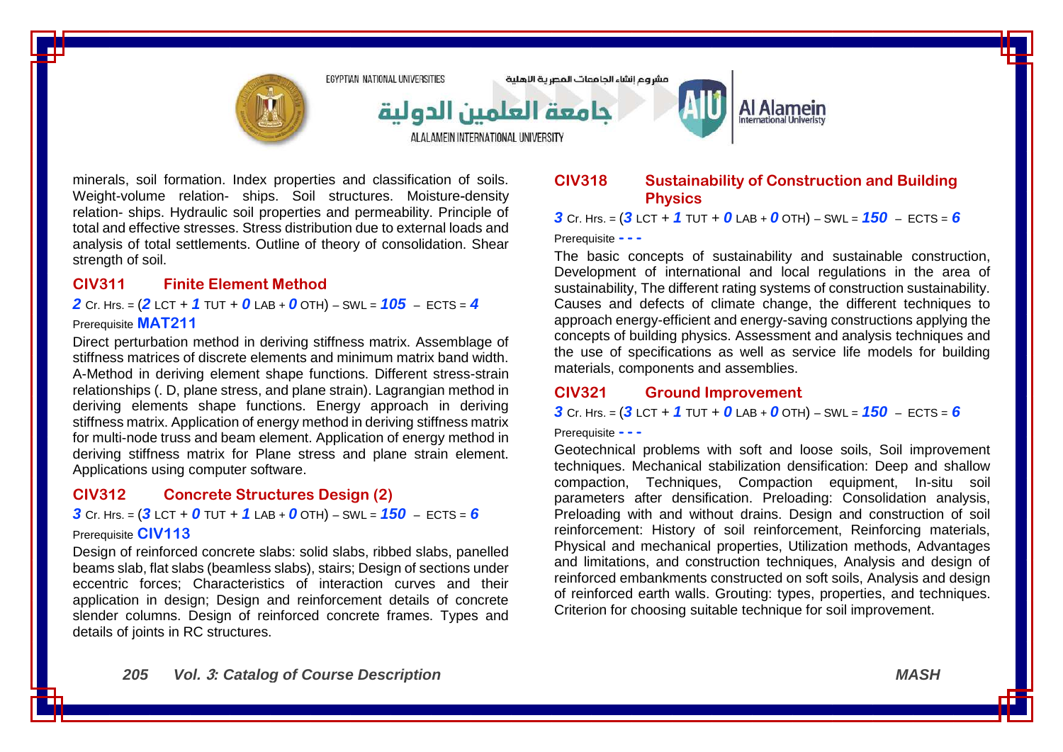minerals, soil formation. Index properties and classification of soils. Weight-volume relation- ships. Soil structures. Moisture-density relation- ships. Hydraulic soil properties and permeability. Principle of total and effective stresses. Stress distribution due to external loads and analysis of total settlements. Outline of theory of consolidation. Shear strength of soil.

### CIV311 Finite Element Method

***2*** Cr. Hrs. = (***2*** LCT + ***1*** TUT + ***0*** LAB + ***0*** OTH) – SWL = ***105*** – ECTS = ***4***

Prerequisite **MAT211**

Direct perturbation method in deriving stiffness matrix. Assemblage of stiffness matrices of discrete elements and minimum matrix band width. A-Method in deriving element shape functions. Different stress-strain relationships (. D, plane stress, and plane strain). Lagrangian method in deriving elements shape functions. Energy approach in deriving stiffness matrix. Application of energy method in deriving stiffness matrix for multi-node truss and beam element. Application of energy method in deriving stiffness matrix for Plane stress and plane strain element. Applications using computer software.

### CIV312 Concrete Structures Design (2)

***3*** Cr. Hrs. = (***3*** LCT + ***0*** TUT + ***1*** LAB + ***0*** OTH) – SWL = ***150*** – ECTS = ***6***

Prerequisite **CIV113**

Design of reinforced concrete slabs: solid slabs, ribbed slabs, panelled beams slab, flat slabs (beamless slabs), stairs; Design of sections under eccentric forces; Characteristics of interaction curves and their application in design; Design and reinforcement details of concrete slender columns. Design of reinforced concrete frames. Types and details of joints in RC structures.

### CIV318 Sustainability of Construction and Building Physics

***3*** Cr. Hrs. = (***3*** LCT + ***1*** TUT + ***0*** LAB + ***0*** OTH) – SWL = ***150*** – ECTS = ***6***

Prerequisite **- - -**

The basic concepts of sustainability and sustainable construction, Development of international and local regulations in the area of sustainability, The different rating systems of construction sustainability. Causes and defects of climate change, the different techniques to approach energy-efficient and energy-saving constructions applying the concepts of building physics. Assessment and analysis techniques and the use of specifications as well as service life models for building materials, components and assemblies.

### CIV321 Ground Improvement

***3*** Cr. Hrs. = (***3*** LCT + ***1*** TUT + ***0*** LAB + ***0*** OTH) – SWL = ***150*** – ECTS = ***6***

Prerequisite **- - -**

Geotechnical problems with soft and loose soils, Soil improvement techniques. Mechanical stabilization densification: Deep and shallow compaction, Techniques, Compaction equipment, In-situ soil parameters after densification. Preloading: Consolidation analysis, Preloading with and without drains. Design and construction of soil reinforcement: History of soil reinforcement, Reinforcing materials, Physical and mechanical properties, Utilization methods, Advantages and limitations, and construction techniques, Analysis and design of reinforced embankments constructed on soft soils, Analysis and design of reinforced earth walls. Grouting: types, properties, and techniques. Criterion for choosing suitable technique for soil improvement.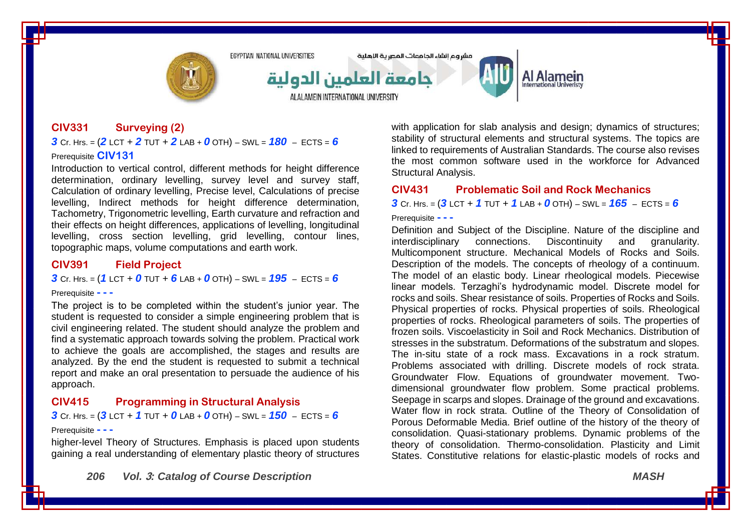### CIV331 Surveying (2)

**3** Cr. Hrs. = (**2** LCT + **2** TUT + **2** LAB + **0** OTH) – SWL = **180** – ECTS = **6**

Prerequisite **CIV131**

Introduction to vertical control, different methods for height difference determination, ordinary levelling, survey level and survey staff, Calculation of ordinary levelling, Precise level, Calculations of precise levelling, Indirect methods for height difference determination, Tachometry, Trigonometric levelling, Earth curvature and refraction and their effects on height differences, applications of levelling, longitudinal levelling, cross section levelling, grid levelling, contour lines, topographic maps, volume computations and earth work.

### CIV391 Field Project

**3** Cr. Hrs. = (**1** LCT + **0** TUT + **6** LAB + **0** OTH) – SWL = **195** – ECTS = **6**

Prerequisite **- - -**

The project is to be completed within the student's junior year. The student is requested to consider a simple engineering problem that is civil engineering related. The student should analyze the problem and find a systematic approach towards solving the problem. Practical work to achieve the goals are accomplished, the stages and results are analyzed. By the end the student is requested to submit a technical report and make an oral presentation to persuade the audience of his approach.

### CIV415 Programming in Structural Analysis

**3** Cr. Hrs. = (**3** LCT + **1** TUT + **0** LAB + **0** OTH) – SWL = **150** – ECTS = **6**

Prerequisite **- - -**

higher-level Theory of Structures. Emphasis is placed upon students gaining a real understanding of elementary plastic theory of structures with application for slab analysis and design; dynamics of structures; stability of structural elements and structural systems. The topics are linked to requirements of Australian Standards. The course also revises the most common software used in the workforce for Advanced Structural Analysis.

### CIV431 Problematic Soil and Rock Mechanics

**3** Cr. Hrs. = (**3** LCT + **1** TUT + **1** LAB + **0** OTH) – SWL = **165** – ECTS = **6**

Prerequisite **- - -**

Definition and Subject of the Discipline. Nature of the discipline and interdisciplinary connections. Discontinuity and granularity. Multicomponent structure. Mechanical Models of Rocks and Soils. Description of the models. The concepts of rheology of a continuum. The model of an elastic body. Linear rheological models. Piecewise linear models. Terzaghi's hydrodynamic model. Discrete model for rocks and soils. Shear resistance of soils. Properties of Rocks and Soils. Physical properties of rocks. Physical properties of soils. Rheological properties of rocks. Rheological parameters of soils. The properties of frozen soils. Viscoelasticity in Soil and Rock Mechanics. Distribution of stresses in the substratum. Deformations of the substratum and slopes. The in-situ state of a rock mass. Excavations in a rock stratum. Problems associated with drilling. Discrete models of rock strata. Groundwater Flow. Equations of groundwater movement. Two-dimensional groundwater flow problem. Some practical problems. Seepage in scarps and slopes. Drainage of the ground and excavations. Water flow in rock strata. Outline of the Theory of Consolidation of Porous Deformable Media. Brief outline of the history of the theory of consolidation. Quasi-stationary problems. Dynamic problems of the theory of consolidation. Thermo-consolidation. Plasticity and Limit States. Constitutive relations for elastic-plastic models of rocks and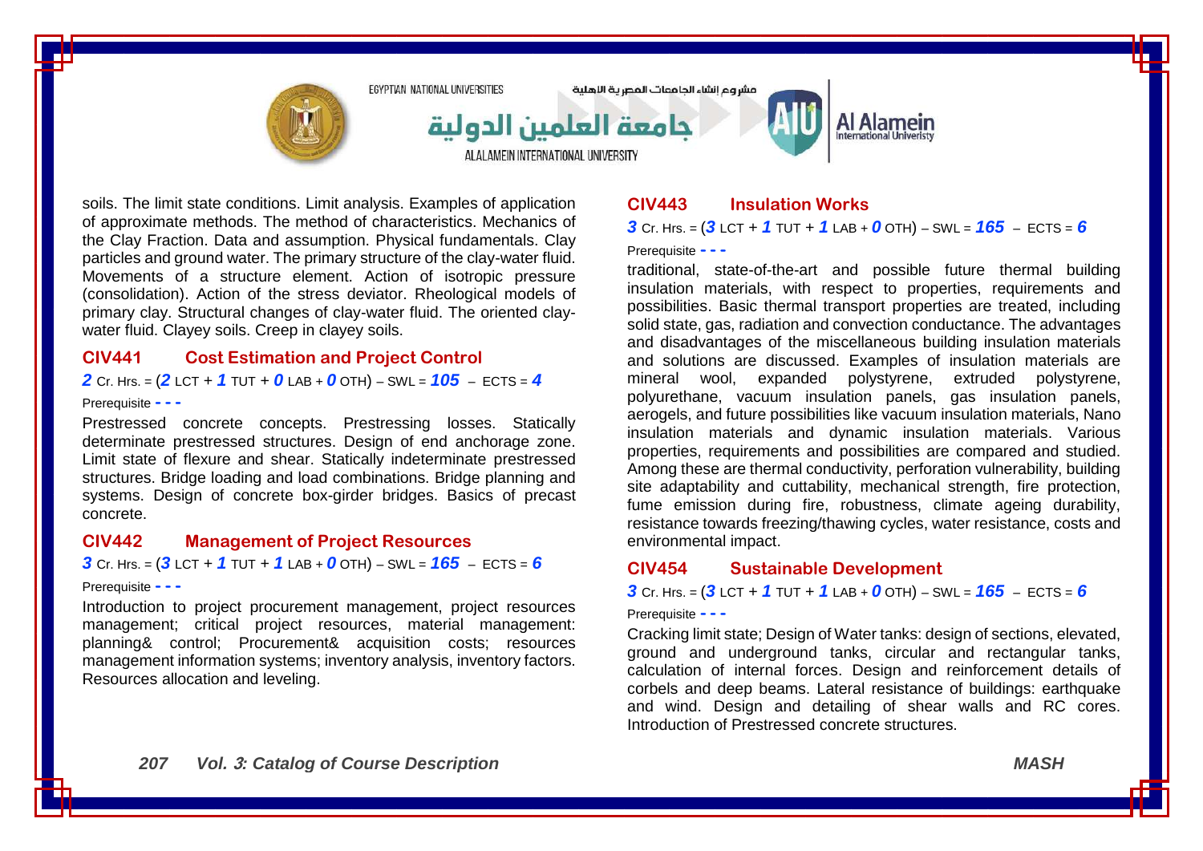soils. The limit state conditions. Limit analysis. Examples of application of approximate methods. The method of characteristics. Mechanics of the Clay Fraction. Data and assumption. Physical fundamentals. Clay particles and ground water. The primary structure of the clay-water fluid. Movements of a structure element. Action of isotropic pressure (consolidation). Action of the stress deviator. Rheological models of primary clay. Structural changes of clay-water fluid. The oriented clay-water fluid. Clayey soils. Creep in clayey soils.

### CIV441 Cost Estimation and Project Control

***2*** Cr. Hrs. = (***2*** LCT + ***1*** TUT + ***0*** LAB + ***0*** OTH) – SWL = ***105*** – ECTS = ***4***

Prerequisite **- - -**

Prestressed concrete concepts. Prestressing losses. Statically determinate prestressed structures. Design of end anchorage zone. Limit state of flexure and shear. Statically indeterminate prestressed structures. Bridge loading and load combinations. Bridge planning and systems. Design of concrete box-girder bridges. Basics of precast concrete.

### CIV442 Management of Project Resources

***3*** Cr. Hrs. = (***3*** LCT + ***1*** TUT + ***1*** LAB + ***0*** OTH) – SWL = ***165*** – ECTS = ***6***

Prerequisite **- - -**

Introduction to project procurement management, project resources management; critical project resources, material management: planning& control; Procurement& acquisition costs; resources management information systems; inventory analysis, inventory factors. Resources allocation and leveling.

### CIV443 Insulation Works

***3*** Cr. Hrs. = (***3*** LCT + ***1*** TUT + ***1*** LAB + ***0*** OTH) – SWL = ***165*** – ECTS = ***6***

Prerequisite **- - -**

traditional, state-of-the-art and possible future thermal building insulation materials, with respect to properties, requirements and possibilities. Basic thermal transport properties are treated, including solid state, gas, radiation and convection conductance. The advantages and disadvantages of the miscellaneous building insulation materials and solutions are discussed. Examples of insulation materials are mineral wool, expanded polystyrene, extruded polystyrene, polyurethane, vacuum insulation panels, gas insulation panels, aerogels, and future possibilities like vacuum insulation materials, Nano insulation materials and dynamic insulation materials. Various properties, requirements and possibilities are compared and studied. Among these are thermal conductivity, perforation vulnerability, building site adaptability and cuttability, mechanical strength, fire protection, fume emission during fire, robustness, climate ageing durability, resistance towards freezing/thawing cycles, water resistance, costs and environmental impact.

### CIV454 Sustainable Development

***3*** Cr. Hrs. = (***3*** LCT + ***1*** TUT + ***1*** LAB + ***0*** OTH) – SWL = ***165*** – ECTS = ***6***

Prerequisite **- - -**

Cracking limit state; Design of Water tanks: design of sections, elevated, ground and underground tanks, circular and rectangular tanks, calculation of internal forces. Design and reinforcement details of corbels and deep beams. Lateral resistance of buildings: earthquake and wind. Design and detailing of shear walls and RC cores. Introduction of Prestressed concrete structures.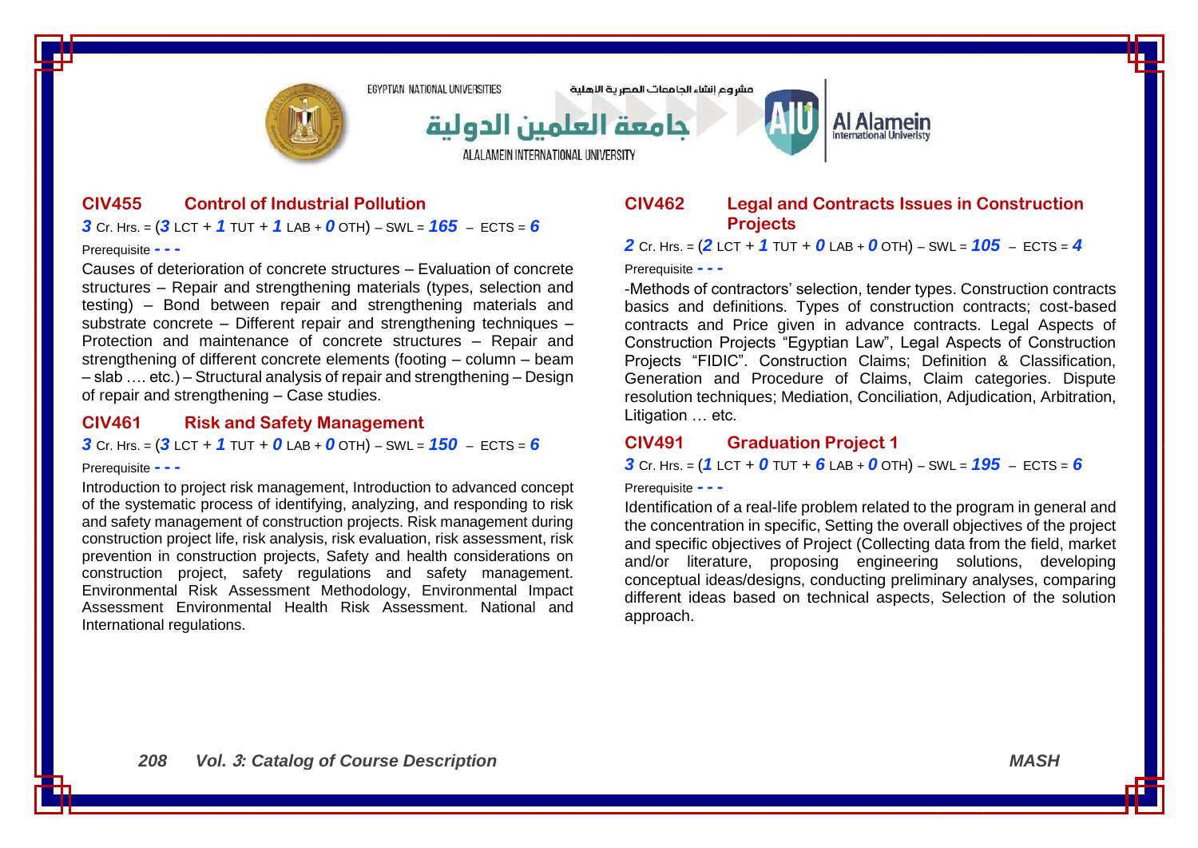### CIV455 Control of Industrial Pollution

***3*** Cr. Hrs. = (***3*** LCT + ***1*** TUT + ***1*** LAB + ***0*** OTH) – SWL = ***165*** – ECTS = ***6***

Prerequisite - - -

Causes of deterioration of concrete structures – Evaluation of concrete structures – Repair and strengthening materials (types, selection and testing) – Bond between repair and strengthening materials and substrate concrete – Different repair and strengthening techniques – Protection and maintenance of concrete structures – Repair and strengthening of different concrete elements (footing – column – beam – slab …. etc.) – Structural analysis of repair and strengthening – Design of repair and strengthening – Case studies.

### CIV461 Risk and Safety Management

***3*** Cr. Hrs. = (***3*** LCT + ***1*** TUT + ***0*** LAB + ***0*** OTH) – SWL = ***150*** – ECTS = ***6***

Prerequisite - - -

Introduction to project risk management, Introduction to advanced concept of the systematic process of identifying, analyzing, and responding to risk and safety management of construction projects. Risk management during construction project life, risk analysis, risk evaluation, risk assessment, risk prevention in construction projects, Safety and health considerations on construction project, safety regulations and safety management. Environmental Risk Assessment Methodology, Environmental Impact Assessment Environmental Health Risk Assessment. National and International regulations.

### CIV462 Legal and Contracts Issues in Construction Projects

***2*** Cr. Hrs. = (***2*** LCT + ***1*** TUT + ***0*** LAB + ***0*** OTH) – SWL = ***105*** – ECTS = ***4***

Prerequisite - - -

-Methods of contractors' selection, tender types. Construction contracts basics and definitions. Types of construction contracts; cost-based contracts and Price given in advance contracts. Legal Aspects of Construction Projects "Egyptian Law", Legal Aspects of Construction Projects "FIDIC". Construction Claims; Definition & Classification, Generation and Procedure of Claims, Claim categories. Dispute resolution techniques; Mediation, Conciliation, Adjudication, Arbitration, Litigation … etc.

### CIV491 Graduation Project 1

***3*** Cr. Hrs. = (***1*** LCT + ***0*** TUT + ***6*** LAB + ***0*** OTH) – SWL = ***195*** – ECTS = ***6***

Prerequisite - - -

Identification of a real-life problem related to the program in general and the concentration in specific, Setting the overall objectives of the project and specific objectives of Project (Collecting data from the field, market and/or literature, proposing engineering solutions, developing conceptual ideas/designs, conducting preliminary analyses, comparing different ideas based on technical aspects, Selection of the solution approach.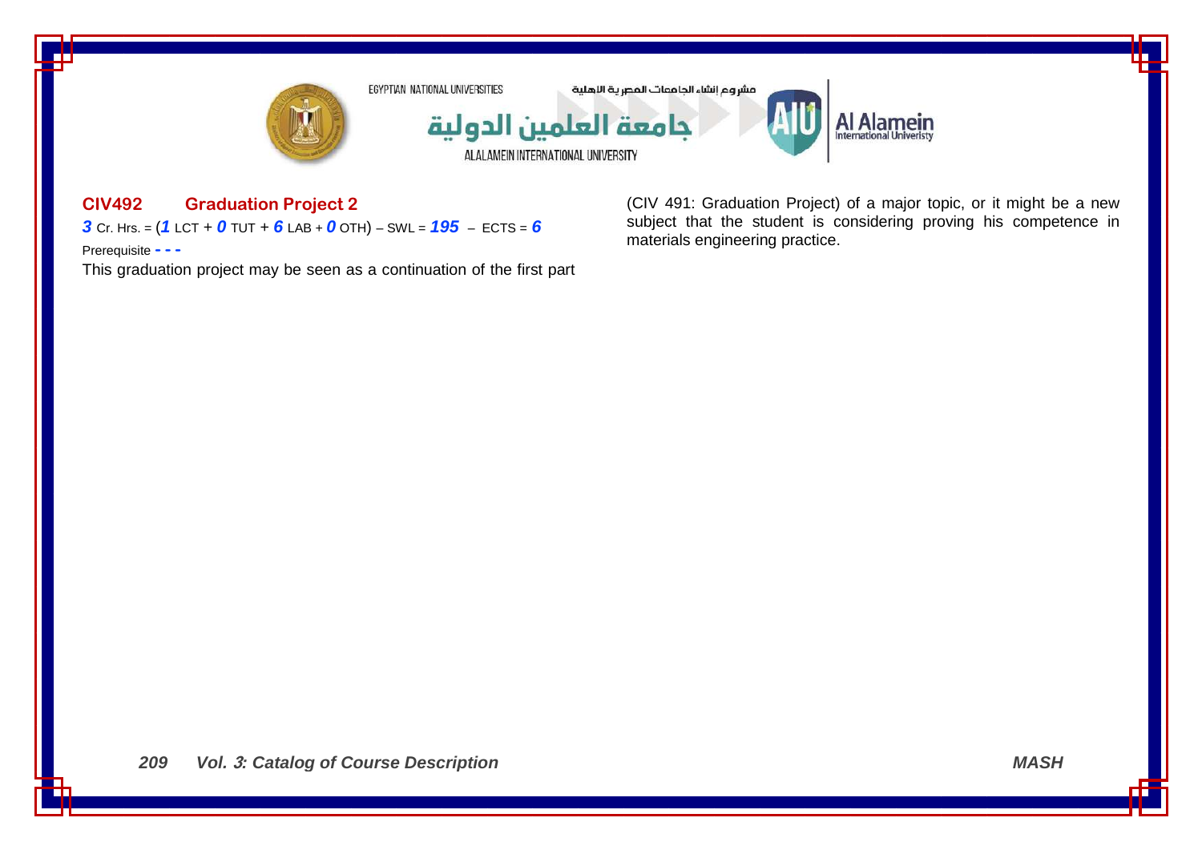### CIV492 Graduation Project 2

***3*** Cr. Hrs. = (***1*** LCT + ***0*** TUT + ***6*** LAB + ***0*** OTH) – SWL = ***195*** – ECTS = ***6***

Prerequisite **- - -**

This graduation project may be seen as a continuation of the first part (CIV 491: Graduation Project) of a major topic, or it might be a new subject that the student is considering proving his competence in materials engineering practice.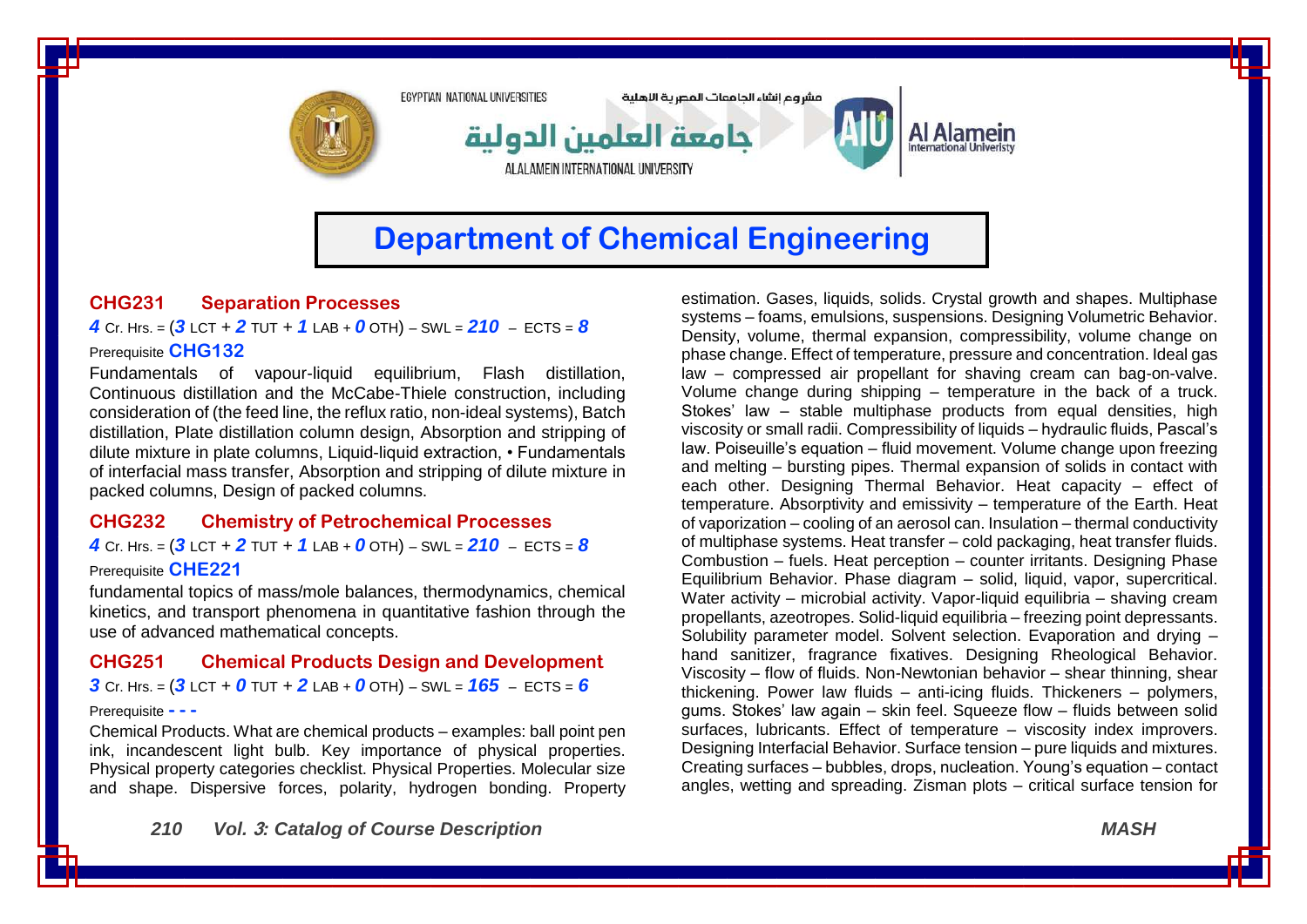# Department of Chemical Engineering

### CHG231 Separation Processes

*4* Cr. Hrs. = (*3* LCT + *2* TUT + *1* LAB + *0* OTH) – SWL = *210* – ECTS = *8*

Prerequisite **CHG132**

Fundamentals of vapour-liquid equilibrium, Flash distillation, Continuous distillation and the McCabe-Thiele construction, including consideration of (the feed line, the reflux ratio, non-ideal systems), Batch distillation, Plate distillation column design, Absorption and stripping of dilute mixture in plate columns, Liquid-liquid extraction, • Fundamentals of interfacial mass transfer, Absorption and stripping of dilute mixture in packed columns, Design of packed columns.

### CHG232 Chemistry of Petrochemical Processes

*4* Cr. Hrs. = (*3* LCT + *2* TUT + *1* LAB + *0* OTH) – SWL = *210* – ECTS = *8*

Prerequisite **CHE221**

fundamental topics of mass/mole balances, thermodynamics, chemical kinetics, and transport phenomena in quantitative fashion through the use of advanced mathematical concepts.

### CHG251 Chemical Products Design and Development

*3* Cr. Hrs. = (*3* LCT + *0* TUT + *2* LAB + *0* OTH) – SWL = *165* – ECTS = *6*

Prerequisite **- - -**

Chemical Products. What are chemical products – examples: ball point pen ink, incandescent light bulb. Key importance of physical properties. Physical property categories checklist. Physical Properties. Molecular size and shape. Dispersive forces, polarity, hydrogen bonding. Property estimation. Gases, liquids, solids. Crystal growth and shapes. Multiphase systems – foams, emulsions, suspensions. Designing Volumetric Behavior. Density, volume, thermal expansion, compressibility, volume change on phase change. Effect of temperature, pressure and concentration. Ideal gas law – compressed air propellant for shaving cream can bag-on-valve. Volume change during shipping – temperature in the back of a truck. Stokes' law – stable multiphase products from equal densities, high viscosity or small radii. Compressibility of liquids – hydraulic fluids, Pascal's law. Poiseuille's equation – fluid movement. Volume change upon freezing and melting – bursting pipes. Thermal expansion of solids in contact with each other. Designing Thermal Behavior. Heat capacity – effect of temperature. Absorptivity and emissivity – temperature of the Earth. Heat of vaporization – cooling of an aerosol can. Insulation – thermal conductivity of multiphase systems. Heat transfer – cold packaging, heat transfer fluids. Combustion – fuels. Heat perception – counter irritants. Designing Phase Equilibrium Behavior. Phase diagram – solid, liquid, vapor, supercritical. Water activity – microbial activity. Vapor-liquid equilibria – shaving cream propellants, azeotropes. Solid-liquid equilibria – freezing point depressants. Solubility parameter model. Solvent selection. Evaporation and drying – hand sanitizer, fragrance fixatives. Designing Rheological Behavior. Viscosity – flow of fluids. Non-Newtonian behavior – shear thinning, shear thickening. Power law fluids – anti-icing fluids. Thickeners – polymers, gums. Stokes' law again – skin feel. Squeeze flow – fluids between solid surfaces, lubricants. Effect of temperature – viscosity index improvers. Designing Interfacial Behavior. Surface tension – pure liquids and mixtures. Creating surfaces – bubbles, drops, nucleation. Young's equation – contact angles, wetting and spreading. Zisman plots – critical surface tension for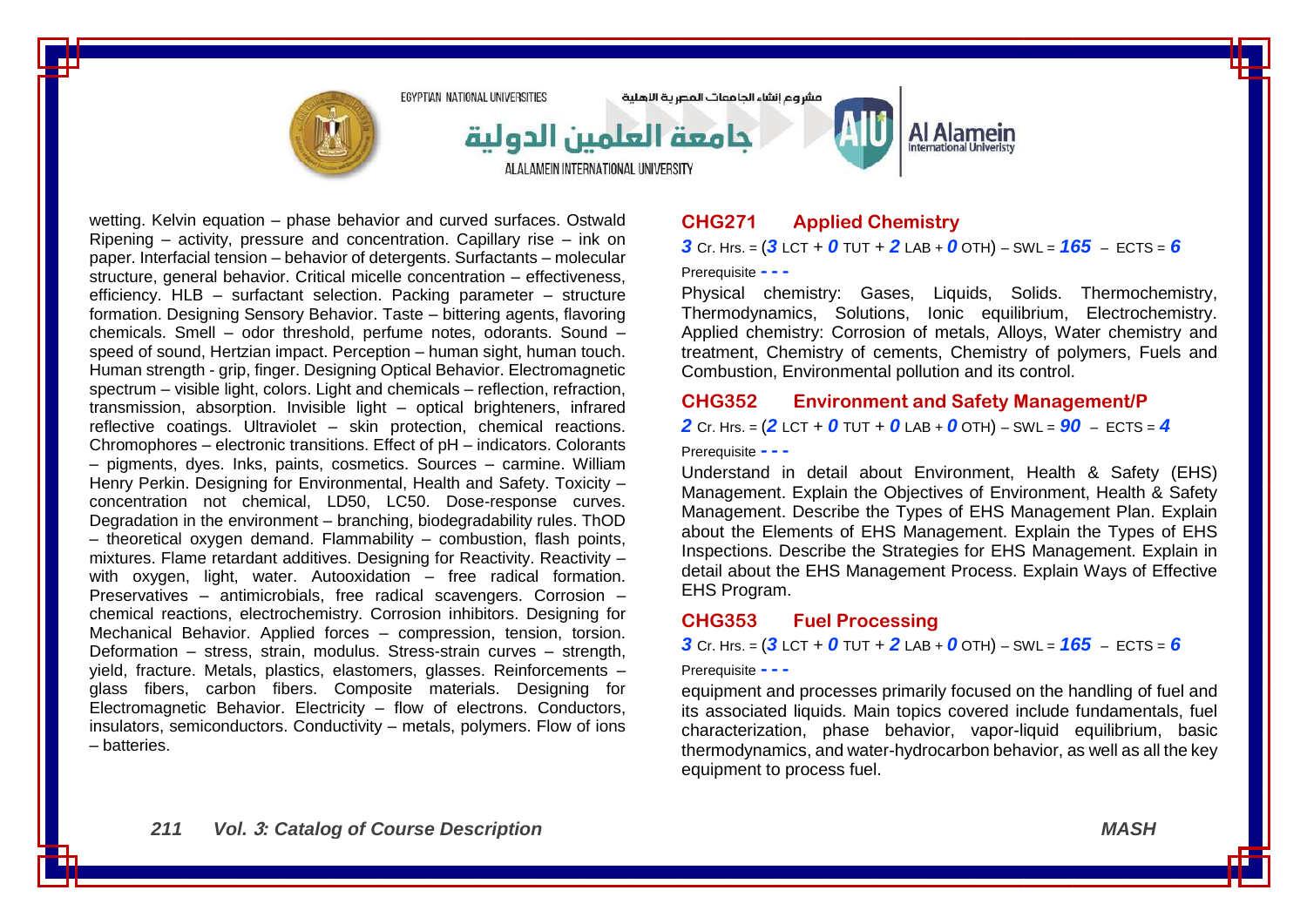wetting. Kelvin equation – phase behavior and curved surfaces. Ostwald Ripening – activity, pressure and concentration. Capillary rise – ink on paper. Interfacial tension – behavior of detergents. Surfactants – molecular structure, general behavior. Critical micelle concentration – effectiveness, efficiency. HLB – surfactant selection. Packing parameter – structure formation. Designing Sensory Behavior. Taste – bittering agents, flavoring chemicals. Smell – odor threshold, perfume notes, odorants. Sound – speed of sound, Hertzian impact. Perception – human sight, human touch. Human strength - grip, finger. Designing Optical Behavior. Electromagnetic spectrum – visible light, colors. Light and chemicals – reflection, refraction, transmission, absorption. Invisible light – optical brighteners, infrared reflective coatings. Ultraviolet – skin protection, chemical reactions. Chromophores – electronic transitions. Effect of pH – indicators. Colorants – pigments, dyes. Inks, paints, cosmetics. Sources – carmine. William Henry Perkin. Designing for Environmental, Health and Safety. Toxicity – concentration not chemical, LD50, LC50. Dose-response curves. Degradation in the environment – branching, biodegradability rules. ThOD – theoretical oxygen demand. Flammability – combustion, flash points, mixtures. Flame retardant additives. Designing for Reactivity. Reactivity – with oxygen, light, water. Autooxidation – free radical formation. Preservatives – antimicrobials, free radical scavengers. Corrosion – chemical reactions, electrochemistry. Corrosion inhibitors. Designing for Mechanical Behavior. Applied forces – compression, tension, torsion. Deformation – stress, strain, modulus. Stress-strain curves – strength, yield, fracture. Metals, plastics, elastomers, glasses. Reinforcements – glass fibers, carbon fibers. Composite materials. Designing for Electromagnetic Behavior. Electricity – flow of electrons. Conductors, insulators, semiconductors. Conductivity – metals, polymers. Flow of ions – batteries.

## CHG271 Applied Chemistry

**3** Cr. Hrs. = (**3** LCT + **0** TUT + **2** LAB + **0** OTH) – SWL = **165** – ECTS = **6**

Prerequisite **- - -**

Physical chemistry: Gases, Liquids, Solids. Thermochemistry, Thermodynamics, Solutions, Ionic equilibrium, Electrochemistry. Applied chemistry: Corrosion of metals, Alloys, Water chemistry and treatment, Chemistry of cements, Chemistry of polymers, Fuels and Combustion, Environmental pollution and its control.

## CHG352 Environment and Safety Management/P

**2** Cr. Hrs. = (**2** LCT + **0** TUT + **0** LAB + **0** OTH) – SWL = **90** – ECTS = **4**

Prerequisite **- - -**

Understand in detail about Environment, Health & Safety (EHS) Management. Explain the Objectives of Environment, Health & Safety Management. Describe the Types of EHS Management Plan. Explain about the Elements of EHS Management. Explain the Types of EHS Inspections. Describe the Strategies for EHS Management. Explain in detail about the EHS Management Process. Explain Ways of Effective EHS Program.

## CHG353 Fuel Processing

**3** Cr. Hrs. = (**3** LCT + **0** TUT + **2** LAB + **0** OTH) – SWL = **165** – ECTS = **6**

Prerequisite **- - -**

equipment and processes primarily focused on the handling of fuel and its associated liquids. Main topics covered include fundamentals, fuel characterization, phase behavior, vapor-liquid equilibrium, basic thermodynamics, and water-hydrocarbon behavior, as well as all the key equipment to process fuel.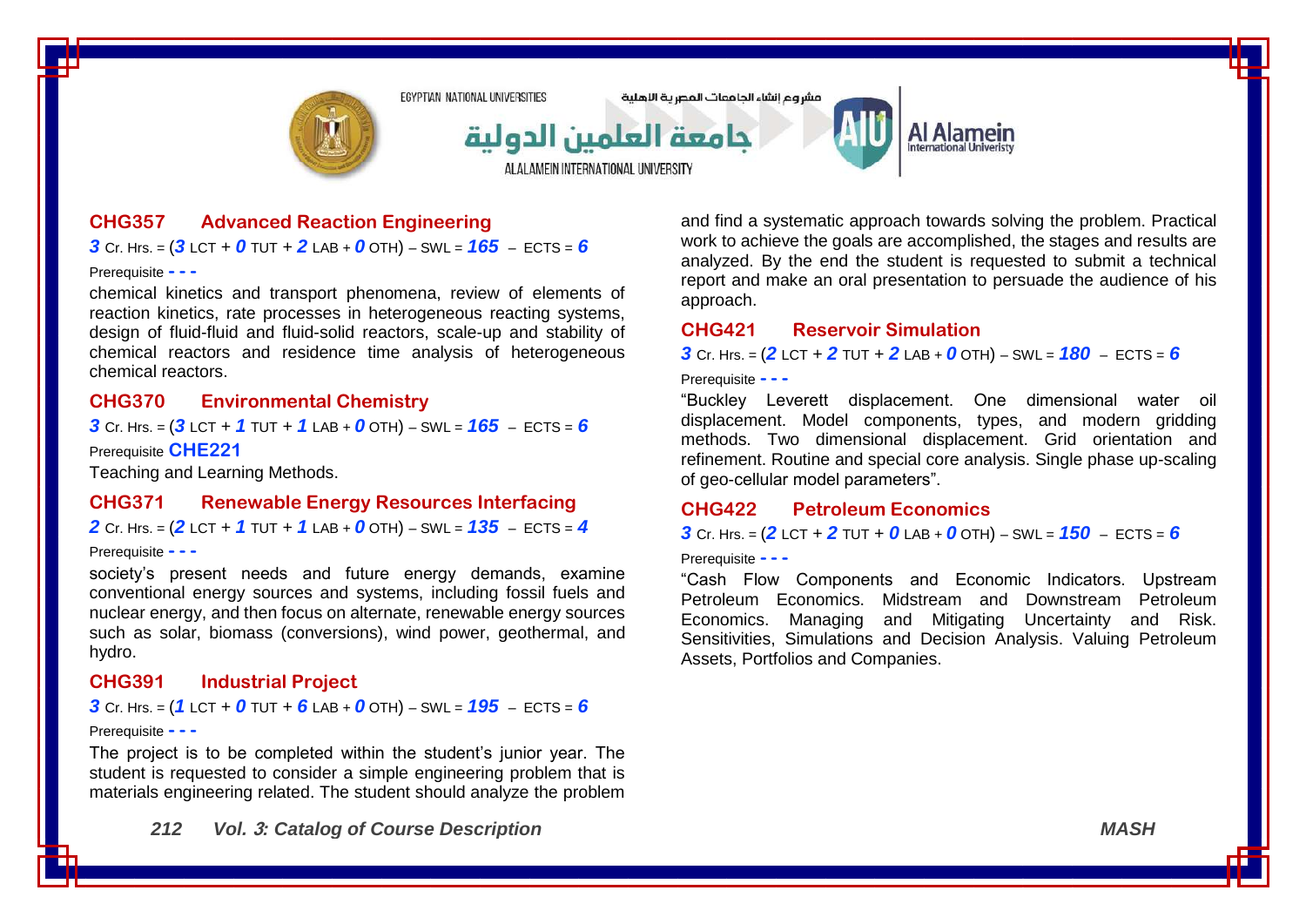### CHG357 Advanced Reaction Engineering

**3** Cr. Hrs. = (**3** LCT + **0** TUT + **2** LAB + **0** OTH) – SWL = **165** – ECTS = **6**

Prerequisite **- - -**

chemical kinetics and transport phenomena, review of elements of reaction kinetics, rate processes in heterogeneous reacting systems, design of fluid-fluid and fluid-solid reactors, scale-up and stability of chemical reactors and residence time analysis of heterogeneous chemical reactors.

### CHG370 Environmental Chemistry

**3** Cr. Hrs. = (**3** LCT + **1** TUT + **1** LAB + **0** OTH) – SWL = **165** – ECTS = **6**

Prerequisite **CHE221**

Teaching and Learning Methods.

### CHG371 Renewable Energy Resources Interfacing

**2** Cr. Hrs. = (**2** LCT + **1** TUT + **1** LAB + **0** OTH) – SWL = **135** – ECTS = **4**

Prerequisite **- - -**

society's present needs and future energy demands, examine conventional energy sources and systems, including fossil fuels and nuclear energy, and then focus on alternate, renewable energy sources such as solar, biomass (conversions), wind power, geothermal, and hydro.

### CHG391 Industrial Project

**3** Cr. Hrs. = (**1** LCT + **0** TUT + **6** LAB + **0** OTH) – SWL = **195** – ECTS = **6**

Prerequisite **- - -**

The project is to be completed within the student's junior year. The student is requested to consider a simple engineering problem that is materials engineering related. The student should analyze the problem and find a systematic approach towards solving the problem. Practical work to achieve the goals are accomplished, the stages and results are analyzed. By the end the student is requested to submit a technical report and make an oral presentation to persuade the audience of his approach.

### CHG421 Reservoir Simulation

**3** Cr. Hrs. = (**2** LCT + **2** TUT + **2** LAB + **0** OTH) – SWL = **180** – ECTS = **6**

Prerequisite **- - -**

"Buckley Leverett displacement. One dimensional water oil displacement. Model components, types, and modern gridding methods. Two dimensional displacement. Grid orientation and refinement. Routine and special core analysis. Single phase up-scaling of geo-cellular model parameters".

### CHG422 Petroleum Economics

**3** Cr. Hrs. = (**2** LCT + **2** TUT + **0** LAB + **0** OTH) – SWL = **150** – ECTS = **6**

Prerequisite **- - -**

"Cash Flow Components and Economic Indicators. Upstream Petroleum Economics. Midstream and Downstream Petroleum Economics. Managing and Mitigating Uncertainty and Risk. Sensitivities, Simulations and Decision Analysis. Valuing Petroleum Assets, Portfolios and Companies.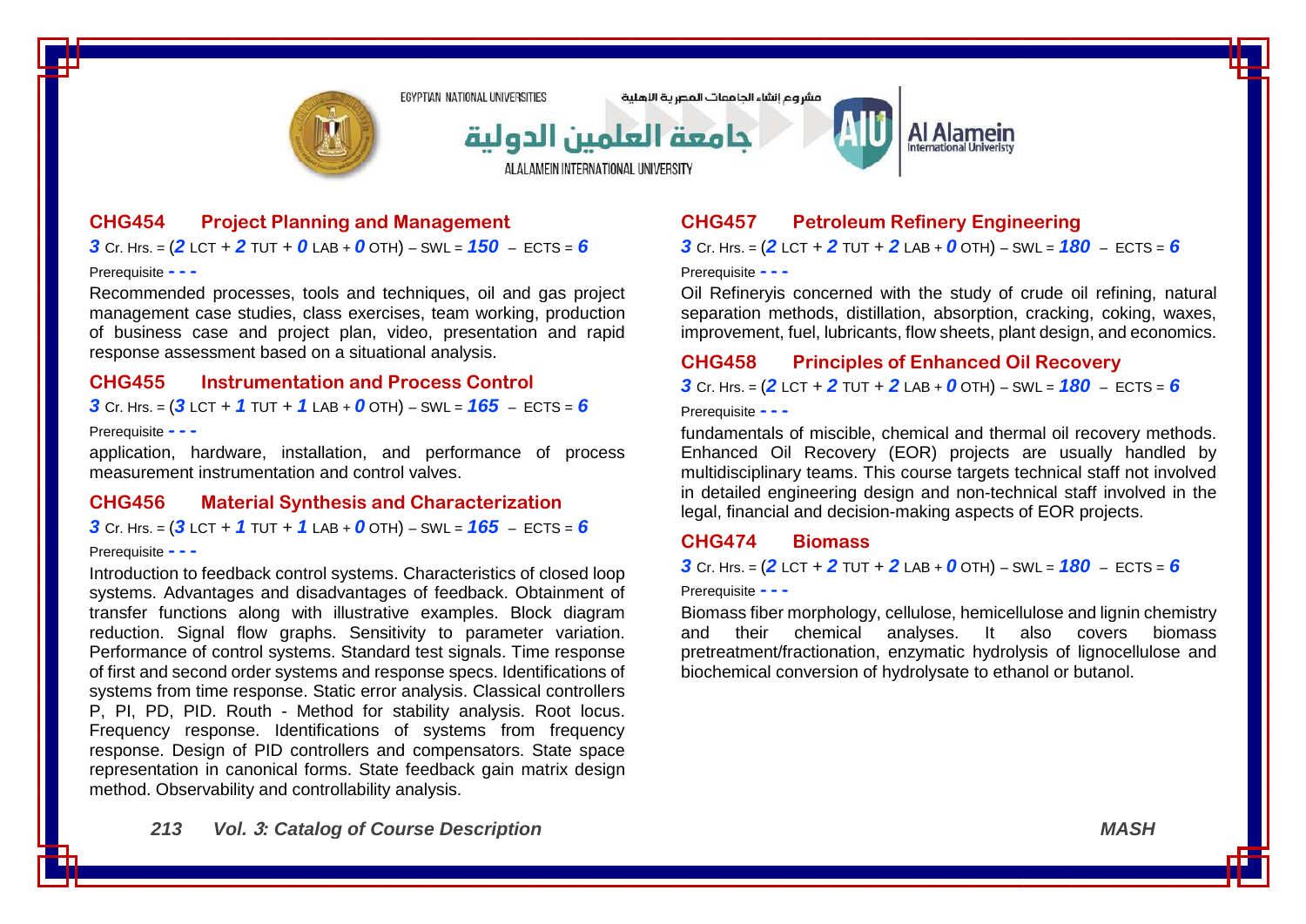### CHG454 Project Planning and Management

***3*** Cr. Hrs. = (***2*** LCT + ***2*** TUT + ***0*** LAB + ***0*** OTH) – SWL = ***150*** – ECTS = ***6***

Prerequisite **- - -**

Recommended processes, tools and techniques, oil and gas project management case studies, class exercises, team working, production of business case and project plan, video, presentation and rapid response assessment based on a situational analysis.

### CHG455 Instrumentation and Process Control

***3*** Cr. Hrs. = (***3*** LCT + ***1*** TUT + ***1*** LAB + ***0*** OTH) – SWL = ***165*** – ECTS = ***6***

Prerequisite **- - -**

application, hardware, installation, and performance of process measurement instrumentation and control valves.

### CHG456 Material Synthesis and Characterization

***3*** Cr. Hrs. = (***3*** LCT + ***1*** TUT + ***1*** LAB + ***0*** OTH) – SWL = ***165*** – ECTS = ***6***

Prerequisite **- - -**

Introduction to feedback control systems. Characteristics of closed loop systems. Advantages and disadvantages of feedback. Obtainment of transfer functions along with illustrative examples. Block diagram reduction. Signal flow graphs. Sensitivity to parameter variation. Performance of control systems. Standard test signals. Time response of first and second order systems and response specs. Identifications of systems from time response. Static error analysis. Classical controllers P, PI, PD, PID. Routh - Method for stability analysis. Root locus. Frequency response. Identifications of systems from frequency response. Design of PID controllers and compensators. State space representation in canonical forms. State feedback gain matrix design method. Observability and controllability analysis.

### CHG457 Petroleum Refinery Engineering

***3*** Cr. Hrs. = (***2*** LCT + ***2*** TUT + ***2*** LAB + ***0*** OTH) – SWL = ***180*** – ECTS = ***6***

Prerequisite **- - -**

Oil Refineryis concerned with the study of crude oil refining, natural separation methods, distillation, absorption, cracking, coking, waxes, improvement, fuel, lubricants, flow sheets, plant design, and economics.

### CHG458 Principles of Enhanced Oil Recovery

***3*** Cr. Hrs. = (***2*** LCT + ***2*** TUT + ***2*** LAB + ***0*** OTH) – SWL = ***180*** – ECTS = ***6***

Prerequisite **- - -**

fundamentals of miscible, chemical and thermal oil recovery methods. Enhanced Oil Recovery (EOR) projects are usually handled by multidisciplinary teams. This course targets technical staff not involved in detailed engineering design and non-technical staff involved in the legal, financial and decision-making aspects of EOR projects.

### CHG474 Biomass

***3*** Cr. Hrs. = (***2*** LCT + ***2*** TUT + ***2*** LAB + ***0*** OTH) – SWL = ***180*** – ECTS = ***6***

Prerequisite **- - -**

Biomass fiber morphology, cellulose, hemicellulose and lignin chemistry and their chemical analyses. It also covers biomass pretreatment/fractionation, enzymatic hydrolysis of lignocellulose and biochemical conversion of hydrolysate to ethanol or butanol.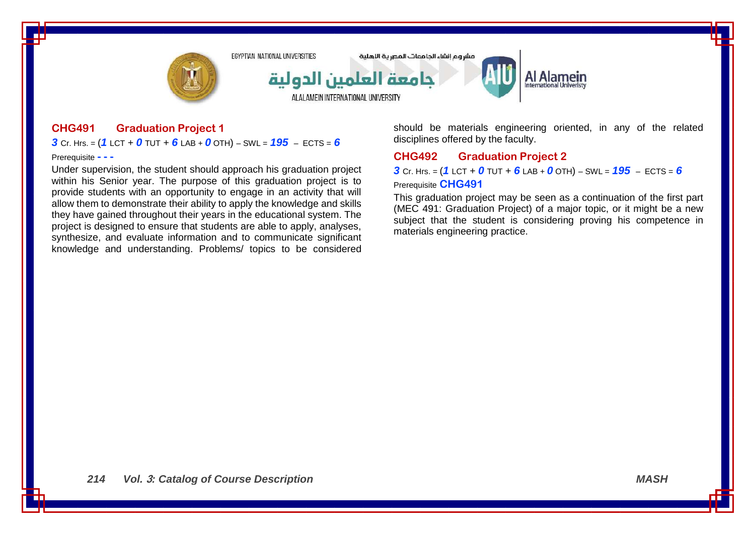### CHG491 Graduation Project 1

***3*** Cr. Hrs. = (***1*** LCT + ***0*** TUT + ***6*** LAB + ***0*** OTH) – SWL = ***195*** – ECTS = ***6***

Prerequisite **- - -**

Under supervision, the student should approach his graduation project within his Senior year. The purpose of this graduation project is to provide students with an opportunity to engage in an activity that will allow them to demonstrate their ability to apply the knowledge and skills they have gained throughout their years in the educational system. The project is designed to ensure that students are able to apply, analyses, synthesize, and evaluate information and to communicate significant knowledge and understanding. Problems/ topics to be considered should be materials engineering oriented, in any of the related disciplines offered by the faculty.

### CHG492 Graduation Project 2

***3*** Cr. Hrs. = (***1*** LCT + ***0*** TUT + ***6*** LAB + ***0*** OTH) – SWL = ***195*** – ECTS = ***6***

Prerequisite **CHG491**

This graduation project may be seen as a continuation of the first part (MEC 491: Graduation Project) of a major topic, or it might be a new subject that the student is considering proving his competence in materials engineering practice.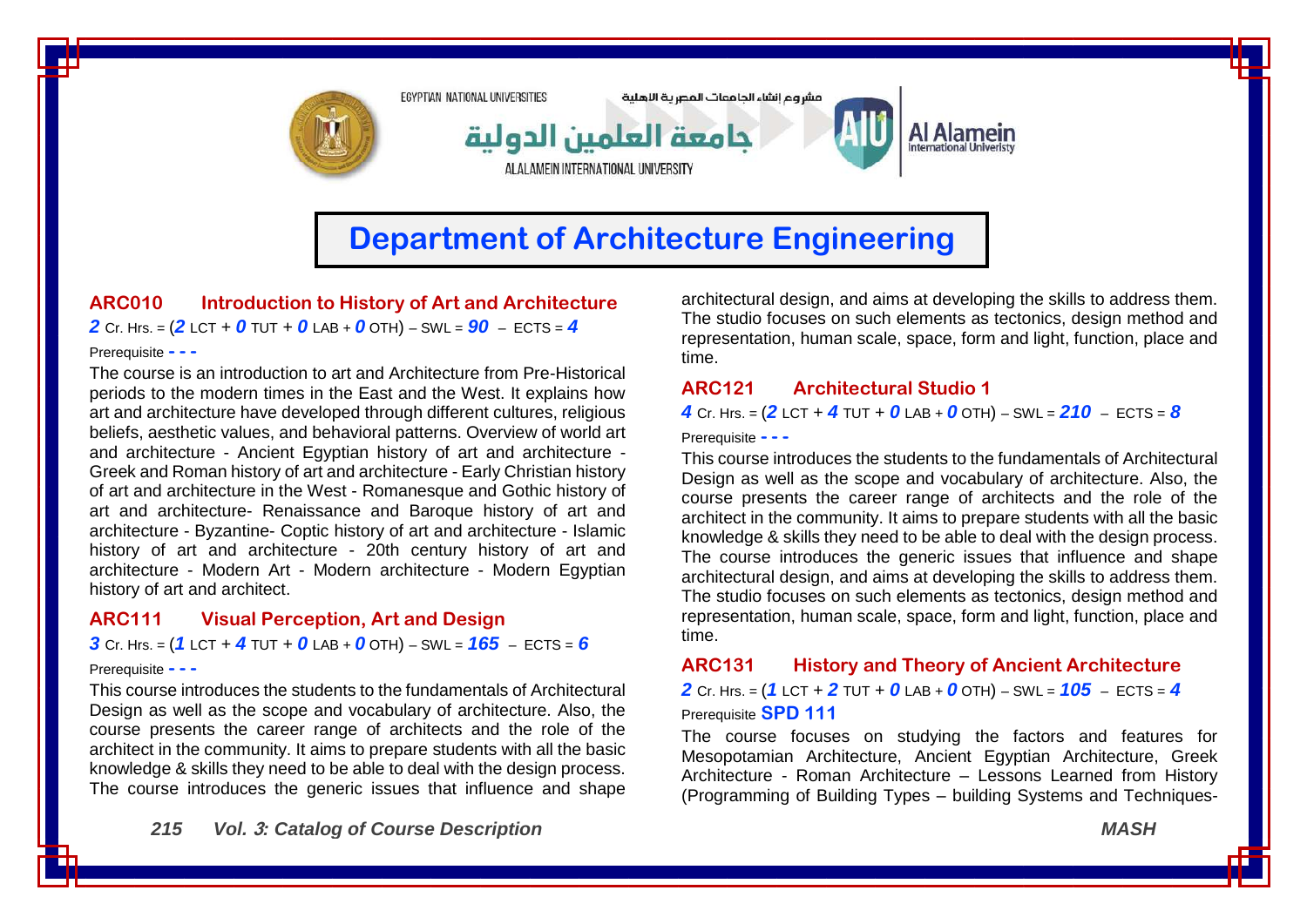# Department of Architecture Engineering

### ARC010 Introduction to History of Art and Architecture

***2*** Cr. Hrs. = (***2*** LCT + ***0*** TUT + ***0*** LAB + ***0*** OTH) – SWL = ***90*** – ECTS = ***4***

Prerequisite **- - -**

The course is an introduction to art and Architecture from Pre-Historical periods to the modern times in the East and the West. It explains how art and architecture have developed through different cultures, religious beliefs, aesthetic values, and behavioral patterns. Overview of world art and architecture - Ancient Egyptian history of art and architecture - Greek and Roman history of art and architecture - Early Christian history of art and architecture in the West - Romanesque and Gothic history of art and architecture- Renaissance and Baroque history of art and architecture - Byzantine- Coptic history of art and architecture - Islamic history of art and architecture - 20th century history of art and architecture - Modern Art - Modern architecture - Modern Egyptian history of art and architect.

### ARC111 Visual Perception, Art and Design

***3*** Cr. Hrs. = (***1*** LCT + ***4*** TUT + ***0*** LAB + ***0*** OTH) – SWL = ***165*** – ECTS = ***6***

Prerequisite **- - -**

This course introduces the students to the fundamentals of Architectural Design as well as the scope and vocabulary of architecture. Also, the course presents the career range of architects and the role of the architect in the community. It aims to prepare students with all the basic knowledge & skills they need to be able to deal with the design process. The course introduces the generic issues that influence and shape architectural design, and aims at developing the skills to address them. The studio focuses on such elements as tectonics, design method and representation, human scale, space, form and light, function, place and time.

### ARC121 Architectural Studio 1

***4*** Cr. Hrs. = (***2*** LCT + ***4*** TUT + ***0*** LAB + ***0*** OTH) – SWL = ***210*** – ECTS = ***8***

Prerequisite **- - -**

This course introduces the students to the fundamentals of Architectural Design as well as the scope and vocabulary of architecture. Also, the course presents the career range of architects and the role of the architect in the community. It aims to prepare students with all the basic knowledge & skills they need to be able to deal with the design process. The course introduces the generic issues that influence and shape architectural design, and aims at developing the skills to address them. The studio focuses on such elements as tectonics, design method and representation, human scale, space, form and light, function, place and time.

### ARC131 History and Theory of Ancient Architecture

***2*** Cr. Hrs. = (***1*** LCT + ***2*** TUT + ***0*** LAB + ***0*** OTH) – SWL = ***105*** – ECTS = ***4***

Prerequisite **SPD 111**

The course focuses on studying the factors and features for Mesopotamian Architecture, Ancient Egyptian Architecture, Greek Architecture - Roman Architecture – Lessons Learned from History (Programming of Building Types – building Systems and Techniques-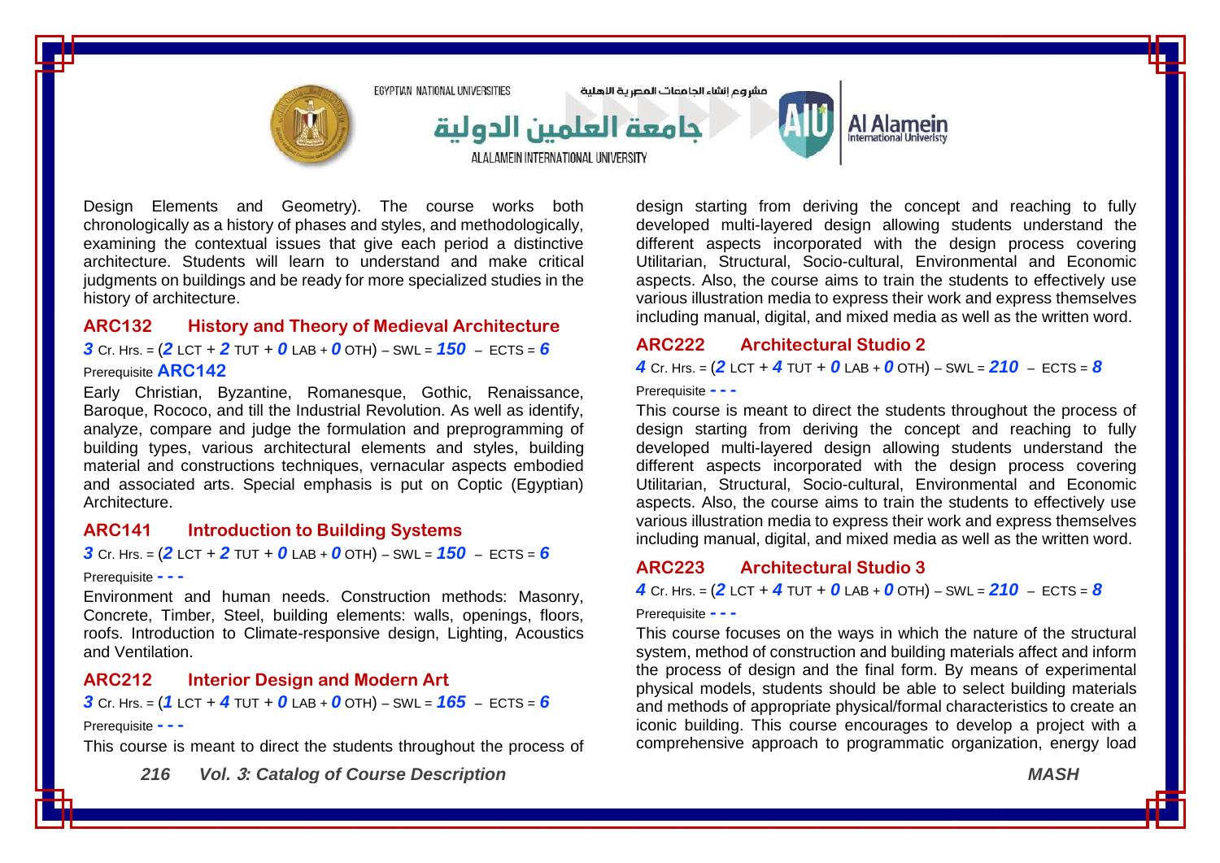Design Elements and Geometry). The course works both chronologically as a history of phases and styles, and methodologically, examining the contextual issues that give each period a distinctive architecture. Students will learn to understand and make critical judgments on buildings and be ready for more specialized studies in the history of architecture.

### ARC132 History and Theory of Medieval Architecture

**3** Cr. Hrs. = (**2** LCT + **2** TUT + **0** LAB + **0** OTH) – SWL = **150** – ECTS = **6**

Prerequisite **ARC142**

Early Christian, Byzantine, Romanesque, Gothic, Renaissance, Baroque, Rococo, and till the Industrial Revolution. As well as identify, analyze, compare and judge the formulation and preprogramming of building types, various architectural elements and styles, building material and constructions techniques, vernacular aspects embodied and associated arts. Special emphasis is put on Coptic (Egyptian) Architecture.

### ARC141 Introduction to Building Systems

**3** Cr. Hrs. = (**2** LCT + **2** TUT + **0** LAB + **0** OTH) – SWL = **150** – ECTS = **6**

Prerequisite **- - -**

Environment and human needs. Construction methods: Masonry, Concrete, Timber, Steel, building elements: walls, openings, floors, roofs. Introduction to Climate-responsive design, Lighting, Acoustics and Ventilation.

### ARC212 Interior Design and Modern Art

**3** Cr. Hrs. = (**1** LCT + **4** TUT + **0** LAB + **0** OTH) – SWL = **165** – ECTS = **6**

Prerequisite **- - -**

This course is meant to direct the students throughout the process of design starting from deriving the concept and reaching to fully developed multi-layered design allowing students understand the different aspects incorporated with the design process covering Utilitarian, Structural, Socio-cultural, Environmental and Economic aspects. Also, the course aims to train the students to effectively use various illustration media to express their work and express themselves including manual, digital, and mixed media as well as the written word.

### ARC222 Architectural Studio 2

**4** Cr. Hrs. = (**2** LCT + **4** TUT + **0** LAB + **0** OTH) – SWL = **210** – ECTS = **8**

Prerequisite **- - -**

This course is meant to direct the students throughout the process of design starting from deriving the concept and reaching to fully developed multi-layered design allowing students understand the different aspects incorporated with the design process covering Utilitarian, Structural, Socio-cultural, Environmental and Economic aspects. Also, the course aims to train the students to effectively use various illustration media to express their work and express themselves including manual, digital, and mixed media as well as the written word.

### ARC223 Architectural Studio 3

**4** Cr. Hrs. = (**2** LCT + **4** TUT + **0** LAB + **0** OTH) – SWL = **210** – ECTS = **8**

Prerequisite **- - -**

This course focuses on the ways in which the nature of the structural system, method of construction and building materials affect and inform the process of design and the final form. By means of experimental physical models, students should be able to select building materials and methods of appropriate physical/formal characteristics to create an iconic building. This course encourages to develop a project with a comprehensive approach to programmatic organization, energy load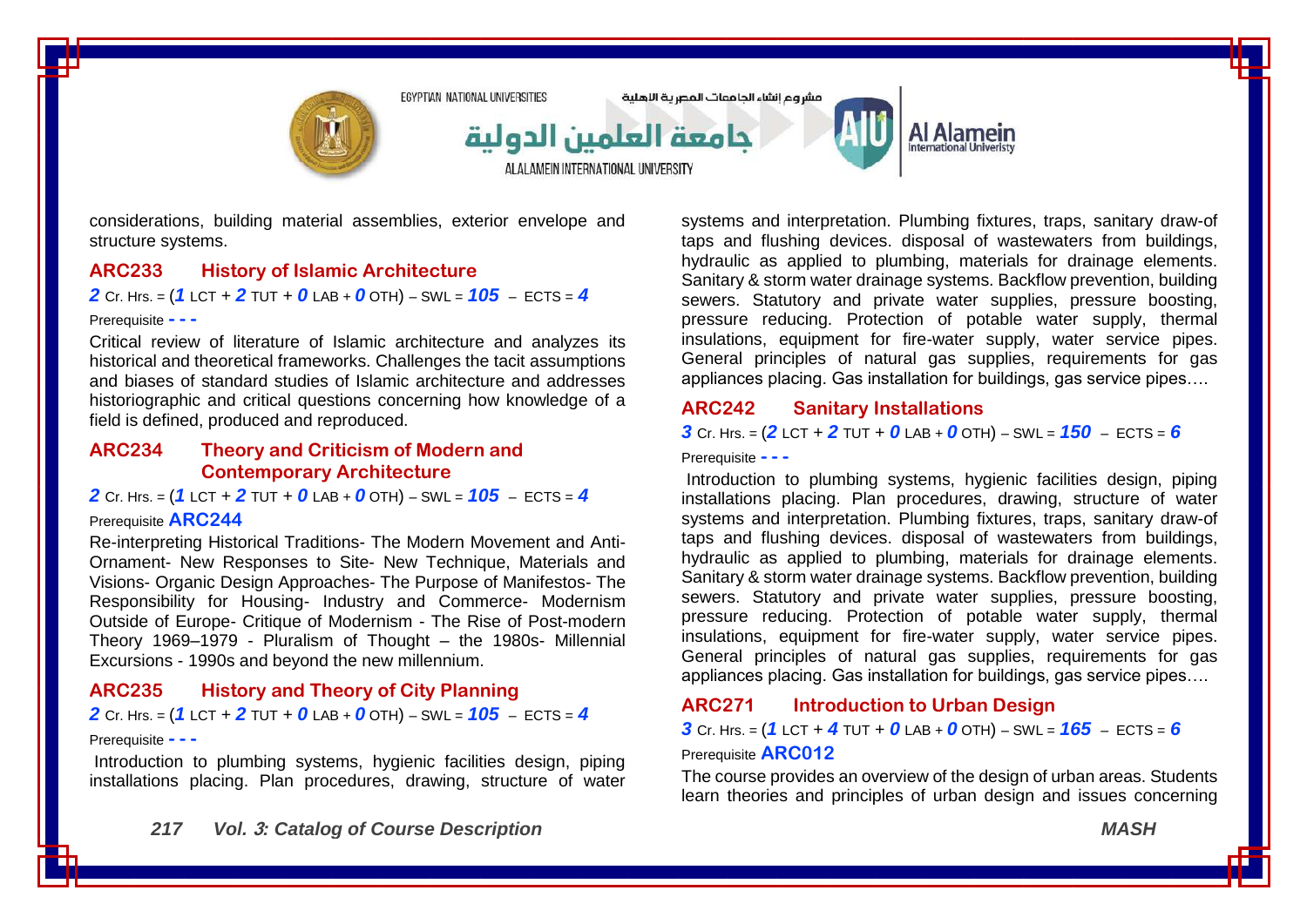considerations, building material assemblies, exterior envelope and structure systems.

### ARC233 History of Islamic Architecture

***2*** Cr. Hrs. = (***1*** LCT + ***2*** TUT + ***0*** LAB + ***0*** OTH) – SWL = ***105*** – ECTS = ***4***

Prerequisite **- - -**

Critical review of literature of Islamic architecture and analyzes its historical and theoretical frameworks. Challenges the tacit assumptions and biases of standard studies of Islamic architecture and addresses historiographic and critical questions concerning how knowledge of a field is defined, produced and reproduced.

### ARC234 Theory and Criticism of Modern and Contemporary Architecture

***2*** Cr. Hrs. = (***1*** LCT + ***2*** TUT + ***0*** LAB + ***0*** OTH) – SWL = ***105*** – ECTS = ***4***

Prerequisite **ARC244**

Re-interpreting Historical Traditions- The Modern Movement and Anti-Ornament- New Responses to Site- New Technique, Materials and Visions- Organic Design Approaches- The Purpose of Manifestos- The Responsibility for Housing- Industry and Commerce- Modernism Outside of Europe- Critique of Modernism - The Rise of Post-modern Theory 1969–1979 - Pluralism of Thought – the 1980s- Millennial Excursions - 1990s and beyond the new millennium.

### ARC235 History and Theory of City Planning

***2*** Cr. Hrs. = (***1*** LCT + ***2*** TUT + ***0*** LAB + ***0*** OTH) – SWL = ***105*** – ECTS = ***4***

Prerequisite **- - -**

Introduction to plumbing systems, hygienic facilities design, piping installations placing. Plan procedures, drawing, structure of water systems and interpretation. Plumbing fixtures, traps, sanitary draw-of taps and flushing devices. disposal of wastewaters from buildings, hydraulic as applied to plumbing, materials for drainage elements. Sanitary & storm water drainage systems. Backflow prevention, building sewers. Statutory and private water supplies, pressure boosting, pressure reducing. Protection of potable water supply, thermal insulations, equipment for fire-water supply, water service pipes. General principles of natural gas supplies, requirements for gas appliances placing. Gas installation for buildings, gas service pipes….

### ARC242 Sanitary Installations

***3*** Cr. Hrs. = (***2*** LCT + ***2*** TUT + ***0*** LAB + ***0*** OTH) – SWL = ***150*** – ECTS = ***6***

Prerequisite **- - -**

Introduction to plumbing systems, hygienic facilities design, piping installations placing. Plan procedures, drawing, structure of water systems and interpretation. Plumbing fixtures, traps, sanitary draw-of taps and flushing devices. disposal of wastewaters from buildings, hydraulic as applied to plumbing, materials for drainage elements. Sanitary & storm water drainage systems. Backflow prevention, building sewers. Statutory and private water supplies, pressure boosting, pressure reducing. Protection of potable water supply, thermal insulations, equipment for fire-water supply, water service pipes. General principles of natural gas supplies, requirements for gas appliances placing. Gas installation for buildings, gas service pipes….

### ARC271 Introduction to Urban Design

***3*** Cr. Hrs. = (***1*** LCT + ***4*** TUT + ***0*** LAB + ***0*** OTH) – SWL = ***165*** – ECTS = ***6***

Prerequisite **ARC012**

The course provides an overview of the design of urban areas. Students learn theories and principles of urban design and issues concerning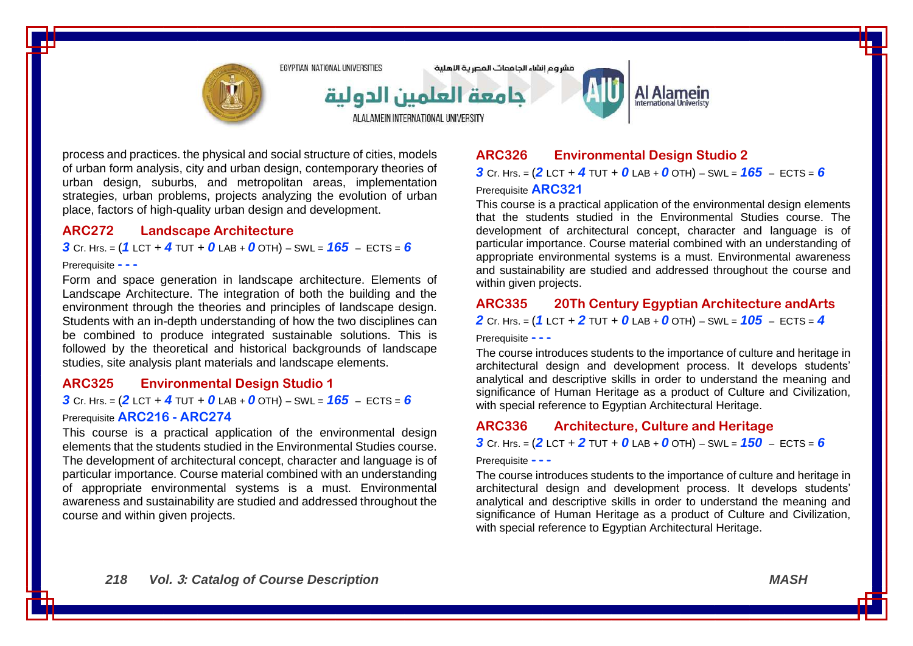process and practices. the physical and social structure of cities, models of urban form analysis, city and urban design, contemporary theories of urban design, suburbs, and metropolitan areas, implementation strategies, urban problems, projects analyzing the evolution of urban place, factors of high-quality urban design and development.

### ARC272 Landscape Architecture

**3** Cr. Hrs. = (**1** LCT + **4** TUT + **0** LAB + **0** OTH) – SWL = **165** – ECTS = **6**

Prerequisite **- - -**

Form and space generation in landscape architecture. Elements of Landscape Architecture. The integration of both the building and the environment through the theories and principles of landscape design. Students with an in-depth understanding of how the two disciplines can be combined to produce integrated sustainable solutions. This is followed by the theoretical and historical backgrounds of landscape studies, site analysis plant materials and landscape elements.

### ARC325 Environmental Design Studio 1

**3** Cr. Hrs. = (**2** LCT + **4** TUT + **0** LAB + **0** OTH) – SWL = **165** – ECTS = **6**

Prerequisite **ARC216 - ARC274**

This course is a practical application of the environmental design elements that the students studied in the Environmental Studies course. The development of architectural concept, character and language is of particular importance. Course material combined with an understanding of appropriate environmental systems is a must. Environmental awareness and sustainability are studied and addressed throughout the course and within given projects.

### ARC326 Environmental Design Studio 2

**3** Cr. Hrs. = (**2** LCT + **4** TUT + **0** LAB + **0** OTH) – SWL = **165** – ECTS = **6**

Prerequisite **ARC321**

This course is a practical application of the environmental design elements that the students studied in the Environmental Studies course. The development of architectural concept, character and language is of particular importance. Course material combined with an understanding of appropriate environmental systems is a must. Environmental awareness and sustainability are studied and addressed throughout the course and within given projects.

### ARC335 20Th Century Egyptian Architecture andArts

**2** Cr. Hrs. = (**1** LCT + **2** TUT + **0** LAB + **0** OTH) – SWL = **105** – ECTS = **4**

Prerequisite **- - -**

The course introduces students to the importance of culture and heritage in architectural design and development process. It develops students' analytical and descriptive skills in order to understand the meaning and significance of Human Heritage as a product of Culture and Civilization, with special reference to Egyptian Architectural Heritage.

### ARC336 Architecture, Culture and Heritage

**3** Cr. Hrs. = (**2** LCT + **2** TUT + **0** LAB + **0** OTH) – SWL = **150** – ECTS = **6**

Prerequisite **- - -**

The course introduces students to the importance of culture and heritage in architectural design and development process. It develops students' analytical and descriptive skills in order to understand the meaning and significance of Human Heritage as a product of Culture and Civilization, with special reference to Egyptian Architectural Heritage.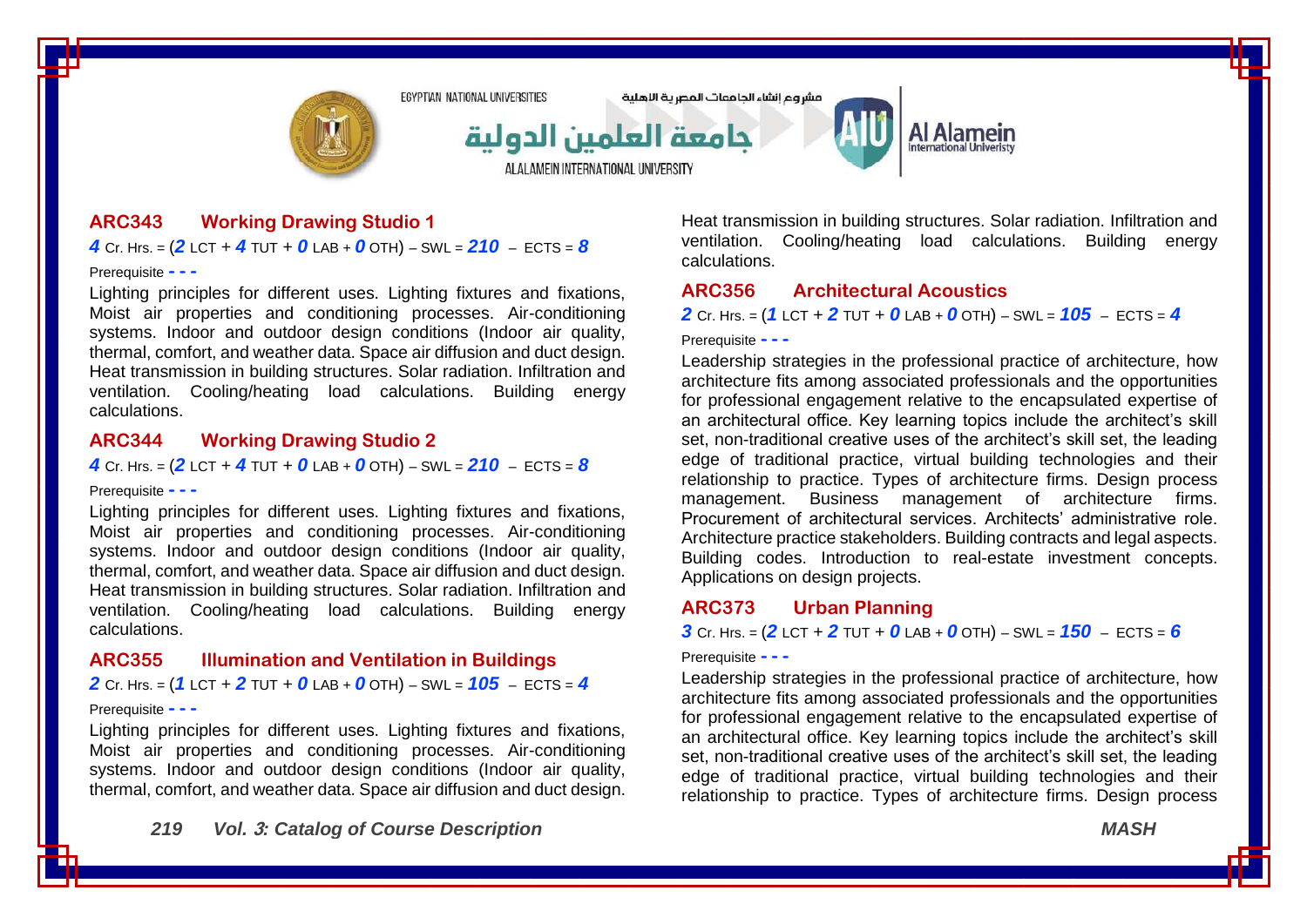## ARC343 Working Drawing Studio 1

***4*** Cr. Hrs. = (***2*** LCT + ***4*** TUT + ***0*** LAB + ***0*** OTH) – SWL = ***210*** – ECTS = ***8***

Prerequisite - - -

Lighting principles for different uses. Lighting fixtures and fixations, Moist air properties and conditioning processes. Air-conditioning systems. Indoor and outdoor design conditions (Indoor air quality, thermal, comfort, and weather data. Space air diffusion and duct design. Heat transmission in building structures. Solar radiation. Infiltration and ventilation. Cooling/heating load calculations. Building energy calculations.

## ARC344 Working Drawing Studio 2

***4*** Cr. Hrs. = (***2*** LCT + ***4*** TUT + ***0*** LAB + ***0*** OTH) – SWL = ***210*** – ECTS = ***8***

Prerequisite - - -

Lighting principles for different uses. Lighting fixtures and fixations, Moist air properties and conditioning processes. Air-conditioning systems. Indoor and outdoor design conditions (Indoor air quality, thermal, comfort, and weather data. Space air diffusion and duct design. Heat transmission in building structures. Solar radiation. Infiltration and ventilation. Cooling/heating load calculations. Building energy calculations.

## ARC355 Illumination and Ventilation in Buildings

***2*** Cr. Hrs. = (***1*** LCT + ***2*** TUT + ***0*** LAB + ***0*** OTH) – SWL = ***105*** – ECTS = ***4***

Prerequisite - - -

Lighting principles for different uses. Lighting fixtures and fixations, Moist air properties and conditioning processes. Air-conditioning systems. Indoor and outdoor design conditions (Indoor air quality, thermal, comfort, and weather data. Space air diffusion and duct design. Heat transmission in building structures. Solar radiation. Infiltration and ventilation. Cooling/heating load calculations. Building energy calculations.

## ARC356 Architectural Acoustics

***2*** Cr. Hrs. = (***1*** LCT + ***2*** TUT + ***0*** LAB + ***0*** OTH) – SWL = ***105*** – ECTS = ***4***

Prerequisite - - -

Leadership strategies in the professional practice of architecture, how architecture fits among associated professionals and the opportunities for professional engagement relative to the encapsulated expertise of an architectural office. Key learning topics include the architect's skill set, non-traditional creative uses of the architect's skill set, the leading edge of traditional practice, virtual building technologies and their relationship to practice. Types of architecture firms. Design process management. Business management of architecture firms. Procurement of architectural services. Architects' administrative role. Architecture practice stakeholders. Building contracts and legal aspects. Building codes. Introduction to real-estate investment concepts. Applications on design projects.

## ARC373 Urban Planning

***3*** Cr. Hrs. = (***2*** LCT + ***2*** TUT + ***0*** LAB + ***0*** OTH) – SWL = ***150*** – ECTS = ***6***

Prerequisite - - -

Leadership strategies in the professional practice of architecture, how architecture fits among associated professionals and the opportunities for professional engagement relative to the encapsulated expertise of an architectural office. Key learning topics include the architect's skill set, non-traditional creative uses of the architect's skill set, the leading edge of traditional practice, virtual building technologies and their relationship to practice. Types of architecture firms. Design process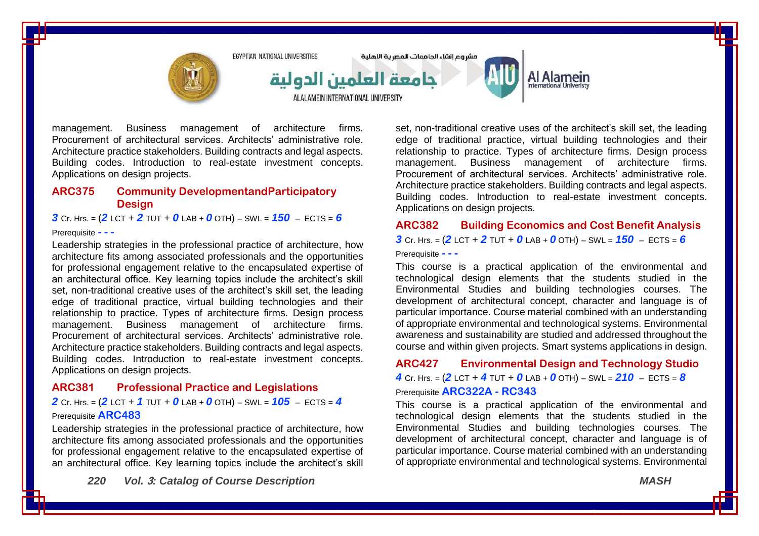management. Business management of architecture firms. Procurement of architectural services. Architects' administrative role. Architecture practice stakeholders. Building contracts and legal aspects. Building codes. Introduction to real-estate investment concepts. Applications on design projects.

### ARC375 Community DevelopmentandParticipatory Design

**3** Cr. Hrs. = (**2** LCT + **2** TUT + **0** LAB + **0** OTH) – SWL = **150** – ECTS = **6**

Prerequisite **- - -**

Leadership strategies in the professional practice of architecture, how architecture fits among associated professionals and the opportunities for professional engagement relative to the encapsulated expertise of an architectural office. Key learning topics include the architect's skill set, non-traditional creative uses of the architect's skill set, the leading edge of traditional practice, virtual building technologies and their relationship to practice. Types of architecture firms. Design process management. Business management of architecture firms. Procurement of architectural services. Architects' administrative role. Architecture practice stakeholders. Building contracts and legal aspects. Building codes. Introduction to real-estate investment concepts. Applications on design projects.

### ARC381 Professional Practice and Legislations

**2** Cr. Hrs. = (**2** LCT + **1** TUT + **0** LAB + **0** OTH) – SWL = **105** – ECTS = **4**

Prerequisite **ARC483**

Leadership strategies in the professional practice of architecture, how architecture fits among associated professionals and the opportunities for professional engagement relative to the encapsulated expertise of an architectural office. Key learning topics include the architect's skill set, non-traditional creative uses of the architect's skill set, the leading edge of traditional practice, virtual building technologies and their relationship to practice. Types of architecture firms. Design process management. Business management of architecture firms. Procurement of architectural services. Architects' administrative role. Architecture practice stakeholders. Building contracts and legal aspects. Building codes. Introduction to real-estate investment concepts. Applications on design projects.

### ARC382 Building Economics and Cost Benefit Analysis

**3** Cr. Hrs. = (**2** LCT + **2** TUT + **0** LAB + **0** OTH) – SWL = **150** – ECTS = **6**

Prerequisite **- - -**

This course is a practical application of the environmental and technological design elements that the students studied in the Environmental Studies and building technologies courses. The development of architectural concept, character and language is of particular importance. Course material combined with an understanding of appropriate environmental and technological systems. Environmental awareness and sustainability are studied and addressed throughout the course and within given projects. Smart systems applications in design.

### ARC427 Environmental Design and Technology Studio

**4** Cr. Hrs. = (**2** LCT + **4** TUT + **0** LAB + **0** OTH) – SWL = **210** – ECTS = **8**

Prerequisite **ARC322A - RC343**

This course is a practical application of the environmental and technological design elements that the students studied in the Environmental Studies and building technologies courses. The development of architectural concept, character and language is of particular importance. Course material combined with an understanding of appropriate environmental and technological systems. Environmental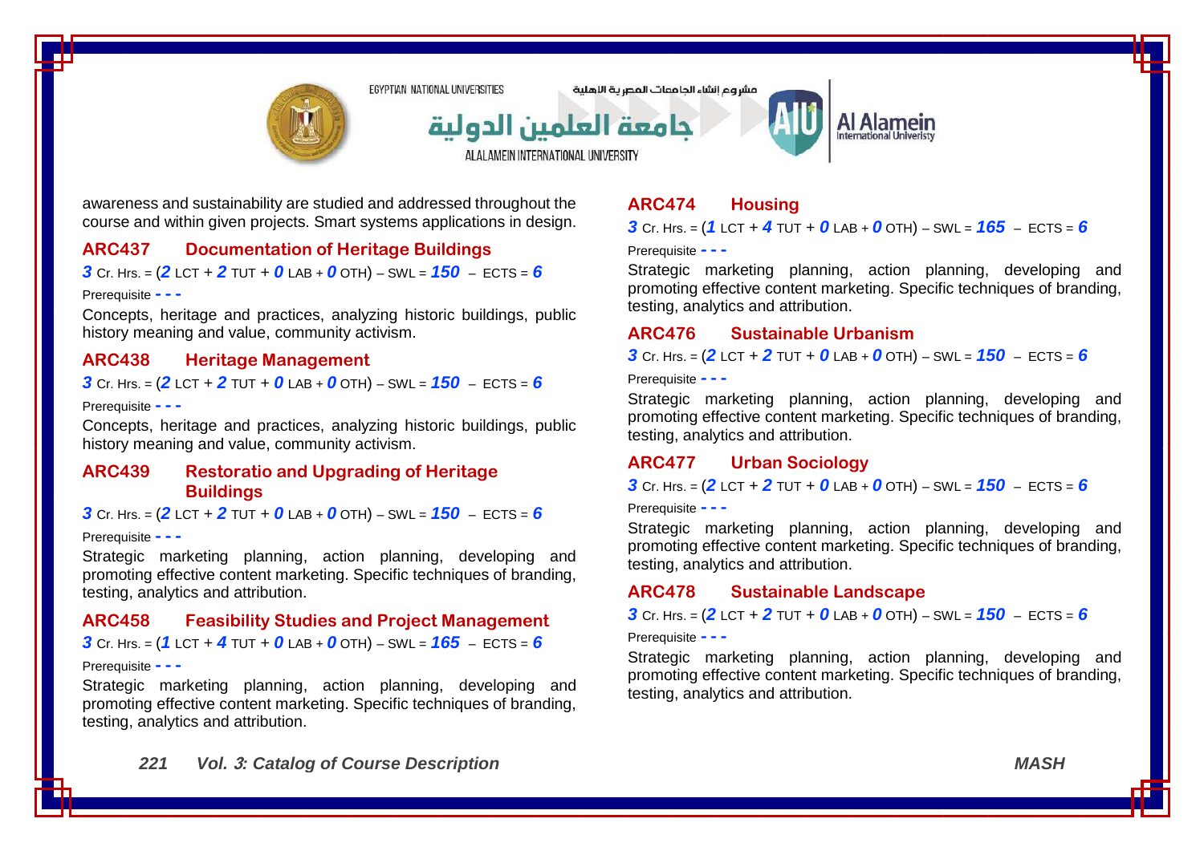awareness and sustainability are studied and addressed throughout the course and within given projects. Smart systems applications in design.

### ARC437 Documentation of Heritage Buildings

***3*** Cr. Hrs. = (***2*** LCT + ***2*** TUT + ***0*** LAB + ***0*** OTH) – SWL = ***150*** – ECTS = ***6***

Prerequisite **- - -**

Concepts, heritage and practices, analyzing historic buildings, public history meaning and value, community activism.

### ARC438 Heritage Management

***3*** Cr. Hrs. = (***2*** LCT + ***2*** TUT + ***0*** LAB + ***0*** OTH) – SWL = ***150*** – ECTS = ***6***

Prerequisite **- - -**

Concepts, heritage and practices, analyzing historic buildings, public history meaning and value, community activism.

### ARC439 Restoratio and Upgrading of Heritage Buildings

***3*** Cr. Hrs. = (***2*** LCT + ***2*** TUT + ***0*** LAB + ***0*** OTH) – SWL = ***150*** – ECTS = ***6***

Prerequisite **- - -**

Strategic marketing planning, action planning, developing and promoting effective content marketing. Specific techniques of branding, testing, analytics and attribution.

### ARC458 Feasibility Studies and Project Management

***3*** Cr. Hrs. = (***1*** LCT + ***4*** TUT + ***0*** LAB + ***0*** OTH) – SWL = ***165*** – ECTS = ***6***

Prerequisite **- - -**

Strategic marketing planning, action planning, developing and promoting effective content marketing. Specific techniques of branding, testing, analytics and attribution.

### ARC474 Housing

***3*** Cr. Hrs. = (***1*** LCT + ***4*** TUT + ***0*** LAB + ***0*** OTH) – SWL = ***165*** – ECTS = ***6***

Prerequisite **- - -**

Strategic marketing planning, action planning, developing and promoting effective content marketing. Specific techniques of branding, testing, analytics and attribution.

### ARC476 Sustainable Urbanism

***3*** Cr. Hrs. = (***2*** LCT + ***2*** TUT + ***0*** LAB + ***0*** OTH) – SWL = ***150*** – ECTS = ***6***

Prerequisite **- - -**

Strategic marketing planning, action planning, developing and promoting effective content marketing. Specific techniques of branding, testing, analytics and attribution.

### ARC477 Urban Sociology

***3*** Cr. Hrs. = (***2*** LCT + ***2*** TUT + ***0*** LAB + ***0*** OTH) – SWL = ***150*** – ECTS = ***6***

Prerequisite **- - -**

Strategic marketing planning, action planning, developing and promoting effective content marketing. Specific techniques of branding, testing, analytics and attribution.

### ARC478 Sustainable Landscape

***3*** Cr. Hrs. = (***2*** LCT + ***2*** TUT + ***0*** LAB + ***0*** OTH) – SWL = ***150*** – ECTS = ***6***

Prerequisite **- - -**

Strategic marketing planning, action planning, developing and promoting effective content marketing. Specific techniques of branding, testing, analytics and attribution.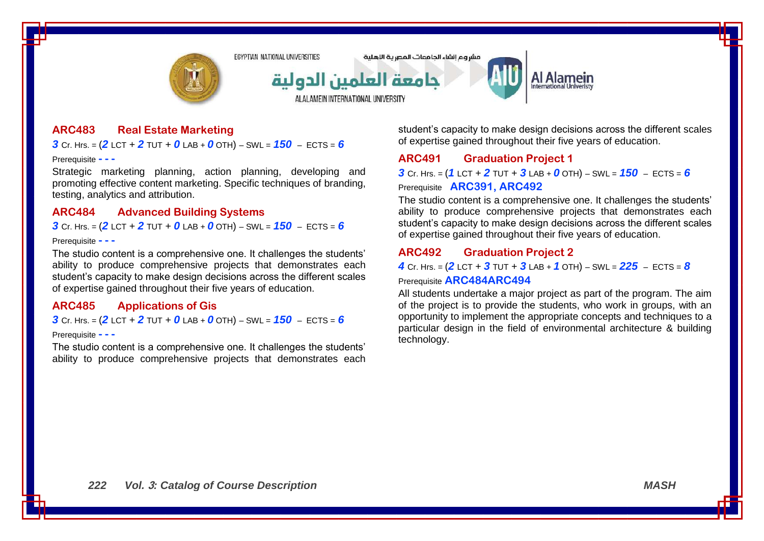### ARC483 Real Estate Marketing

**3** Cr. Hrs. = (**2** LCT + **2** TUT + **0** LAB + **0** OTH) – SWL = **150** – ECTS = **6**

Prerequisite **- - -**

Strategic marketing planning, action planning, developing and promoting effective content marketing. Specific techniques of branding, testing, analytics and attribution.

### ARC484 Advanced Building Systems

**3** Cr. Hrs. = (**2** LCT + **2** TUT + **0** LAB + **0** OTH) – SWL = **150** – ECTS = **6**

Prerequisite **- - -**

The studio content is a comprehensive one. It challenges the students' ability to produce comprehensive projects that demonstrates each student's capacity to make design decisions across the different scales of expertise gained throughout their five years of education.

### ARC485 Applications of Gis

**3** Cr. Hrs. = (**2** LCT + **2** TUT + **0** LAB + **0** OTH) – SWL = **150** – ECTS = **6**

Prerequisite **- - -**

The studio content is a comprehensive one. It challenges the students' ability to produce comprehensive projects that demonstrates each student's capacity to make design decisions across the different scales of expertise gained throughout their five years of education.

### ARC491 Graduation Project 1

**3** Cr. Hrs. = (**1** LCT + **2** TUT + **3** LAB + **0** OTH) – SWL = **150** – ECTS = **6**

Prerequisite **ARC391, ARC492**

The studio content is a comprehensive one. It challenges the students' ability to produce comprehensive projects that demonstrates each student's capacity to make design decisions across the different scales of expertise gained throughout their five years of education.

### ARC492 Graduation Project 2

**4** Cr. Hrs. = (**2** LCT + **3** TUT + **3** LAB + **1** OTH) – SWL = **225** – ECTS = **8**

Prerequisite **ARC484ARC494**

All students undertake a major project as part of the program. The aim of the project is to provide the students, who work in groups, with an opportunity to implement the appropriate concepts and techniques to a particular design in the field of environmental architecture & building technology.